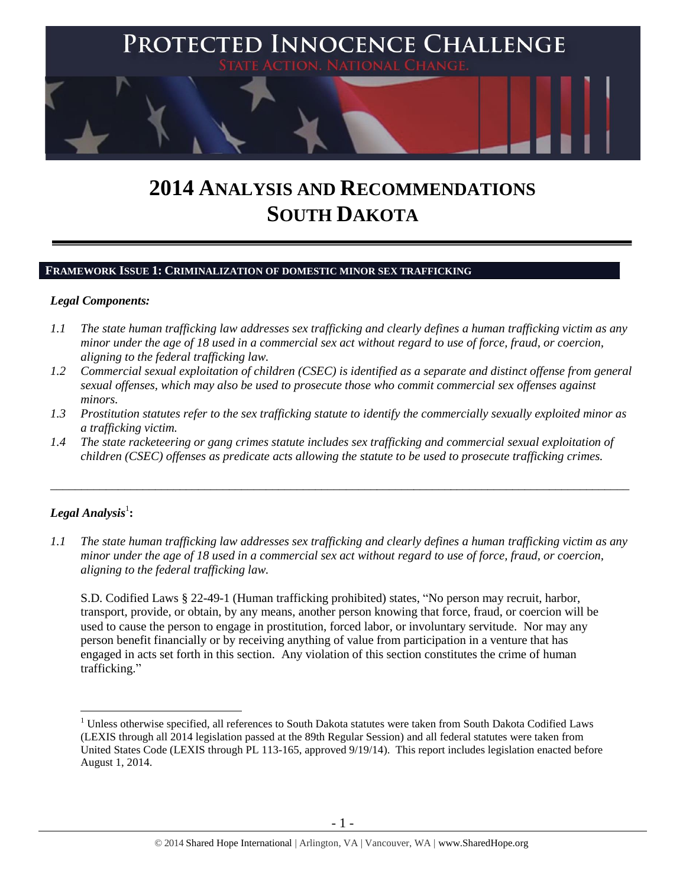# PROTECTED INNOCENCE CHALLENGE

STATE ACTION. NATIONAL CHANGE.

# 2014 ANALYSIS AND RECOMMENDATIONS SOUTH DAKOTA

## FRAMEWORK ISSUE 1: CRIMINALIZATION OF DOMESTIC MINOR SEX TRAFFICKING

### *Legal Components:*

*1.1 The state human trafficking law addresses sex trafficking and clearly defines a human trafficking victim as any minor under the age of 18 used in a commercial sex act without regard to use of force, fraud, or coercion, aligning to the federal trafficking law.*

*1.2 Commercial sexual exploitation of children (CSEC) is identified as a separate and distinct offense from general sexual offenses, which may also be used to prosecute those who commit commercial sex offenses against minors.*

*1.3 Prostitution statutes refer to the sex trafficking statute to identify the commercially sexually exploited minor as a trafficking victim.*

*1.4 The state racketeering or gang crimes statute includes sex trafficking and commercial sexual exploitation of children (CSEC) offenses as predicate acts allowing the statute to be used to prosecute trafficking crimes.*

---

### *Legal Analysis*[1]**:**

*1.1 The state human trafficking law addresses sex trafficking and clearly defines a human trafficking victim as any minor under the age of 18 used in a commercial sex act without regard to use of force, fraud, or coercion, aligning to the federal trafficking law.*

S.D. Codified Laws § 22-49-1 (Human trafficking prohibited) states, "No person may recruit, harbor, transport, provide, or obtain, by any means, another person knowing that force, fraud, or coercion will be used to cause the person to engage in prostitution, forced labor, or involuntary servitude. Nor may any person benefit financially or by receiving anything of value from participation in a venture that has engaged in acts set forth in this section. Any violation of this section constitutes the crime of human trafficking."

[1] Unless otherwise specified, all references to South Dakota statutes were taken from South Dakota Codified Laws (LEXIS through all 2014 legislation passed at the 89th Regular Session) and all federal statutes were taken from United States Code (LEXIS through PL 113-165, approved 9/19/14). This report includes legislation enacted before August 1, 2014.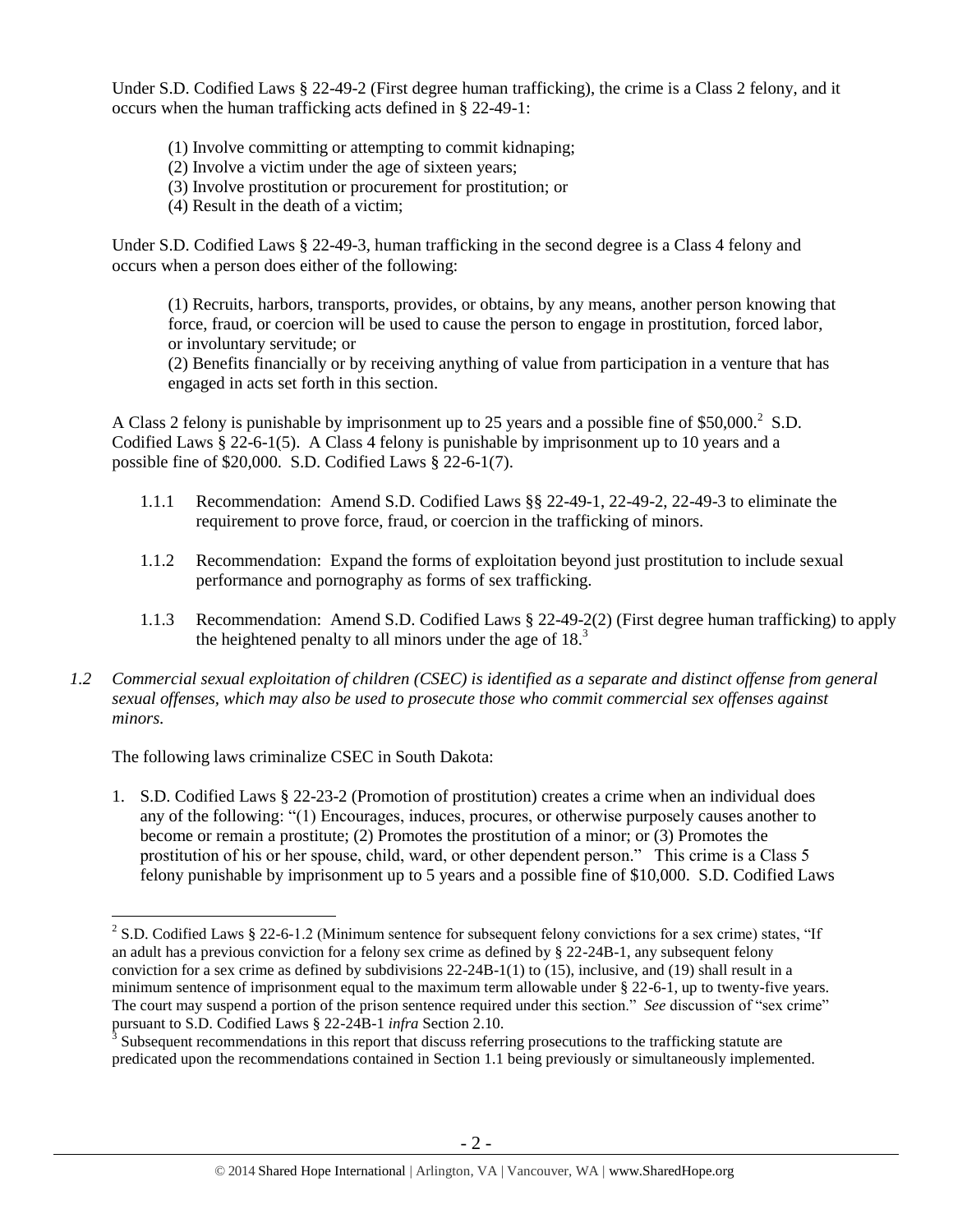Under S.D. Codified Laws § 22-49-2 (First degree human trafficking), the crime is a Class 2 felony, and it occurs when the human trafficking acts defined in § 22-49-1:

(1) Involve committing or attempting to commit kidnaping;
(2) Involve a victim under the age of sixteen years;
(3) Involve prostitution or procurement for prostitution; or
(4) Result in the death of a victim;

Under S.D. Codified Laws § 22-49-3, human trafficking in the second degree is a Class 4 felony and occurs when a person does either of the following:

> (1) Recruits, harbors, transports, provides, or obtains, by any means, another person knowing that force, fraud, or coercion will be used to cause the person to engage in prostitution, forced labor, or involuntary servitude; or
> (2) Benefits financially or by receiving anything of value from participation in a venture that has engaged in acts set forth in this section.

A Class 2 felony is punishable by imprisonment up to 25 years and a possible fine of $50,000.[2] S.D. Codified Laws § 22-6-1(5). A Class 4 felony is punishable by imprisonment up to 10 years and a possible fine of $20,000. S.D. Codified Laws § 22-6-1(7).

1.1.1 Recommendation: Amend S.D. Codified Laws §§ 22-49-1, 22-49-2, 22-49-3 to eliminate the requirement to prove force, fraud, or coercion in the trafficking of minors.

1.1.2 Recommendation: Expand the forms of exploitation beyond just prostitution to include sexual performance and pornography as forms of sex trafficking.

1.1.3 Recommendation: Amend S.D. Codified Laws § 22-49-2(2) (First degree human trafficking) to apply the heightened penalty to all minors under the age of 18.[3]

*1.2 Commercial sexual exploitation of children (CSEC) is identified as a separate and distinct offense from general sexual offenses, which may also be used to prosecute those who commit commercial sex offenses against minors.*

The following laws criminalize CSEC in South Dakota:

1. S.D. Codified Laws § 22-23-2 (Promotion of prostitution) creates a crime when an individual does any of the following: "(1) Encourages, induces, procures, or otherwise purposely causes another to become or remain a prostitute; (2) Promotes the prostitution of a minor; or (3) Promotes the prostitution of his or her spouse, child, ward, or other dependent person." This crime is a Class 5 felony punishable by imprisonment up to 5 years and a possible fine of $10,000. S.D. Codified Laws

---

[2] S.D. Codified Laws § 22-6-1.2 (Minimum sentence for subsequent felony convictions for a sex crime) states, "If an adult has a previous conviction for a felony sex crime as defined by § 22-24B-1, any subsequent felony conviction for a sex crime as defined by subdivisions 22-24B-1(1) to (15), inclusive, and (19) shall result in a minimum sentence of imprisonment equal to the maximum term allowable under § 22-6-1, up to twenty-five years. The court may suspend a portion of the prison sentence required under this section." *See* discussion of "sex crime" pursuant to S.D. Codified Laws § 22-24B-1 *infra* Section 2.10.

[3] Subsequent recommendations in this report that discuss referring prosecutions to the trafficking statute are predicated upon the recommendations contained in Section 1.1 being previously or simultaneously implemented.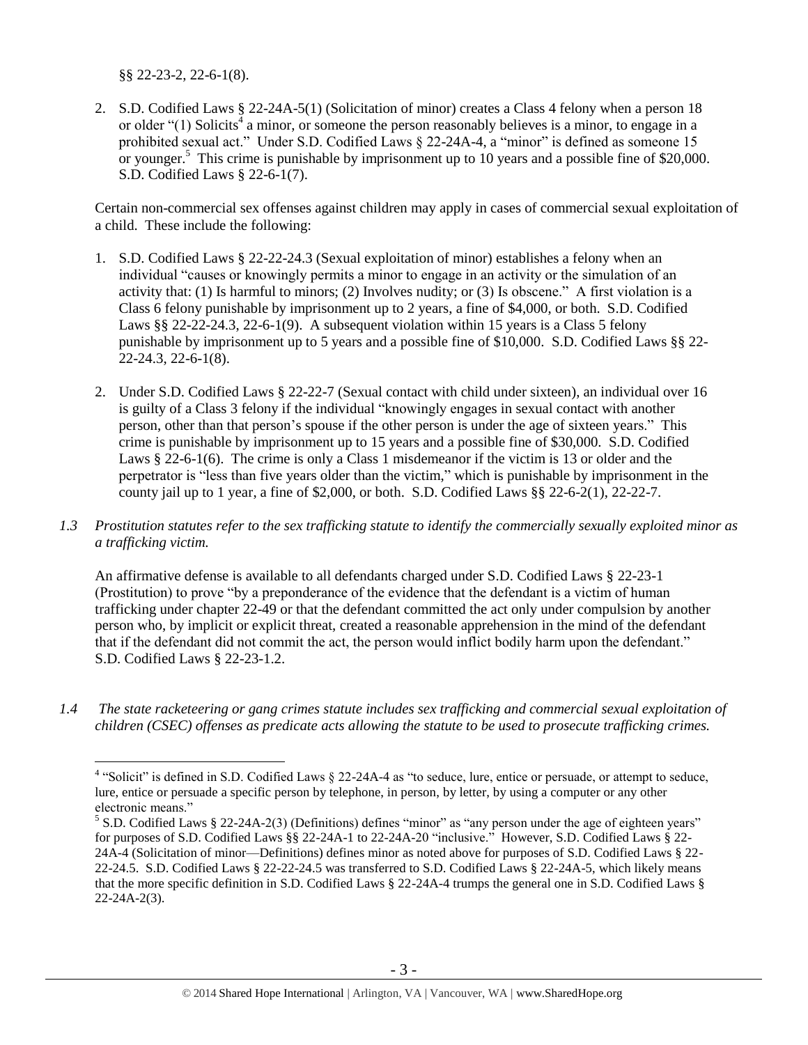§§ 22-23-2, 22-6-1(8).

2. S.D. Codified Laws § 22-24A-5(1) (Solicitation of minor) creates a Class 4 felony when a person 18 or older "(1) Solicits[4] a minor, or someone the person reasonably believes is a minor, to engage in a prohibited sexual act." Under S.D. Codified Laws § 22-24A-4, a "minor" is defined as someone 15 or younger.[5] This crime is punishable by imprisonment up to 10 years and a possible fine of $20,000. S.D. Codified Laws § 22-6-1(7).

Certain non-commercial sex offenses against children may apply in cases of commercial sexual exploitation of a child. These include the following:

1. S.D. Codified Laws § 22-22-24.3 (Sexual exploitation of minor) establishes a felony when an individual "causes or knowingly permits a minor to engage in an activity or the simulation of an activity that: (1) Is harmful to minors; (2) Involves nudity; or (3) Is obscene." A first violation is a Class 6 felony punishable by imprisonment up to 2 years, a fine of $4,000, or both. S.D. Codified Laws §§ 22-22-24.3, 22-6-1(9). A subsequent violation within 15 years is a Class 5 felony punishable by imprisonment up to 5 years and a possible fine of $10,000. S.D. Codified Laws §§ 22-22-24.3, 22-6-1(8).

2. Under S.D. Codified Laws § 22-22-7 (Sexual contact with child under sixteen), an individual over 16 is guilty of a Class 3 felony if the individual "knowingly engages in sexual contact with another person, other than that person's spouse if the other person is under the age of sixteen years." This crime is punishable by imprisonment up to 15 years and a possible fine of $30,000. S.D. Codified Laws § 22-6-1(6). The crime is only a Class 1 misdemeanor if the victim is 13 or older and the perpetrator is "less than five years older than the victim," which is punishable by imprisonment in the county jail up to 1 year, a fine of $2,000, or both. S.D. Codified Laws §§ 22-6-2(1), 22-22-7.

*1.3 Prostitution statutes refer to the sex trafficking statute to identify the commercially sexually exploited minor as a trafficking victim.*

An affirmative defense is available to all defendants charged under S.D. Codified Laws § 22-23-1 (Prostitution) to prove "by a preponderance of the evidence that the defendant is a victim of human trafficking under chapter 22-49 or that the defendant committed the act only under compulsion by another person who, by implicit or explicit threat, created a reasonable apprehension in the mind of the defendant that if the defendant did not commit the act, the person would inflict bodily harm upon the defendant." S.D. Codified Laws § 22-23-1.2.

*1.4 The state racketeering or gang crimes statute includes sex trafficking and commercial sexual exploitation of children (CSEC) offenses as predicate acts allowing the statute to be used to prosecute trafficking crimes.*

---

[4] "Solicit" is defined in S.D. Codified Laws § 22-24A-4 as "to seduce, lure, entice or persuade, or attempt to seduce, lure, entice or persuade a specific person by telephone, in person, by letter, by using a computer or any other electronic means."

[5] S.D. Codified Laws § 22-24A-2(3) (Definitions) defines "minor" as "any person under the age of eighteen years" for purposes of S.D. Codified Laws §§ 22-24A-1 to 22-24A-20 "inclusive." However, S.D. Codified Laws § 22-24A-4 (Solicitation of minor—Definitions) defines minor as noted above for purposes of S.D. Codified Laws § 22-22-24.5. S.D. Codified Laws § 22-22-24.5 was transferred to S.D. Codified Laws § 22-24A-5, which likely means that the more specific definition in S.D. Codified Laws § 22-24A-4 trumps the general one in S.D. Codified Laws § 22-24A-2(3).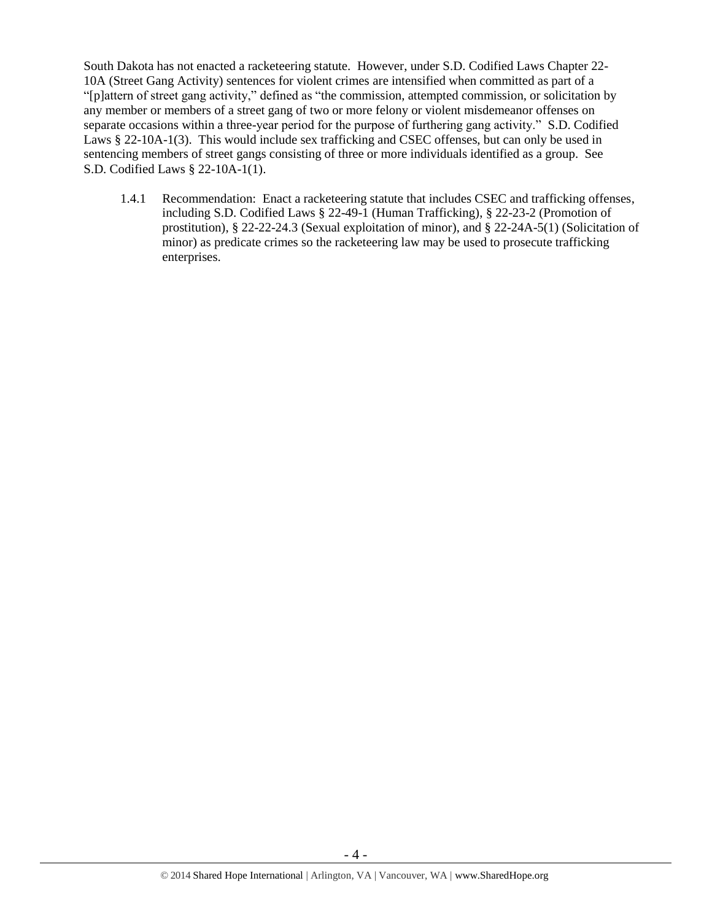South Dakota has not enacted a racketeering statute. However, under S.D. Codified Laws Chapter 22-10A (Street Gang Activity) sentences for violent crimes are intensified when committed as part of a "[p]attern of street gang activity," defined as "the commission, attempted commission, or solicitation by any member or members of a street gang of two or more felony or violent misdemeanor offenses on separate occasions within a three-year period for the purpose of furthering gang activity." S.D. Codified Laws § 22-10A-1(3). This would include sex trafficking and CSEC offenses, but can only be used in sentencing members of street gangs consisting of three or more individuals identified as a group. See S.D. Codified Laws § 22-10A-1(1).

1.4.1 Recommendation: Enact a racketeering statute that includes CSEC and trafficking offenses, including S.D. Codified Laws § 22-49-1 (Human Trafficking), § 22-23-2 (Promotion of prostitution), § 22-22-24.3 (Sexual exploitation of minor), and § 22-24A-5(1) (Solicitation of minor) as predicate crimes so the racketeering law may be used to prosecute trafficking enterprises.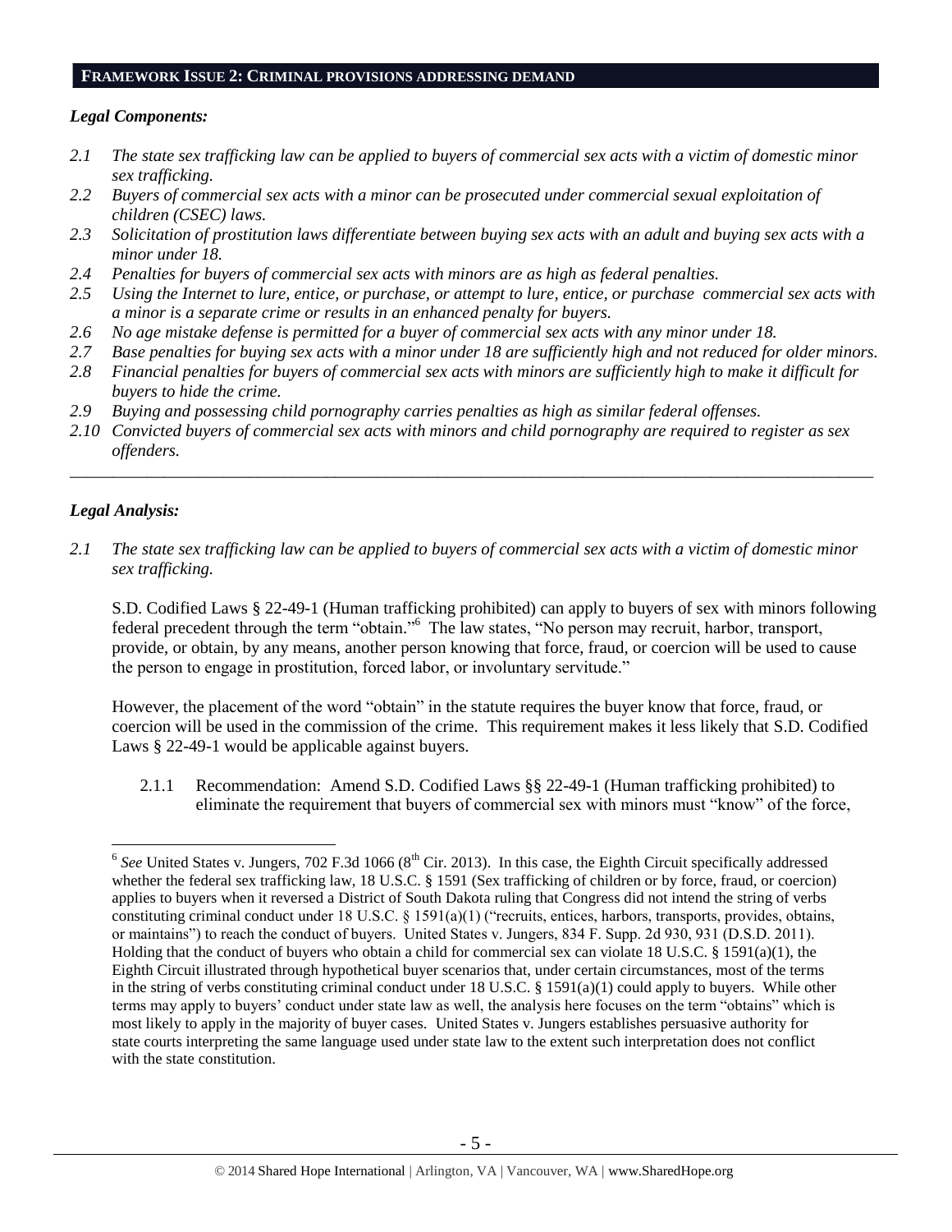## FRAMEWORK ISSUE 2: CRIMINAL PROVISIONS ADDRESSING DEMAND

### *Legal Components:*

*2.1 The state sex trafficking law can be applied to buyers of commercial sex acts with a victim of domestic minor sex trafficking.*

*2.2 Buyers of commercial sex acts with a minor can be prosecuted under commercial sexual exploitation of children (CSEC) laws.*

*2.3 Solicitation of prostitution laws differentiate between buying sex acts with an adult and buying sex acts with a minor under 18.*

*2.4 Penalties for buyers of commercial sex acts with minors are as high as federal penalties.*

*2.5 Using the Internet to lure, entice, or purchase, or attempt to lure, entice, or purchase commercial sex acts with a minor is a separate crime or results in an enhanced penalty for buyers.*

*2.6 No age mistake defense is permitted for a buyer of commercial sex acts with any minor under 18.*

*2.7 Base penalties for buying sex acts with a minor under 18 are sufficiently high and not reduced for older minors.*

*2.8 Financial penalties for buyers of commercial sex acts with minors are sufficiently high to make it difficult for buyers to hide the crime.*

*2.9 Buying and possessing child pornography carries penalties as high as similar federal offenses.*

*2.10 Convicted buyers of commercial sex acts with minors and child pornography are required to register as sex offenders.*

---

### *Legal Analysis:*

*2.1 The state sex trafficking law can be applied to buyers of commercial sex acts with a victim of domestic minor sex trafficking.*

S.D. Codified Laws § 22-49-1 (Human trafficking prohibited) can apply to buyers of sex with minors following federal precedent through the term "obtain."[6] The law states, "No person may recruit, harbor, transport, provide, or obtain, by any means, another person knowing that force, fraud, or coercion will be used to cause the person to engage in prostitution, forced labor, or involuntary servitude."

However, the placement of the word "obtain" in the statute requires the buyer know that force, fraud, or coercion will be used in the commission of the crime. This requirement makes it less likely that S.D. Codified Laws § 22-49-1 would be applicable against buyers.

2.1.1 Recommendation: Amend S.D. Codified Laws §§ 22-49-1 (Human trafficking prohibited) to eliminate the requirement that buyers of commercial sex with minors must "know" of the force,

---

[6] *See* United States v. Jungers, 702 F.3d 1066 (8th Cir. 2013). In this case, the Eighth Circuit specifically addressed whether the federal sex trafficking law, 18 U.S.C. § 1591 (Sex trafficking of children or by force, fraud, or coercion) applies to buyers when it reversed a District of South Dakota ruling that Congress did not intend the string of verbs constituting criminal conduct under 18 U.S.C. § 1591(a)(1) ("recruits, entices, harbors, transports, provides, obtains, or maintains") to reach the conduct of buyers. United States v. Jungers, 834 F. Supp. 2d 930, 931 (D.S.D. 2011). Holding that the conduct of buyers who obtain a child for commercial sex can violate 18 U.S.C. § 1591(a)(1), the Eighth Circuit illustrated through hypothetical buyer scenarios that, under certain circumstances, most of the terms in the string of verbs constituting criminal conduct under 18 U.S.C. § 1591(a)(1) could apply to buyers. While other terms may apply to buyers' conduct under state law as well, the analysis here focuses on the term "obtains" which is most likely to apply in the majority of buyer cases. United States v. Jungers establishes persuasive authority for state courts interpreting the same language used under state law to the extent such interpretation does not conflict with the state constitution.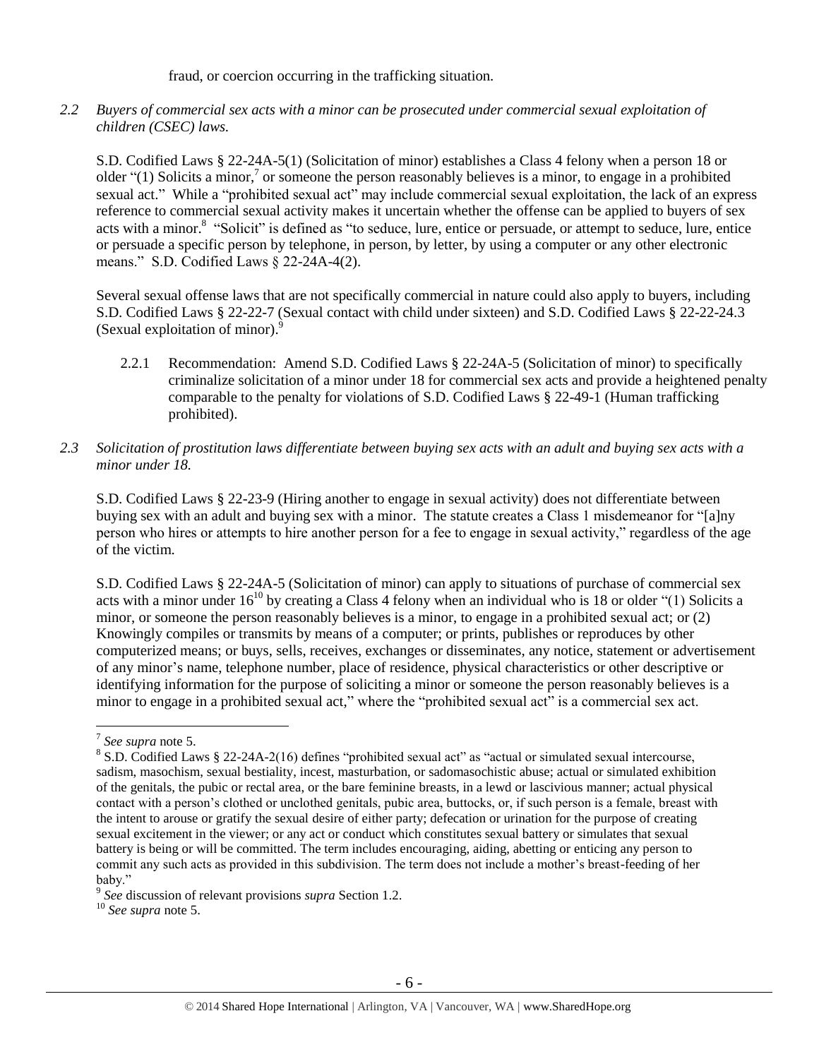fraud, or coercion occurring in the trafficking situation.

*2.2 Buyers of commercial sex acts with a minor can be prosecuted under commercial sexual exploitation of children (CSEC) laws.*

S.D. Codified Laws § 22-24A-5(1) (Solicitation of minor) establishes a Class 4 felony when a person 18 or older "(1) Solicits a minor,[7] or someone the person reasonably believes is a minor, to engage in a prohibited sexual act." While a "prohibited sexual act" may include commercial sexual exploitation, the lack of an express reference to commercial sexual activity makes it uncertain whether the offense can be applied to buyers of sex acts with a minor.[8] "Solicit" is defined as "to seduce, lure, entice or persuade, or attempt to seduce, lure, entice or persuade a specific person by telephone, in person, by letter, by using a computer or any other electronic means." S.D. Codified Laws § 22-24A-4(2).

Several sexual offense laws that are not specifically commercial in nature could also apply to buyers, including S.D. Codified Laws § 22-22-7 (Sexual contact with child under sixteen) and S.D. Codified Laws § 22-22-24.3 (Sexual exploitation of minor).[9]

2.2.1 Recommendation: Amend S.D. Codified Laws § 22-24A-5 (Solicitation of minor) to specifically criminalize solicitation of a minor under 18 for commercial sex acts and provide a heightened penalty comparable to the penalty for violations of S.D. Codified Laws § 22-49-1 (Human trafficking prohibited).

*2.3 Solicitation of prostitution laws differentiate between buying sex acts with an adult and buying sex acts with a minor under 18.*

S.D. Codified Laws § 22-23-9 (Hiring another to engage in sexual activity) does not differentiate between buying sex with an adult and buying sex with a minor. The statute creates a Class 1 misdemeanor for "[a]ny person who hires or attempts to hire another person for a fee to engage in sexual activity," regardless of the age of the victim.

S.D. Codified Laws § 22-24A-5 (Solicitation of minor) can apply to situations of purchase of commercial sex acts with a minor under 16[10] by creating a Class 4 felony when an individual who is 18 or older "(1) Solicits a minor, or someone the person reasonably believes is a minor, to engage in a prohibited sexual act; or (2) Knowingly compiles or transmits by means of a computer; or prints, publishes or reproduces by other computerized means; or buys, sells, receives, exchanges or disseminates, any notice, statement or advertisement of any minor's name, telephone number, place of residence, physical characteristics or other descriptive or identifying information for the purpose of soliciting a minor or someone the person reasonably believes is a minor to engage in a prohibited sexual act," where the "prohibited sexual act" is a commercial sex act.

---

[7] *See supra* note 5.

[8] S.D. Codified Laws § 22-24A-2(16) defines "prohibited sexual act" as "actual or simulated sexual intercourse, sadism, masochism, sexual bestiality, incest, masturbation, or sadomasochistic abuse; actual or simulated exhibition of the genitals, the pubic or rectal area, or the bare feminine breasts, in a lewd or lascivious manner; actual physical contact with a person's clothed or unclothed genitals, pubic area, buttocks, or, if such person is a female, breast with the intent to arouse or gratify the sexual desire of either party; defecation or urination for the purpose of creating sexual excitement in the viewer; or any act or conduct which constitutes sexual battery or simulates that sexual battery is being or will be committed. The term includes encouraging, aiding, abetting or enticing any person to commit any such acts as provided in this subdivision. The term does not include a mother's breast-feeding of her baby."

[9] *See* discussion of relevant provisions *supra* Section 1.2.

[10] *See supra* note 5.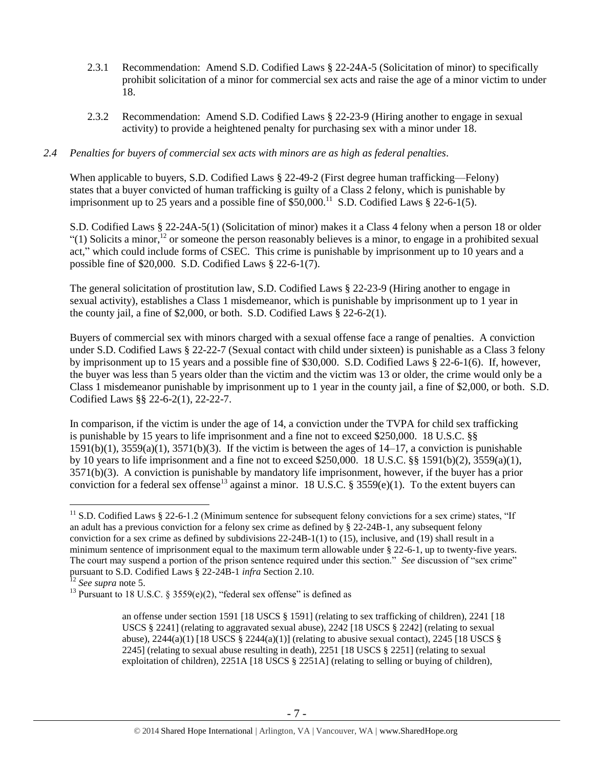2.3.1 Recommendation: Amend S.D. Codified Laws § 22-24A-5 (Solicitation of minor) to specifically prohibit solicitation of a minor for commercial sex acts and raise the age of a minor victim to under 18.

2.3.2 Recommendation: Amend S.D. Codified Laws § 22-23-9 (Hiring another to engage in sexual activity) to provide a heightened penalty for purchasing sex with a minor under 18.

*2.4 Penalties for buyers of commercial sex acts with minors are as high as federal penalties.*

When applicable to buyers, S.D. Codified Laws § 22-49-2 (First degree human trafficking—Felony) states that a buyer convicted of human trafficking is guilty of a Class 2 felony, which is punishable by imprisonment up to 25 years and a possible fine of $50,000.[11] S.D. Codified Laws § 22-6-1(5).

S.D. Codified Laws § 22-24A-5(1) (Solicitation of minor) makes it a Class 4 felony when a person 18 or older "(1) Solicits a minor,[12] or someone the person reasonably believes is a minor, to engage in a prohibited sexual act," which could include forms of CSEC. This crime is punishable by imprisonment up to 10 years and a possible fine of $20,000. S.D. Codified Laws § 22-6-1(7).

The general solicitation of prostitution law, S.D. Codified Laws § 22-23-9 (Hiring another to engage in sexual activity), establishes a Class 1 misdemeanor, which is punishable by imprisonment up to 1 year in the county jail, a fine of $2,000, or both. S.D. Codified Laws § 22-6-2(1).

Buyers of commercial sex with minors charged with a sexual offense face a range of penalties. A conviction under S.D. Codified Laws § 22-22-7 (Sexual contact with child under sixteen) is punishable as a Class 3 felony by imprisonment up to 15 years and a possible fine of $30,000. S.D. Codified Laws § 22-6-1(6). If, however, the buyer was less than 5 years older than the victim and the victim was 13 or older, the crime would only be a Class 1 misdemeanor punishable by imprisonment up to 1 year in the county jail, a fine of $2,000, or both. S.D. Codified Laws §§ 22-6-2(1), 22-22-7.

In comparison, if the victim is under the age of 14, a conviction under the TVPA for child sex trafficking is punishable by 15 years to life imprisonment and a fine not to exceed $250,000. 18 U.S.C. §§ 1591(b)(1), 3559(a)(1), 3571(b)(3). If the victim is between the ages of 14–17, a conviction is punishable by 10 years to life imprisonment and a fine not to exceed $250,000. 18 U.S.C. §§ 1591(b)(2), 3559(a)(1), 3571(b)(3). A conviction is punishable by mandatory life imprisonment, however, if the buyer has a prior conviction for a federal sex offense[13] against a minor. 18 U.S.C. § 3559(e)(1). To the extent buyers can

---

[11] S.D. Codified Laws § 22-6-1.2 (Minimum sentence for subsequent felony convictions for a sex crime) states, "If an adult has a previous conviction for a felony sex crime as defined by § 22-24B-1, any subsequent felony conviction for a sex crime as defined by subdivisions 22-24B-1(1) to (15), inclusive, and (19) shall result in a minimum sentence of imprisonment equal to the maximum term allowable under § 22-6-1, up to twenty-five years. The court may suspend a portion of the prison sentence required under this section." *See* discussion of "sex crime" pursuant to S.D. Codified Laws § 22-24B-1 *infra* Section 2.10.

[12] *See supra* note 5.

[13] Pursuant to 18 U.S.C. § 3559(e)(2), "federal sex offense" is defined as

> an offense under section 1591 [18 USCS § 1591] (relating to sex trafficking of children), 2241 [18 USCS § 2241] (relating to aggravated sexual abuse), 2242 [18 USCS § 2242] (relating to sexual abuse), 2244(a)(1) [18 USCS § 2244(a)(1)] (relating to abusive sexual contact), 2245 [18 USCS § 2245] (relating to sexual abuse resulting in death), 2251 [18 USCS § 2251] (relating to sexual exploitation of children), 2251A [18 USCS § 2251A] (relating to selling or buying of children),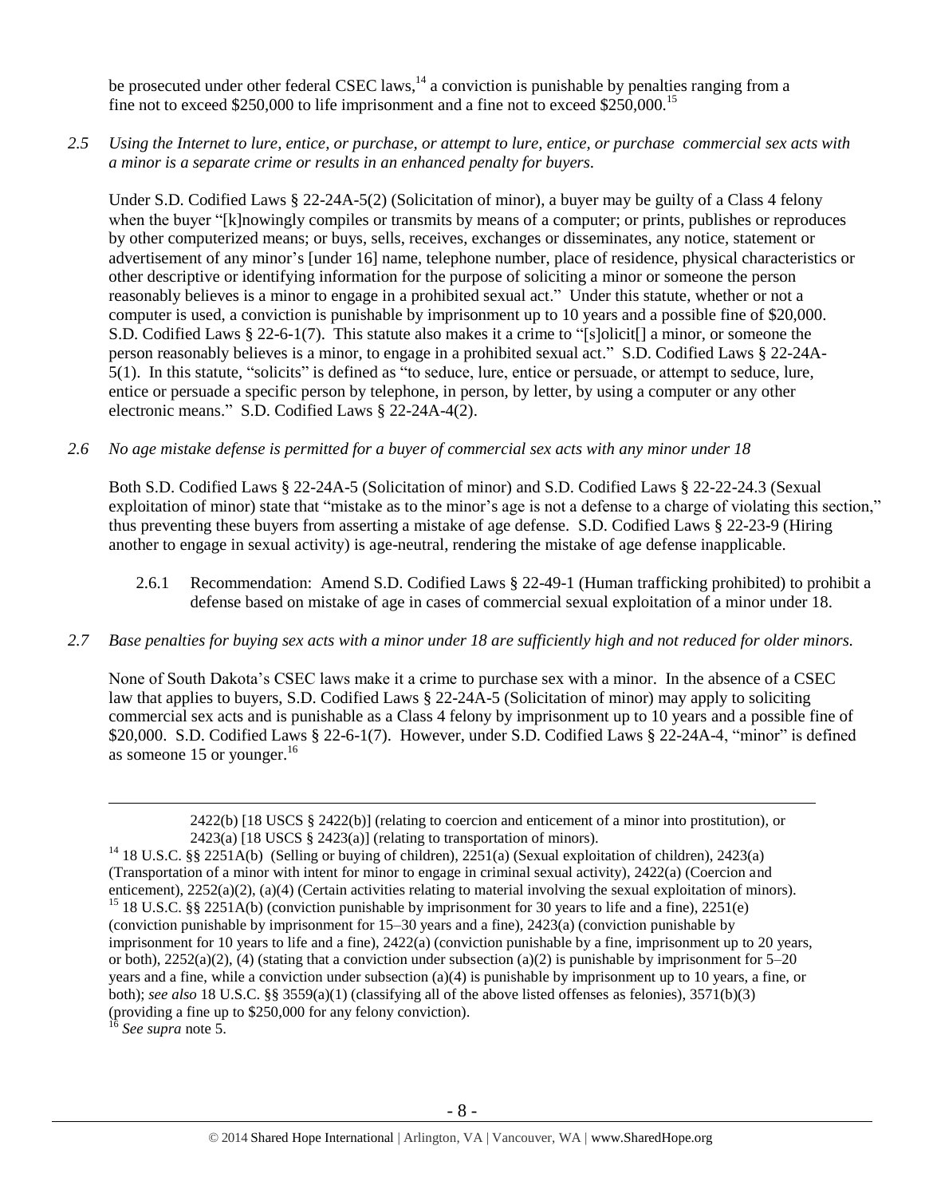be prosecuted under other federal CSEC laws,[14] a conviction is punishable by penalties ranging from a fine not to exceed $250,000 to life imprisonment and a fine not to exceed $250,000.[15]

*2.5 Using the Internet to lure, entice, or purchase, or attempt to lure, entice, or purchase commercial sex acts with a minor is a separate crime or results in an enhanced penalty for buyers.*

Under S.D. Codified Laws § 22-24A-5(2) (Solicitation of minor), a buyer may be guilty of a Class 4 felony when the buyer "[k]nowingly compiles or transmits by means of a computer; or prints, publishes or reproduces by other computerized means; or buys, sells, receives, exchanges or disseminates, any notice, statement or advertisement of any minor's [under 16] name, telephone number, place of residence, physical characteristics or other descriptive or identifying information for the purpose of soliciting a minor or someone the person reasonably believes is a minor to engage in a prohibited sexual act." Under this statute, whether or not a computer is used, a conviction is punishable by imprisonment up to 10 years and a possible fine of $20,000. S.D. Codified Laws § 22-6-1(7). This statute also makes it a crime to "[s]olicit[] a minor, or someone the person reasonably believes is a minor, to engage in a prohibited sexual act." S.D. Codified Laws § 22-24A-5(1). In this statute, "solicits" is defined as "to seduce, lure, entice or persuade, or attempt to seduce, lure, entice or persuade a specific person by telephone, in person, by letter, by using a computer or any other electronic means." S.D. Codified Laws § 22-24A-4(2).

*2.6 No age mistake defense is permitted for a buyer of commercial sex acts with any minor under 18*

Both S.D. Codified Laws § 22-24A-5 (Solicitation of minor) and S.D. Codified Laws § 22-22-24.3 (Sexual exploitation of minor) state that "mistake as to the minor's age is not a defense to a charge of violating this section," thus preventing these buyers from asserting a mistake of age defense. S.D. Codified Laws § 22-23-9 (Hiring another to engage in sexual activity) is age-neutral, rendering the mistake of age defense inapplicable.

2.6.1 Recommendation: Amend S.D. Codified Laws § 22-49-1 (Human trafficking prohibited) to prohibit a defense based on mistake of age in cases of commercial sexual exploitation of a minor under 18.

*2.7 Base penalties for buying sex acts with a minor under 18 are sufficiently high and not reduced for older minors.*

None of South Dakota's CSEC laws make it a crime to purchase sex with a minor. In the absence of a CSEC law that applies to buyers, S.D. Codified Laws § 22-24A-5 (Solicitation of minor) may apply to soliciting commercial sex acts and is punishable as a Class 4 felony by imprisonment up to 10 years and a possible fine of $20,000. S.D. Codified Laws § 22-6-1(7). However, under S.D. Codified Laws § 22-24A-4, "minor" is defined as someone 15 or younger.[16]

---

2422(b) [18 USCS § 2422(b)] (relating to coercion and enticement of a minor into prostitution), or 2423(a) [18 USCS § 2423(a)] (relating to transportation of minors).

[14] 18 U.S.C. §§ 2251A(b) (Selling or buying of children), 2251(a) (Sexual exploitation of children), 2423(a) (Transportation of a minor with intent for minor to engage in criminal sexual activity), 2422(a) (Coercion and enticement), 2252(a)(2), (a)(4) (Certain activities relating to material involving the sexual exploitation of minors).

[15] 18 U.S.C. §§ 2251A(b) (conviction punishable by imprisonment for 30 years to life and a fine), 2251(e) (conviction punishable by imprisonment for 15–30 years and a fine), 2423(a) (conviction punishable by imprisonment for 10 years to life and a fine), 2422(a) (conviction punishable by a fine, imprisonment up to 20 years, or both), 2252(a)(2), (4) (stating that a conviction under subsection (a)(2) is punishable by imprisonment for 5–20 years and a fine, while a conviction under subsection (a)(4) is punishable by imprisonment up to 10 years, a fine, or both); *see also* 18 U.S.C. §§ 3559(a)(1) (classifying all of the above listed offenses as felonies), 3571(b)(3) (providing a fine up to $250,000 for any felony conviction).

[16] *See supra* note 5.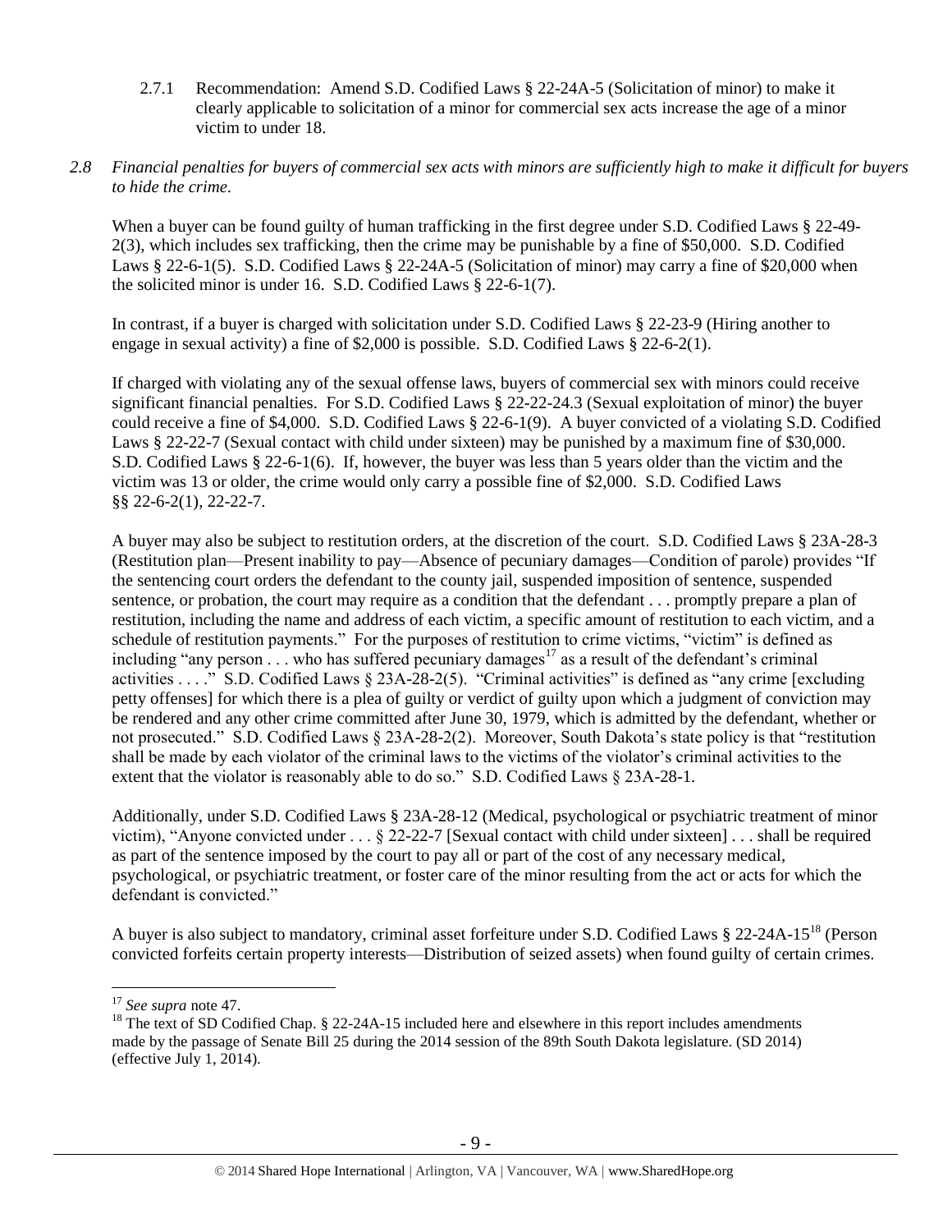2.7.1 Recommendation: Amend S.D. Codified Laws § 22-24A-5 (Solicitation of minor) to make it clearly applicable to solicitation of a minor for commercial sex acts increase the age of a minor victim to under 18.

*2.8 Financial penalties for buyers of commercial sex acts with minors are sufficiently high to make it difficult for buyers to hide the crime.*

When a buyer can be found guilty of human trafficking in the first degree under S.D. Codified Laws § 22-49-2(3), which includes sex trafficking, then the crime may be punishable by a fine of $50,000. S.D. Codified Laws § 22-6-1(5). S.D. Codified Laws § 22-24A-5 (Solicitation of minor) may carry a fine of $20,000 when the solicited minor is under 16. S.D. Codified Laws § 22-6-1(7).

In contrast, if a buyer is charged with solicitation under S.D. Codified Laws § 22-23-9 (Hiring another to engage in sexual activity) a fine of $2,000 is possible. S.D. Codified Laws § 22-6-2(1).

If charged with violating any of the sexual offense laws, buyers of commercial sex with minors could receive significant financial penalties. For S.D. Codified Laws § 22-22-24.3 (Sexual exploitation of minor) the buyer could receive a fine of $4,000. S.D. Codified Laws § 22-6-1(9). A buyer convicted of a violating S.D. Codified Laws § 22-22-7 (Sexual contact with child under sixteen) may be punished by a maximum fine of $30,000. S.D. Codified Laws § 22-6-1(6). If, however, the buyer was less than 5 years older than the victim and the victim was 13 or older, the crime would only carry a possible fine of $2,000. S.D. Codified Laws §§ 22-6-2(1), 22-22-7.

A buyer may also be subject to restitution orders, at the discretion of the court. S.D. Codified Laws § 23A-28-3 (Restitution plan—Present inability to pay—Absence of pecuniary damages—Condition of parole) provides "If the sentencing court orders the defendant to the county jail, suspended imposition of sentence, suspended sentence, or probation, the court may require as a condition that the defendant . . . promptly prepare a plan of restitution, including the name and address of each victim, a specific amount of restitution to each victim, and a schedule of restitution payments." For the purposes of restitution to crime victims, "victim" is defined as including "any person . . . who has suffered pecuniary damages[17] as a result of the defendant's criminal activities . . . ." S.D. Codified Laws § 23A-28-2(5). "Criminal activities" is defined as "any crime [excluding petty offenses] for which there is a plea of guilty or verdict of guilty upon which a judgment of conviction may be rendered and any other crime committed after June 30, 1979, which is admitted by the defendant, whether or not prosecuted." S.D. Codified Laws § 23A-28-2(2). Moreover, South Dakota's state policy is that "restitution shall be made by each violator of the criminal laws to the victims of the violator's criminal activities to the extent that the violator is reasonably able to do so." S.D. Codified Laws § 23A-28-1.

Additionally, under S.D. Codified Laws § 23A-28-12 (Medical, psychological or psychiatric treatment of minor victim), "Anyone convicted under . . . § 22-22-7 [Sexual contact with child under sixteen] . . . shall be required as part of the sentence imposed by the court to pay all or part of the cost of any necessary medical, psychological, or psychiatric treatment, or foster care of the minor resulting from the act or acts for which the defendant is convicted."

A buyer is also subject to mandatory, criminal asset forfeiture under S.D. Codified Laws § 22-24A-15[18] (Person convicted forfeits certain property interests—Distribution of seized assets) when found guilty of certain crimes.

---

[17] *See supra* note 47.

[18] The text of SD Codified Chap. § 22-24A-15 included here and elsewhere in this report includes amendments made by the passage of Senate Bill 25 during the 2014 session of the 89th South Dakota legislature. (SD 2014) (effective July 1, 2014).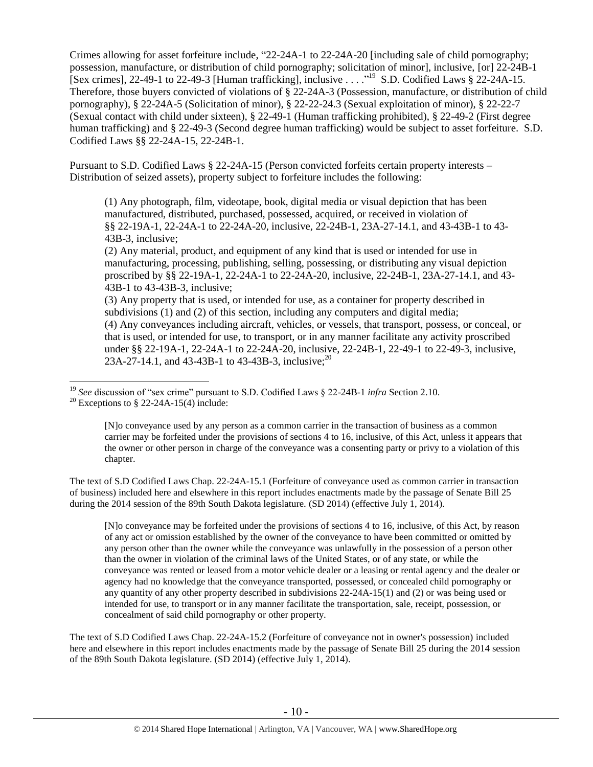Crimes allowing for asset forfeiture include, "22-24A-1 to 22-24A-20 [including sale of child pornography; possession, manufacture, or distribution of child pornography; solicitation of minor], inclusive, [or] 22-24B-1 [Sex crimes], 22-49-1 to 22-49-3 [Human trafficking], inclusive . . . ."[19] S.D. Codified Laws § 22-24A-15. Therefore, those buyers convicted of violations of § 22-24A-3 (Possession, manufacture, or distribution of child pornography), § 22-24A-5 (Solicitation of minor), § 22-22-24.3 (Sexual exploitation of minor), § 22-22-7 (Sexual contact with child under sixteen), § 22-49-1 (Human trafficking prohibited), § 22-49-2 (First degree human trafficking) and § 22-49-3 (Second degree human trafficking) would be subject to asset forfeiture. S.D. Codified Laws §§ 22-24A-15, 22-24B-1.

Pursuant to S.D. Codified Laws § 22-24A-15 (Person convicted forfeits certain property interests – Distribution of seized assets), property subject to forfeiture includes the following:

> (1) Any photograph, film, videotape, book, digital media or visual depiction that has been manufactured, distributed, purchased, possessed, acquired, or received in violation of §§ 22-19A-1, 22-24A-1 to 22-24A-20, inclusive, 22-24B-1, 23A-27-14.1, and 43-43B-1 to 43-43B-3, inclusive;
> (2) Any material, product, and equipment of any kind that is used or intended for use in manufacturing, processing, publishing, selling, possessing, or distributing any visual depiction proscribed by §§ 22-19A-1, 22-24A-1 to 22-24A-20, inclusive, 22-24B-1, 23A-27-14.1, and 43-43B-1 to 43-43B-3, inclusive;
> (3) Any property that is used, or intended for use, as a container for property described in subdivisions (1) and (2) of this section, including any computers and digital media;
> (4) Any conveyances including aircraft, vehicles, or vessels, that transport, possess, or conceal, or that is used, or intended for use, to transport, or in any manner facilitate any activity proscribed under §§ 22-19A-1, 22-24A-1 to 22-24A-20, inclusive, 22-24B-1, 22-49-1 to 22-49-3, inclusive, 23A-27-14.1, and 43-43B-1 to 43-43B-3, inclusive;[20]

---

[19] *See* discussion of "sex crime" pursuant to S.D. Codified Laws § 22-24B-1 *infra* Section 2.10.

[20] Exceptions to § 22-24A-15(4) include:

> [N]o conveyance used by any person as a common carrier in the transaction of business as a common carrier may be forfeited under the provisions of sections 4 to 16, inclusive, of this Act, unless it appears that the owner or other person in charge of the conveyance was a consenting party or privy to a violation of this chapter.

The text of S.D Codified Laws Chap. 22-24A-15.1 (Forfeiture of conveyance used as common carrier in transaction of business) included here and elsewhere in this report includes enactments made by the passage of Senate Bill 25 during the 2014 session of the 89th South Dakota legislature. (SD 2014) (effective July 1, 2014).

> [N]o conveyance may be forfeited under the provisions of sections 4 to 16, inclusive, of this Act, by reason of any act or omission established by the owner of the conveyance to have been committed or omitted by any person other than the owner while the conveyance was unlawfully in the possession of a person other than the owner in violation of the criminal laws of the United States, or of any state, or while the conveyance was rented or leased from a motor vehicle dealer or a leasing or rental agency and the dealer or agency had no knowledge that the conveyance transported, possessed, or concealed child pornography or any quantity of any other property described in subdivisions 22-24A-15(1) and (2) or was being used or intended for use, to transport or in any manner facilitate the transportation, sale, receipt, possession, or concealment of said child pornography or other property.

The text of S.D Codified Laws Chap. 22-24A-15.2 (Forfeiture of conveyance not in owner's possession) included here and elsewhere in this report includes enactments made by the passage of Senate Bill 25 during the 2014 session of the 89th South Dakota legislature. (SD 2014) (effective July 1, 2014).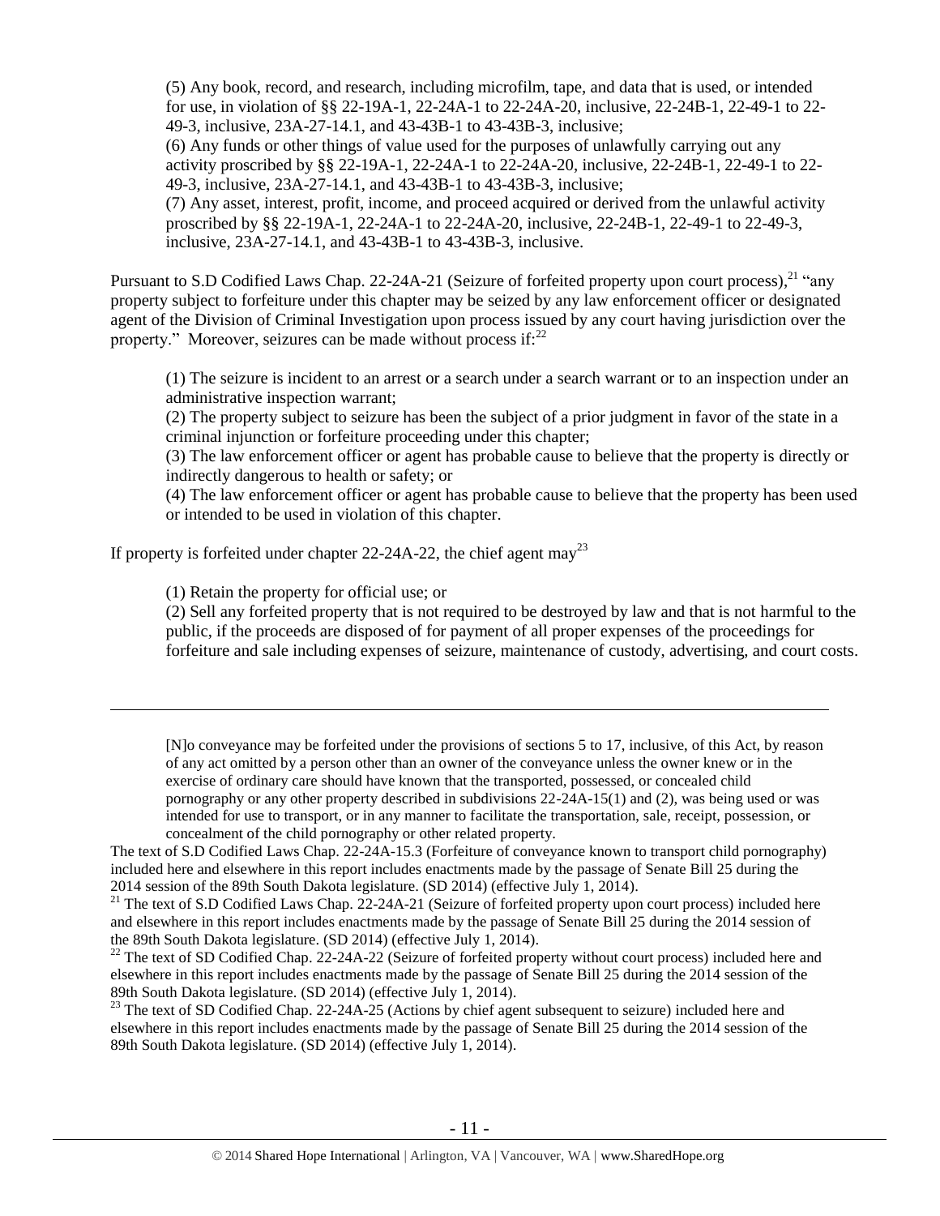(5) Any book, record, and research, including microfilm, tape, and data that is used, or intended for use, in violation of §§ 22-19A-1, 22-24A-1 to 22-24A-20, inclusive, 22-24B-1, 22-49-1 to 22-49-3, inclusive, 23A-27-14.1, and 43-43B-1 to 43-43B-3, inclusive;

(6) Any funds or other things of value used for the purposes of unlawfully carrying out any activity proscribed by §§ 22-19A-1, 22-24A-1 to 22-24A-20, inclusive, 22-24B-1, 22-49-1 to 22-49-3, inclusive, 23A-27-14.1, and 43-43B-1 to 43-43B-3, inclusive;

(7) Any asset, interest, profit, income, and proceed acquired or derived from the unlawful activity proscribed by §§ 22-19A-1, 22-24A-1 to 22-24A-20, inclusive, 22-24B-1, 22-49-1 to 22-49-3, inclusive, 23A-27-14.1, and 43-43B-1 to 43-43B-3, inclusive.

Pursuant to S.D Codified Laws Chap. 22-24A-21 (Seizure of forfeited property upon court process),[21] "any property subject to forfeiture under this chapter may be seized by any law enforcement officer or designated agent of the Division of Criminal Investigation upon process issued by any court having jurisdiction over the property." Moreover, seizures can be made without process if:[22]

(1) The seizure is incident to an arrest or a search under a search warrant or to an inspection under an administrative inspection warrant;

(2) The property subject to seizure has been the subject of a prior judgment in favor of the state in a criminal injunction or forfeiture proceeding under this chapter;

(3) The law enforcement officer or agent has probable cause to believe that the property is directly or indirectly dangerous to health or safety; or

(4) The law enforcement officer or agent has probable cause to believe that the property has been used or intended to be used in violation of this chapter.

If property is forfeited under chapter 22-24A-22, the chief agent may[23]

(1) Retain the property for official use; or

(2) Sell any forfeited property that is not required to be destroyed by law and that is not harmful to the public, if the proceeds are disposed of for payment of all proper expenses of the proceedings for forfeiture and sale including expenses of seizure, maintenance of custody, advertising, and court costs.

---

[N]o conveyance may be forfeited under the provisions of sections 5 to 17, inclusive, of this Act, by reason of any act omitted by a person other than an owner of the conveyance unless the owner knew or in the exercise of ordinary care should have known that the transported, possessed, or concealed child pornography or any other property described in subdivisions 22-24A-15(1) and (2), was being used or was intended for use to transport, or in any manner to facilitate the transportation, sale, receipt, possession, or concealment of the child pornography or other related property.

The text of S.D Codified Laws Chap. 22-24A-15.3 (Forfeiture of conveyance known to transport child pornography) included here and elsewhere in this report includes enactments made by the passage of Senate Bill 25 during the 2014 session of the 89th South Dakota legislature. (SD 2014) (effective July 1, 2014).

[21] The text of S.D Codified Laws Chap. 22-24A-21 (Seizure of forfeited property upon court process) included here and elsewhere in this report includes enactments made by the passage of Senate Bill 25 during the 2014 session of the 89th South Dakota legislature. (SD 2014) (effective July 1, 2014).

[22] The text of SD Codified Chap. 22-24A-22 (Seizure of forfeited property without court process) included here and elsewhere in this report includes enactments made by the passage of Senate Bill 25 during the 2014 session of the 89th South Dakota legislature. (SD 2014) (effective July 1, 2014).

[23] The text of SD Codified Chap. 22-24A-25 (Actions by chief agent subsequent to seizure) included here and elsewhere in this report includes enactments made by the passage of Senate Bill 25 during the 2014 session of the 89th South Dakota legislature. (SD 2014) (effective July 1, 2014).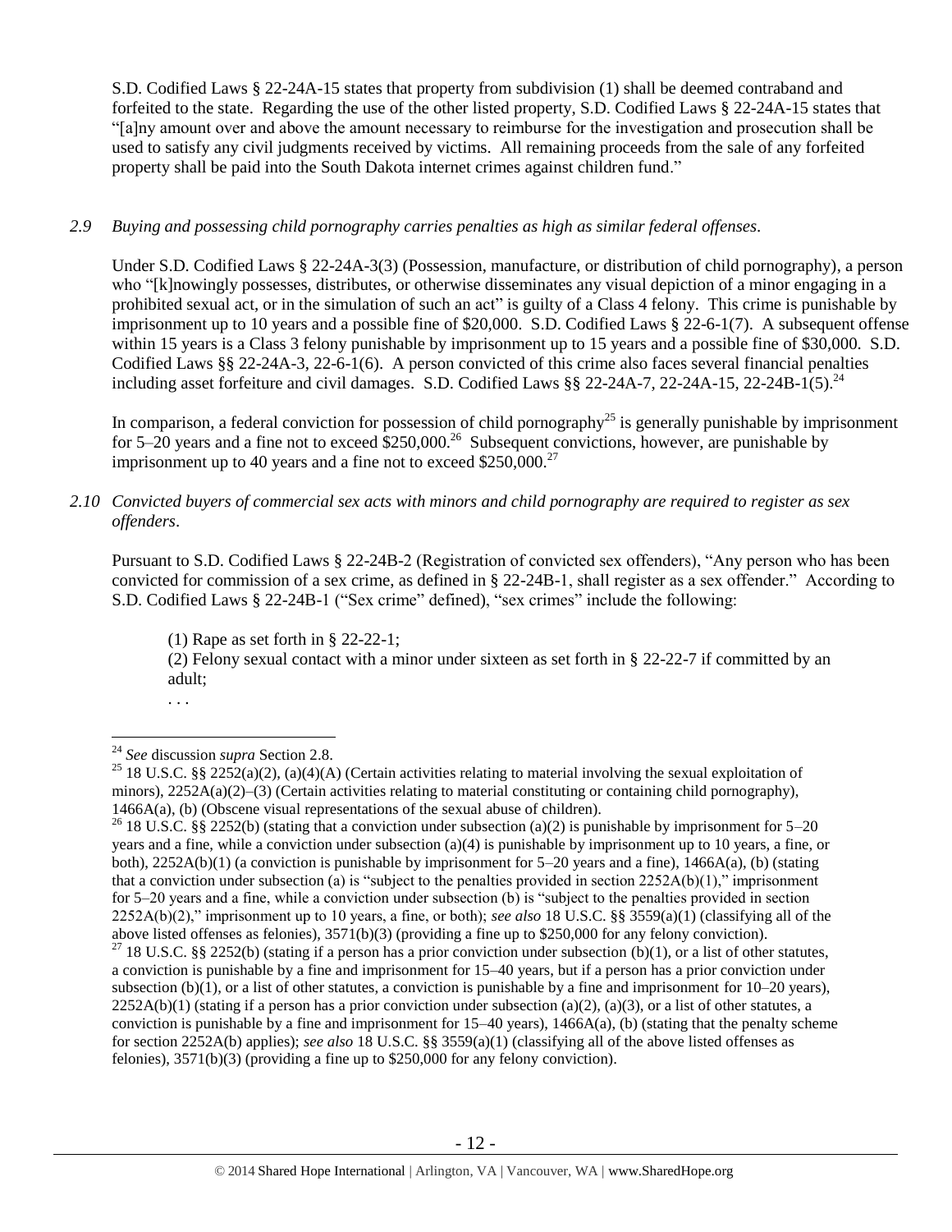S.D. Codified Laws § 22-24A-15 states that property from subdivision (1) shall be deemed contraband and forfeited to the state. Regarding the use of the other listed property, S.D. Codified Laws § 22-24A-15 states that "[a]ny amount over and above the amount necessary to reimburse for the investigation and prosecution shall be used to satisfy any civil judgments received by victims. All remaining proceeds from the sale of any forfeited property shall be paid into the South Dakota internet crimes against children fund."

*2.9 Buying and possessing child pornography carries penalties as high as similar federal offenses.*

Under S.D. Codified Laws § 22-24A-3(3) (Possession, manufacture, or distribution of child pornography), a person who "[k]nowingly possesses, distributes, or otherwise disseminates any visual depiction of a minor engaging in a prohibited sexual act, or in the simulation of such an act" is guilty of a Class 4 felony. This crime is punishable by imprisonment up to 10 years and a possible fine of $20,000. S.D. Codified Laws § 22-6-1(7). A subsequent offense within 15 years is a Class 3 felony punishable by imprisonment up to 15 years and a possible fine of $30,000. S.D. Codified Laws §§ 22-24A-3, 22-6-1(6). A person convicted of this crime also faces several financial penalties including asset forfeiture and civil damages. S.D. Codified Laws §§ 22-24A-7, 22-24A-15, 22-24B-1(5).[24]

In comparison, a federal conviction for possession of child pornography[25] is generally punishable by imprisonment for 5–20 years and a fine not to exceed $250,000.[26] Subsequent convictions, however, are punishable by imprisonment up to 40 years and a fine not to exceed $250,000.[27]

*2.10 Convicted buyers of commercial sex acts with minors and child pornography are required to register as sex offenders.*

Pursuant to S.D. Codified Laws § 22-24B-2 (Registration of convicted sex offenders), "Any person who has been convicted for commission of a sex crime, as defined in § 22-24B-1, shall register as a sex offender." According to S.D. Codified Laws § 22-24B-1 ("Sex crime" defined), "sex crimes" include the following:

> (1) Rape as set forth in § 22-22-1;
> (2) Felony sexual contact with a minor under sixteen as set forth in § 22-22-7 if committed by an adult;
> . . .

---

[24] *See* discussion *supra* Section 2.8.

[25] 18 U.S.C. §§ 2252(a)(2), (a)(4)(A) (Certain activities relating to material involving the sexual exploitation of minors), 2252A(a)(2)–(3) (Certain activities relating to material constituting or containing child pornography), 1466A(a), (b) (Obscene visual representations of the sexual abuse of children).

[26] 18 U.S.C. §§ 2252(b) (stating that a conviction under subsection (a)(2) is punishable by imprisonment for 5–20 years and a fine, while a conviction under subsection (a)(4) is punishable by imprisonment up to 10 years, a fine, or both), 2252A(b)(1) (a conviction is punishable by imprisonment for 5–20 years and a fine), 1466A(a), (b) (stating that a conviction under subsection (a) is "subject to the penalties provided in section 2252A(b)(1)," imprisonment for 5–20 years and a fine, while a conviction under subsection (b) is "subject to the penalties provided in section 2252A(b)(2)," imprisonment up to 10 years, a fine, or both); *see also* 18 U.S.C. §§ 3559(a)(1) (classifying all of the above listed offenses as felonies), 3571(b)(3) (providing a fine up to $250,000 for any felony conviction).

[27] 18 U.S.C. §§ 2252(b) (stating if a person has a prior conviction under subsection (b)(1), or a list of other statutes, a conviction is punishable by a fine and imprisonment for 15–40 years, but if a person has a prior conviction under subsection (b)(1), or a list of other statutes, a conviction is punishable by a fine and imprisonment for 10–20 years), 2252A(b)(1) (stating if a person has a prior conviction under subsection (a)(2), (a)(3), or a list of other statutes, a conviction is punishable by a fine and imprisonment for 15–40 years), 1466A(a), (b) (stating that the penalty scheme for section 2252A(b) applies); *see also* 18 U.S.C. §§ 3559(a)(1) (classifying all of the above listed offenses as felonies), 3571(b)(3) (providing a fine up to $250,000 for any felony conviction).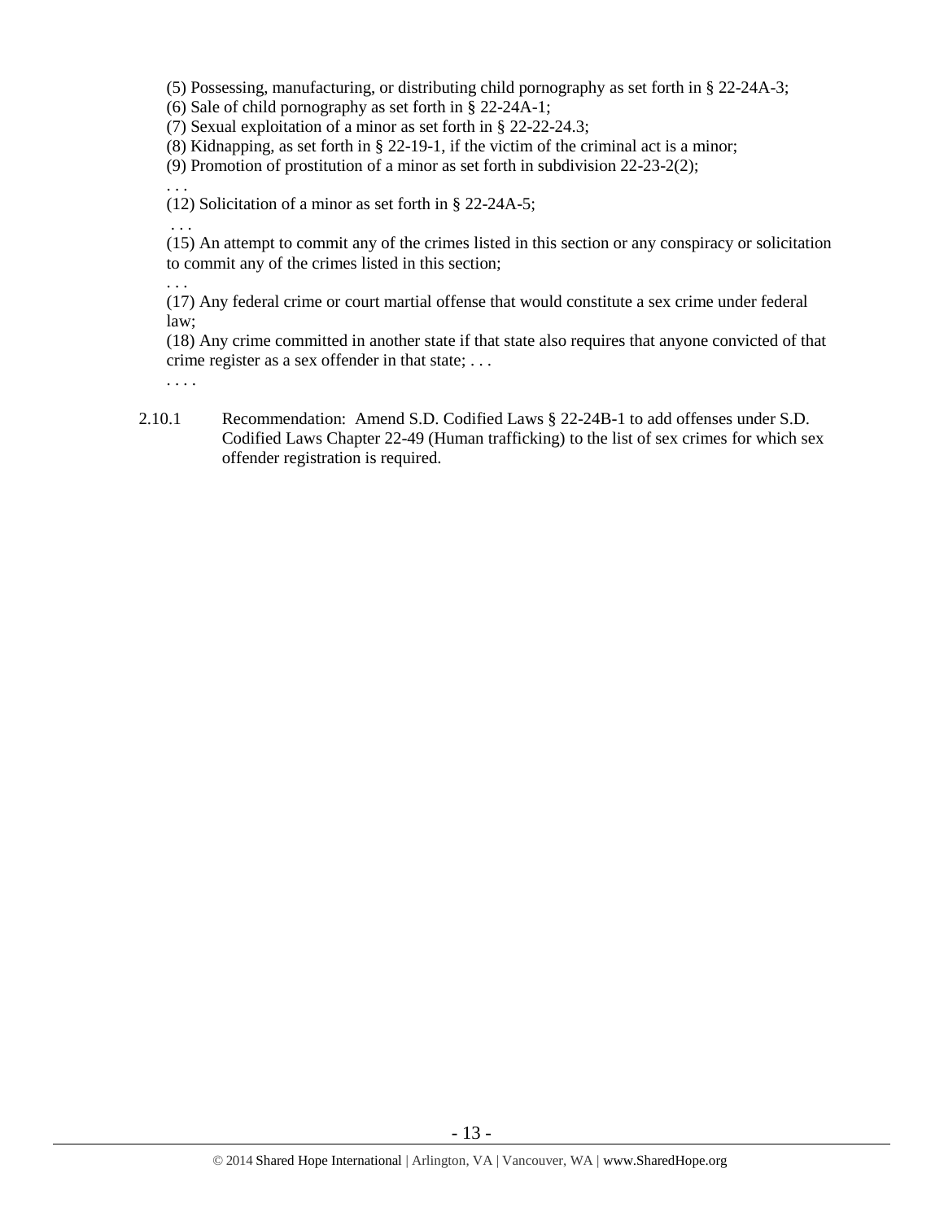(5) Possessing, manufacturing, or distributing child pornography as set forth in § 22-24A-3;

(6) Sale of child pornography as set forth in § 22-24A-1;

(7) Sexual exploitation of a minor as set forth in § 22-22-24.3;

(8) Kidnapping, as set forth in § 22-19-1, if the victim of the criminal act is a minor;

(9) Promotion of prostitution of a minor as set forth in subdivision 22-23-2(2);

. . .

(12) Solicitation of a minor as set forth in § 22-24A-5;

. . .

(15) An attempt to commit any of the crimes listed in this section or any conspiracy or solicitation to commit any of the crimes listed in this section;

. . .

(17) Any federal crime or court martial offense that would constitute a sex crime under federal law;

(18) Any crime committed in another state if that state also requires that anyone convicted of that crime register as a sex offender in that state; . . .

. . . .

2.10.1 Recommendation: Amend S.D. Codified Laws § 22-24B-1 to add offenses under S.D. Codified Laws Chapter 22-49 (Human trafficking) to the list of sex crimes for which sex offender registration is required.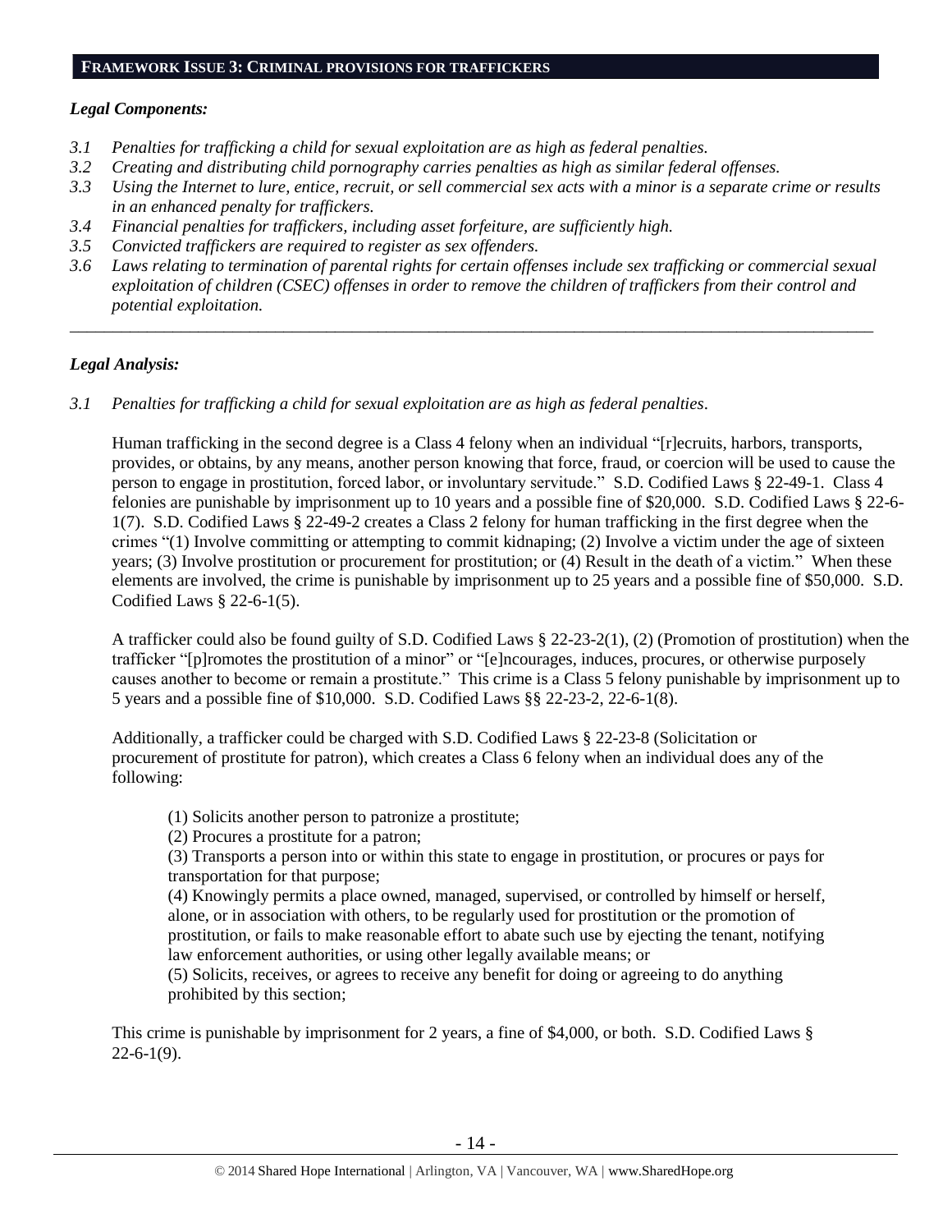## FRAMEWORK ISSUE 3: CRIMINAL PROVISIONS FOR TRAFFICKERS

### *Legal Components:*

*3.1 Penalties for trafficking a child for sexual exploitation are as high as federal penalties.*
*3.2 Creating and distributing child pornography carries penalties as high as similar federal offenses.*
*3.3 Using the Internet to lure, entice, recruit, or sell commercial sex acts with a minor is a separate crime or results in an enhanced penalty for traffickers.*
*3.4 Financial penalties for traffickers, including asset forfeiture, are sufficiently high.*
*3.5 Convicted traffickers are required to register as sex offenders.*
*3.6 Laws relating to termination of parental rights for certain offenses include sex trafficking or commercial sexual exploitation of children (CSEC) offenses in order to remove the children of traffickers from their control and potential exploitation.*

---

### *Legal Analysis:*

*3.1 Penalties for trafficking a child for sexual exploitation are as high as federal penalties.*

Human trafficking in the second degree is a Class 4 felony when an individual "[r]ecruits, harbors, transports, provides, or obtains, by any means, another person knowing that force, fraud, or coercion will be used to cause the person to engage in prostitution, forced labor, or involuntary servitude." S.D. Codified Laws § 22-49-1. Class 4 felonies are punishable by imprisonment up to 10 years and a possible fine of $20,000. S.D. Codified Laws § 22-6-1(7). S.D. Codified Laws § 22-49-2 creates a Class 2 felony for human trafficking in the first degree when the crimes "(1) Involve committing or attempting to commit kidnaping; (2) Involve a victim under the age of sixteen years; (3) Involve prostitution or procurement for prostitution; or (4) Result in the death of a victim." When these elements are involved, the crime is punishable by imprisonment up to 25 years and a possible fine of $50,000. S.D. Codified Laws § 22-6-1(5).

A trafficker could also be found guilty of S.D. Codified Laws § 22-23-2(1), (2) (Promotion of prostitution) when the trafficker "[p]romotes the prostitution of a minor" or "[e]ncourages, induces, procures, or otherwise purposely causes another to become or remain a prostitute." This crime is a Class 5 felony punishable by imprisonment up to 5 years and a possible fine of $10,000. S.D. Codified Laws §§ 22-23-2, 22-6-1(8).

Additionally, a trafficker could be charged with S.D. Codified Laws § 22-23-8 (Solicitation or procurement of prostitute for patron), which creates a Class 6 felony when an individual does any of the following:

> (1) Solicits another person to patronize a prostitute;
> (2) Procures a prostitute for a patron;
> (3) Transports a person into or within this state to engage in prostitution, or procures or pays for transportation for that purpose;
> (4) Knowingly permits a place owned, managed, supervised, or controlled by himself or herself, alone, or in association with others, to be regularly used for prostitution or the promotion of prostitution, or fails to make reasonable effort to abate such use by ejecting the tenant, notifying law enforcement authorities, or using other legally available means; or
> (5) Solicits, receives, or agrees to receive any benefit for doing or agreeing to do anything prohibited by this section;

This crime is punishable by imprisonment for 2 years, a fine of $4,000, or both. S.D. Codified Laws § 22-6-1(9).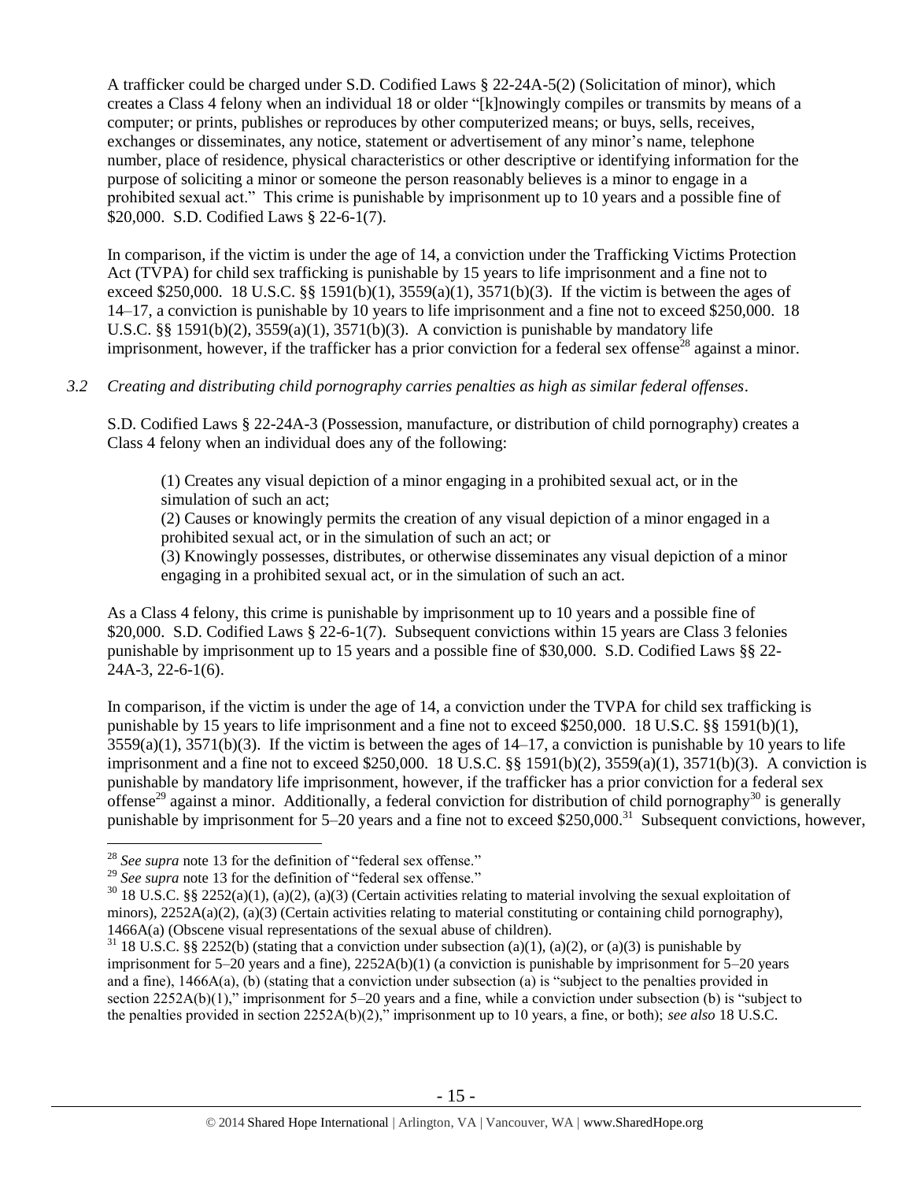A trafficker could be charged under S.D. Codified Laws § 22-24A-5(2) (Solicitation of minor), which creates a Class 4 felony when an individual 18 or older "[k]nowingly compiles or transmits by means of a computer; or prints, publishes or reproduces by other computerized means; or buys, sells, receives, exchanges or disseminates, any notice, statement or advertisement of any minor's name, telephone number, place of residence, physical characteristics or other descriptive or identifying information for the purpose of soliciting a minor or someone the person reasonably believes is a minor to engage in a prohibited sexual act." This crime is punishable by imprisonment up to 10 years and a possible fine of $20,000. S.D. Codified Laws § 22-6-1(7).

In comparison, if the victim is under the age of 14, a conviction under the Trafficking Victims Protection Act (TVPA) for child sex trafficking is punishable by 15 years to life imprisonment and a fine not to exceed $250,000. 18 U.S.C. §§ 1591(b)(1), 3559(a)(1), 3571(b)(3). If the victim is between the ages of 14–17, a conviction is punishable by 10 years to life imprisonment and a fine not to exceed $250,000. 18 U.S.C. §§ 1591(b)(2), 3559(a)(1), 3571(b)(3). A conviction is punishable by mandatory life imprisonment, however, if the trafficker has a prior conviction for a federal sex offense[28] against a minor.

*3.2 Creating and distributing child pornography carries penalties as high as similar federal offenses.*

S.D. Codified Laws § 22-24A-3 (Possession, manufacture, or distribution of child pornography) creates a Class 4 felony when an individual does any of the following:

> (1) Creates any visual depiction of a minor engaging in a prohibited sexual act, or in the simulation of such an act;
> (2) Causes or knowingly permits the creation of any visual depiction of a minor engaged in a prohibited sexual act, or in the simulation of such an act; or
> (3) Knowingly possesses, distributes, or otherwise disseminates any visual depiction of a minor engaging in a prohibited sexual act, or in the simulation of such an act.

As a Class 4 felony, this crime is punishable by imprisonment up to 10 years and a possible fine of $20,000. S.D. Codified Laws § 22-6-1(7). Subsequent convictions within 15 years are Class 3 felonies punishable by imprisonment up to 15 years and a possible fine of $30,000. S.D. Codified Laws §§ 22-24A-3, 22-6-1(6).

In comparison, if the victim is under the age of 14, a conviction under the TVPA for child sex trafficking is punishable by 15 years to life imprisonment and a fine not to exceed $250,000. 18 U.S.C. §§ 1591(b)(1), 3559(a)(1), 3571(b)(3). If the victim is between the ages of 14–17, a conviction is punishable by 10 years to life imprisonment and a fine not to exceed $250,000. 18 U.S.C. §§ 1591(b)(2), 3559(a)(1), 3571(b)(3). A conviction is punishable by mandatory life imprisonment, however, if the trafficker has a prior conviction for a federal sex offense[29] against a minor. Additionally, a federal conviction for distribution of child pornography[30] is generally punishable by imprisonment for 5–20 years and a fine not to exceed $250,000.[31] Subsequent convictions, however,

---

[28] *See supra* note 13 for the definition of "federal sex offense."

[29] *See supra* note 13 for the definition of "federal sex offense."

[30] 18 U.S.C. §§ 2252(a)(1), (a)(2), (a)(3) (Certain activities relating to material involving the sexual exploitation of minors), 2252A(a)(2), (a)(3) (Certain activities relating to material constituting or containing child pornography), 1466A(a) (Obscene visual representations of the sexual abuse of children).

[31] 18 U.S.C. §§ 2252(b) (stating that a conviction under subsection (a)(1), (a)(2), or (a)(3) is punishable by imprisonment for 5–20 years and a fine), 2252A(b)(1) (a conviction is punishable by imprisonment for 5–20 years and a fine), 1466A(a), (b) (stating that a conviction under subsection (a) is "subject to the penalties provided in section 2252A(b)(1)," imprisonment for 5–20 years and a fine, while a conviction under subsection (b) is "subject to the penalties provided in section 2252A(b)(2)," imprisonment up to 10 years, a fine, or both); *see also* 18 U.S.C.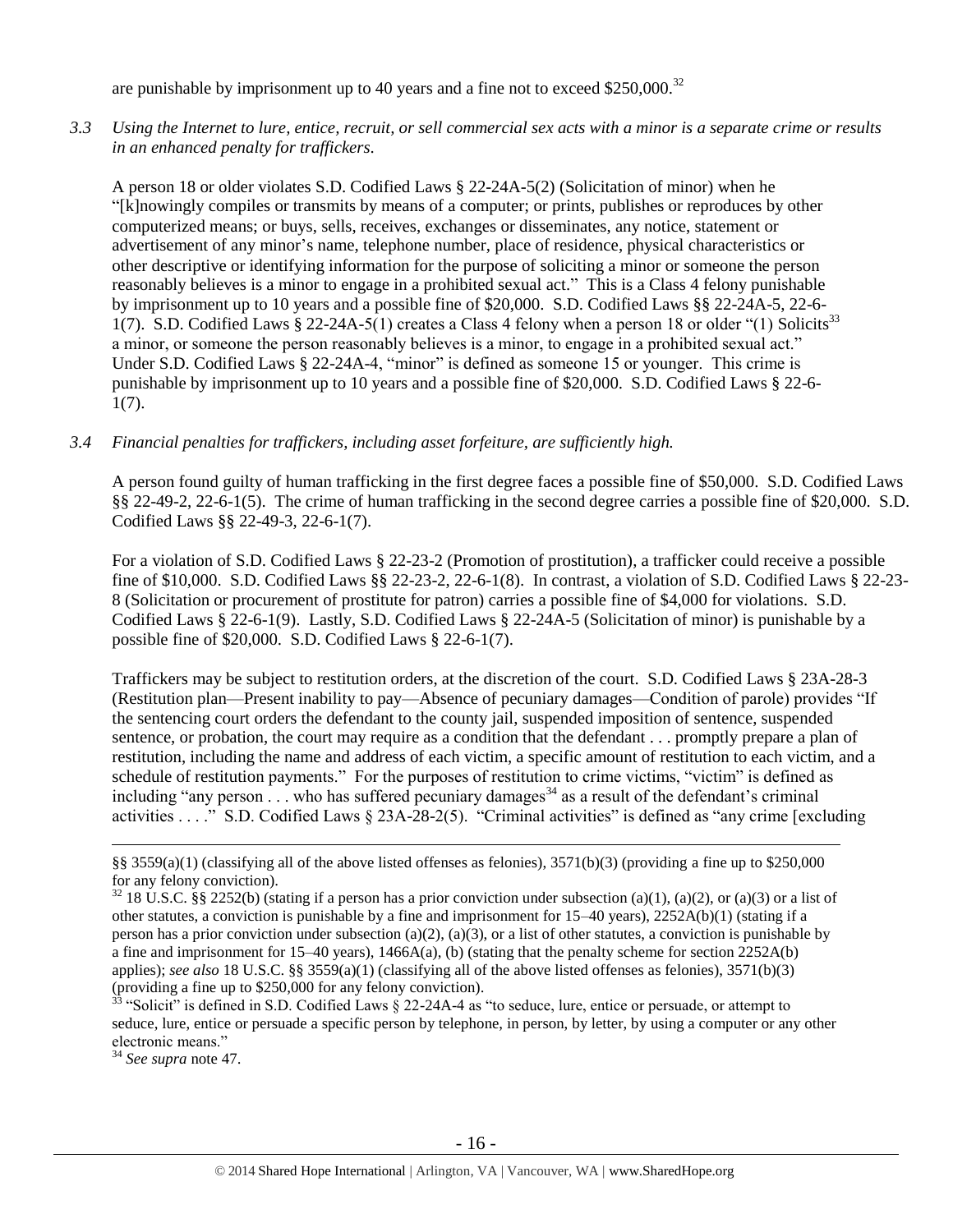are punishable by imprisonment up to 40 years and a fine not to exceed $250,000.[32]

*3.3 Using the Internet to lure, entice, recruit, or sell commercial sex acts with a minor is a separate crime or results in an enhanced penalty for traffickers.*

A person 18 or older violates S.D. Codified Laws § 22-24A-5(2) (Solicitation of minor) when he "[k]nowingly compiles or transmits by means of a computer; or prints, publishes or reproduces by other computerized means; or buys, sells, receives, exchanges or disseminates, any notice, statement or advertisement of any minor's name, telephone number, place of residence, physical characteristics or other descriptive or identifying information for the purpose of soliciting a minor or someone the person reasonably believes is a minor to engage in a prohibited sexual act." This is a Class 4 felony punishable by imprisonment up to 10 years and a possible fine of $20,000. S.D. Codified Laws §§ 22-24A-5, 22-6-1(7). S.D. Codified Laws § 22-24A-5(1) creates a Class 4 felony when a person 18 or older "(1) Solicits[33] a minor, or someone the person reasonably believes is a minor, to engage in a prohibited sexual act." Under S.D. Codified Laws § 22-24A-4, "minor" is defined as someone 15 or younger. This crime is punishable by imprisonment up to 10 years and a possible fine of $20,000. S.D. Codified Laws § 22-6-1(7).

*3.4 Financial penalties for traffickers, including asset forfeiture, are sufficiently high.*

A person found guilty of human trafficking in the first degree faces a possible fine of $50,000. S.D. Codified Laws §§ 22-49-2, 22-6-1(5). The crime of human trafficking in the second degree carries a possible fine of $20,000. S.D. Codified Laws §§ 22-49-3, 22-6-1(7).

For a violation of S.D. Codified Laws § 22-23-2 (Promotion of prostitution), a trafficker could receive a possible fine of $10,000. S.D. Codified Laws §§ 22-23-2, 22-6-1(8). In contrast, a violation of S.D. Codified Laws § 22-23-8 (Solicitation or procurement of prostitute for patron) carries a possible fine of $4,000 for violations. S.D. Codified Laws § 22-6-1(9). Lastly, S.D. Codified Laws § 22-24A-5 (Solicitation of minor) is punishable by a possible fine of $20,000. S.D. Codified Laws § 22-6-1(7).

Traffickers may be subject to restitution orders, at the discretion of the court. S.D. Codified Laws § 23A-28-3 (Restitution plan—Present inability to pay—Absence of pecuniary damages—Condition of parole) provides "If the sentencing court orders the defendant to the county jail, suspended imposition of sentence, suspended sentence, or probation, the court may require as a condition that the defendant . . . promptly prepare a plan of restitution, including the name and address of each victim, a specific amount of restitution to each victim, and a schedule of restitution payments." For the purposes of restitution to crime victims, "victim" is defined as including "any person . . . who has suffered pecuniary damages[34] as a result of the defendant's criminal activities . . . ." S.D. Codified Laws § 23A-28-2(5). "Criminal activities" is defined as "any crime [excluding

---

§§ 3559(a)(1) (classifying all of the above listed offenses as felonies), 3571(b)(3) (providing a fine up to $250,000 for any felony conviction).

[32] 18 U.S.C. §§ 2252(b) (stating if a person has a prior conviction under subsection (a)(1), (a)(2), or (a)(3) or a list of other statutes, a conviction is punishable by a fine and imprisonment for 15–40 years), 2252A(b)(1) (stating if a person has a prior conviction under subsection (a)(2), (a)(3), or a list of other statutes, a conviction is punishable by a fine and imprisonment for 15–40 years), 1466A(a), (b) (stating that the penalty scheme for section 2252A(b) applies); *see also* 18 U.S.C. §§ 3559(a)(1) (classifying all of the above listed offenses as felonies), 3571(b)(3) (providing a fine up to $250,000 for any felony conviction).

[33] "Solicit" is defined in S.D. Codified Laws § 22-24A-4 as "to seduce, lure, entice or persuade, or attempt to seduce, lure, entice or persuade a specific person by telephone, in person, by letter, by using a computer or any other electronic means."

[34] *See supra* note 47.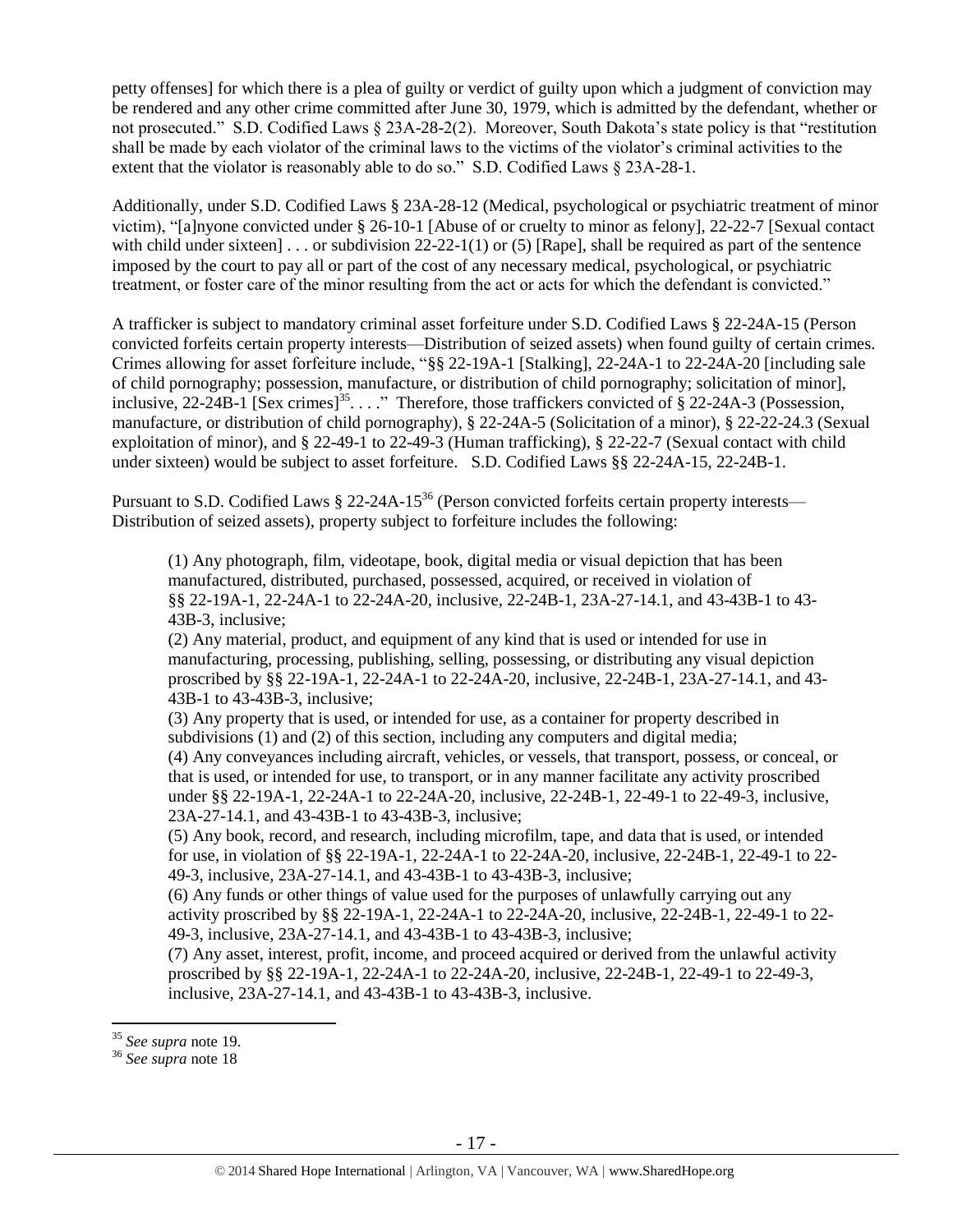petty offenses] for which there is a plea of guilty or verdict of guilty upon which a judgment of conviction may be rendered and any other crime committed after June 30, 1979, which is admitted by the defendant, whether or not prosecuted." S.D. Codified Laws § 23A-28-2(2). Moreover, South Dakota's state policy is that "restitution shall be made by each violator of the criminal laws to the victims of the violator's criminal activities to the extent that the violator is reasonably able to do so." S.D. Codified Laws § 23A-28-1.

Additionally, under S.D. Codified Laws § 23A-28-12 (Medical, psychological or psychiatric treatment of minor victim), "[a]nyone convicted under § 26-10-1 [Abuse of or cruelty to minor as felony], 22-22-7 [Sexual contact with child under sixteen] . . . or subdivision 22-22-1(1) or (5) [Rape], shall be required as part of the sentence imposed by the court to pay all or part of the cost of any necessary medical, psychological, or psychiatric treatment, or foster care of the minor resulting from the act or acts for which the defendant is convicted."

A trafficker is subject to mandatory criminal asset forfeiture under S.D. Codified Laws § 22-24A-15 (Person convicted forfeits certain property interests—Distribution of seized assets) when found guilty of certain crimes. Crimes allowing for asset forfeiture include, "§§ 22-19A-1 [Stalking], 22-24A-1 to 22-24A-20 [including sale of child pornography; possession, manufacture, or distribution of child pornography; solicitation of minor], inclusive, 22-24B-1 [Sex crimes][35]. . . ." Therefore, those traffickers convicted of § 22-24A-3 (Possession, manufacture, or distribution of child pornography), § 22-24A-5 (Solicitation of a minor), § 22-22-24.3 (Sexual exploitation of minor), and § 22-49-1 to 22-49-3 (Human trafficking), § 22-22-7 (Sexual contact with child under sixteen) would be subject to asset forfeiture. S.D. Codified Laws §§ 22-24A-15, 22-24B-1.

Pursuant to S.D. Codified Laws § 22-24A-15[36] (Person convicted forfeits certain property interests—Distribution of seized assets), property subject to forfeiture includes the following:

> (1) Any photograph, film, videotape, book, digital media or visual depiction that has been manufactured, distributed, purchased, possessed, acquired, or received in violation of §§ 22-19A-1, 22-24A-1 to 22-24A-20, inclusive, 22-24B-1, 23A-27-14.1, and 43-43B-1 to 43-43B-3, inclusive;
> (2) Any material, product, and equipment of any kind that is used or intended for use in manufacturing, processing, publishing, selling, possessing, or distributing any visual depiction proscribed by §§ 22-19A-1, 22-24A-1 to 22-24A-20, inclusive, 22-24B-1, 23A-27-14.1, and 43-43B-1 to 43-43B-3, inclusive;
> (3) Any property that is used, or intended for use, as a container for property described in subdivisions (1) and (2) of this section, including any computers and digital media;
> (4) Any conveyances including aircraft, vehicles, or vessels, that transport, possess, or conceal, or that is used, or intended for use, to transport, or in any manner facilitate any activity proscribed under §§ 22-19A-1, 22-24A-1 to 22-24A-20, inclusive, 22-24B-1, 22-49-1 to 22-49-3, inclusive, 23A-27-14.1, and 43-43B-1 to 43-43B-3, inclusive;
> (5) Any book, record, and research, including microfilm, tape, and data that is used, or intended for use, in violation of §§ 22-19A-1, 22-24A-1 to 22-24A-20, inclusive, 22-24B-1, 22-49-1 to 22-49-3, inclusive, 23A-27-14.1, and 43-43B-1 to 43-43B-3, inclusive;
> (6) Any funds or other things of value used for the purposes of unlawfully carrying out any activity proscribed by §§ 22-19A-1, 22-24A-1 to 22-24A-20, inclusive, 22-24B-1, 22-49-1 to 22-49-3, inclusive, 23A-27-14.1, and 43-43B-1 to 43-43B-3, inclusive;
> (7) Any asset, interest, profit, income, and proceed acquired or derived from the unlawful activity proscribed by §§ 22-19A-1, 22-24A-1 to 22-24A-20, inclusive, 22-24B-1, 22-49-1 to 22-49-3, inclusive, 23A-27-14.1, and 43-43B-1 to 43-43B-3, inclusive.

---

[35] *See supra* note 19.
[36] *See supra* note 18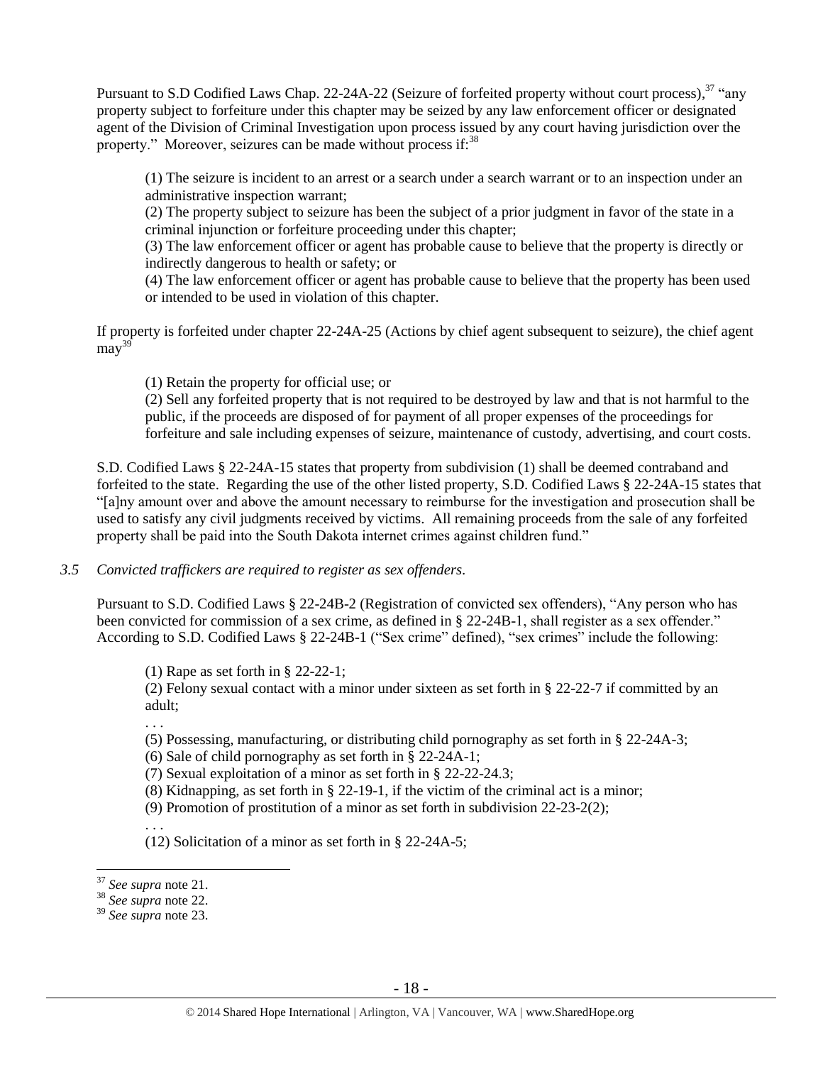Pursuant to S.D Codified Laws Chap. 22-24A-22 (Seizure of forfeited property without court process),[37] "any property subject to forfeiture under this chapter may be seized by any law enforcement officer or designated agent of the Division of Criminal Investigation upon process issued by any court having jurisdiction over the property." Moreover, seizures can be made without process if:[38]

> (1) The seizure is incident to an arrest or a search under a search warrant or to an inspection under an administrative inspection warrant;
> (2) The property subject to seizure has been the subject of a prior judgment in favor of the state in a criminal injunction or forfeiture proceeding under this chapter;
> (3) The law enforcement officer or agent has probable cause to believe that the property is directly or indirectly dangerous to health or safety; or
> (4) The law enforcement officer or agent has probable cause to believe that the property has been used or intended to be used in violation of this chapter.

If property is forfeited under chapter 22-24A-25 (Actions by chief agent subsequent to seizure), the chief agent may[39]

> (1) Retain the property for official use; or
> (2) Sell any forfeited property that is not required to be destroyed by law and that is not harmful to the public, if the proceeds are disposed of for payment of all proper expenses of the proceedings for forfeiture and sale including expenses of seizure, maintenance of custody, advertising, and court costs.

S.D. Codified Laws § 22-24A-15 states that property from subdivision (1) shall be deemed contraband and forfeited to the state. Regarding the use of the other listed property, S.D. Codified Laws § 22-24A-15 states that "[a]ny amount over and above the amount necessary to reimburse for the investigation and prosecution shall be used to satisfy any civil judgments received by victims. All remaining proceeds from the sale of any forfeited property shall be paid into the South Dakota internet crimes against children fund."

*3.5 Convicted traffickers are required to register as sex offenders.*

Pursuant to S.D. Codified Laws § 22-24B-2 (Registration of convicted sex offenders), "Any person who has been convicted for commission of a sex crime, as defined in § 22-24B-1, shall register as a sex offender." According to S.D. Codified Laws § 22-24B-1 ("Sex crime" defined), "sex crimes" include the following:

> (1) Rape as set forth in § 22-22-1;
> (2) Felony sexual contact with a minor under sixteen as set forth in § 22-22-7 if committed by an adult;
> . . .
> (5) Possessing, manufacturing, or distributing child pornography as set forth in § 22-24A-3;
> (6) Sale of child pornography as set forth in § 22-24A-1;
> (7) Sexual exploitation of a minor as set forth in § 22-22-24.3;
> (8) Kidnapping, as set forth in § 22-19-1, if the victim of the criminal act is a minor;
> (9) Promotion of prostitution of a minor as set forth in subdivision 22-23-2(2);
> . . .
> (12) Solicitation of a minor as set forth in § 22-24A-5;

---

[37] *See supra* note 21.
[38] *See supra* note 22.
[39] *See supra* note 23.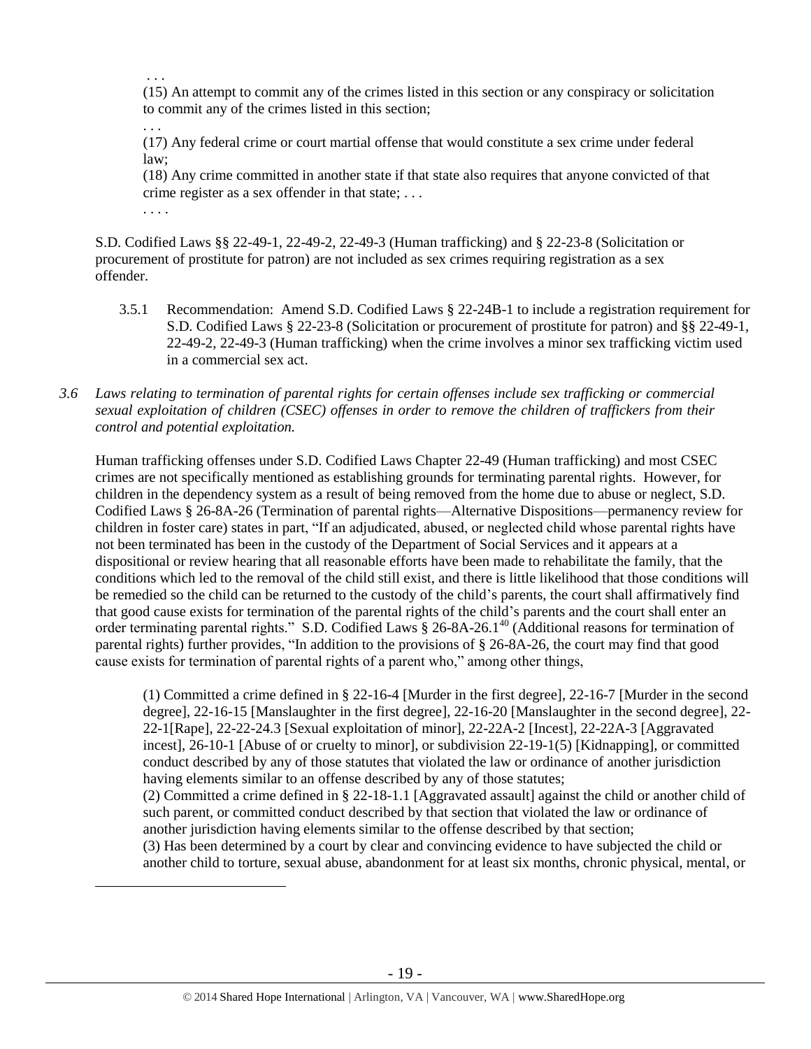. . .

(15) An attempt to commit any of the crimes listed in this section or any conspiracy or solicitation to commit any of the crimes listed in this section;

. . .

(17) Any federal crime or court martial offense that would constitute a sex crime under federal law;

(18) Any crime committed in another state if that state also requires that anyone convicted of that crime register as a sex offender in that state; . . .

. . . .

S.D. Codified Laws §§ 22-49-1, 22-49-2, 22-49-3 (Human trafficking) and § 22-23-8 (Solicitation or procurement of prostitute for patron) are not included as sex crimes requiring registration as a sex offender.

3.5.1 Recommendation: Amend S.D. Codified Laws § 22-24B-1 to include a registration requirement for S.D. Codified Laws § 22-23-8 (Solicitation or procurement of prostitute for patron) and §§ 22-49-1, 22-49-2, 22-49-3 (Human trafficking) when the crime involves a minor sex trafficking victim used in a commercial sex act.

*3.6 Laws relating to termination of parental rights for certain offenses include sex trafficking or commercial sexual exploitation of children (CSEC) offenses in order to remove the children of traffickers from their control and potential exploitation.*

Human trafficking offenses under S.D. Codified Laws Chapter 22-49 (Human trafficking) and most CSEC crimes are not specifically mentioned as establishing grounds for terminating parental rights. However, for children in the dependency system as a result of being removed from the home due to abuse or neglect, S.D. Codified Laws § 26-8A-26 (Termination of parental rights—Alternative Dispositions—permanency review for children in foster care) states in part, "If an adjudicated, abused, or neglected child whose parental rights have not been terminated has been in the custody of the Department of Social Services and it appears at a dispositional or review hearing that all reasonable efforts have been made to rehabilitate the family, that the conditions which led to the removal of the child still exist, and there is little likelihood that those conditions will be remedied so the child can be returned to the custody of the child's parents, the court shall affirmatively find that good cause exists for termination of the parental rights of the child's parents and the court shall enter an order terminating parental rights." S.D. Codified Laws § 26-8A-26.1[40] (Additional reasons for termination of parental rights) further provides, "In addition to the provisions of § 26-8A-26, the court may find that good cause exists for termination of parental rights of a parent who," among other things,

(1) Committed a crime defined in § 22-16-4 [Murder in the first degree], 22-16-7 [Murder in the second degree], 22-16-15 [Manslaughter in the first degree], 22-16-20 [Manslaughter in the second degree], 22-22-1[Rape], 22-22-24.3 [Sexual exploitation of minor], 22-22A-2 [Incest], 22-22A-3 [Aggravated incest], 26-10-1 [Abuse of or cruelty to minor], or subdivision 22-19-1(5) [Kidnapping], or committed conduct described by any of those statutes that violated the law or ordinance of another jurisdiction having elements similar to an offense described by any of those statutes;

(2) Committed a crime defined in § 22-18-1.1 [Aggravated assault] against the child or another child of such parent, or committed conduct described by that section that violated the law or ordinance of another jurisdiction having elements similar to the offense described by that section;

(3) Has been determined by a court by clear and convincing evidence to have subjected the child or another child to torture, sexual abuse, abandonment for at least six months, chronic physical, mental, or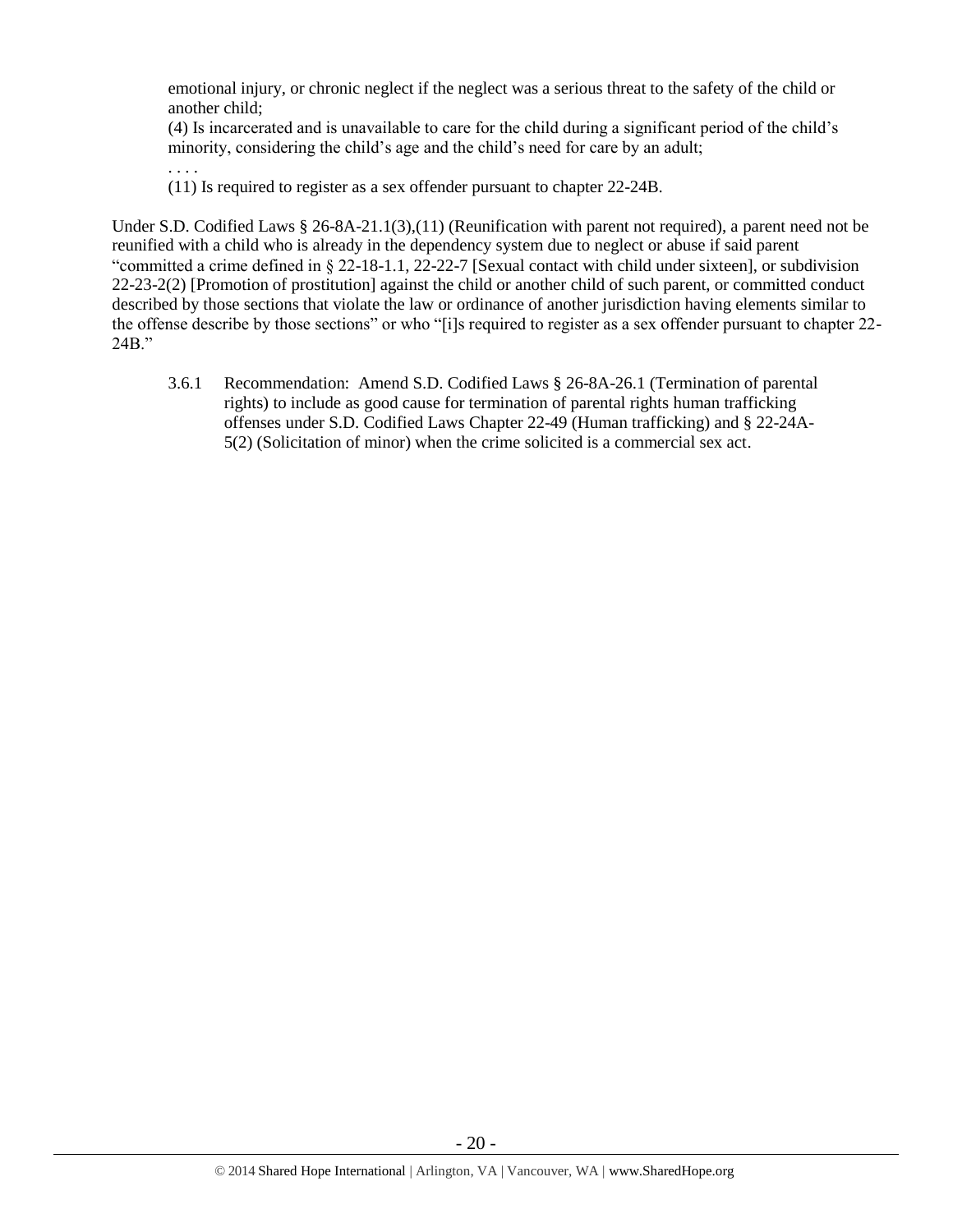emotional injury, or chronic neglect if the neglect was a serious threat to the safety of the child or another child;

(4) Is incarcerated and is unavailable to care for the child during a significant period of the child's minority, considering the child's age and the child's need for care by an adult;

. . . .

(11) Is required to register as a sex offender pursuant to chapter 22-24B.

Under S.D. Codified Laws § 26-8A-21.1(3),(11) (Reunification with parent not required), a parent need not be reunified with a child who is already in the dependency system due to neglect or abuse if said parent "committed a crime defined in § 22-18-1.1, 22-22-7 [Sexual contact with child under sixteen], or subdivision 22-23-2(2) [Promotion of prostitution] against the child or another child of such parent, or committed conduct described by those sections that violate the law or ordinance of another jurisdiction having elements similar to the offense describe by those sections" or who "[i]s required to register as a sex offender pursuant to chapter 22-24B."

3.6.1 Recommendation: Amend S.D. Codified Laws § 26-8A-26.1 (Termination of parental rights) to include as good cause for termination of parental rights human trafficking offenses under S.D. Codified Laws Chapter 22-49 (Human trafficking) and § 22-24A-5(2) (Solicitation of minor) when the crime solicited is a commercial sex act.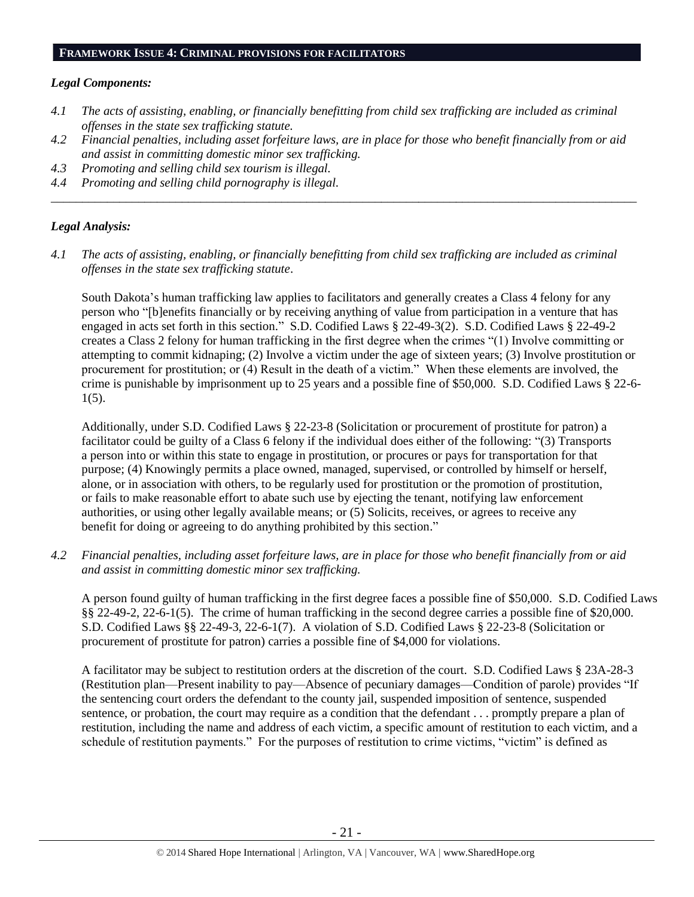## FRAMEWORK ISSUE 4: CRIMINAL PROVISIONS FOR FACILITATORS

### *Legal Components:*

*4.1 The acts of assisting, enabling, or financially benefitting from child sex trafficking are included as criminal offenses in the state sex trafficking statute.*

*4.2 Financial penalties, including asset forfeiture laws, are in place for those who benefit financially from or aid and assist in committing domestic minor sex trafficking.*

*4.3 Promoting and selling child sex tourism is illegal.*

*4.4 Promoting and selling child pornography is illegal.*

---

### *Legal Analysis:*

*4.1 The acts of assisting, enabling, or financially benefitting from child sex trafficking are included as criminal offenses in the state sex trafficking statute.*

South Dakota's human trafficking law applies to facilitators and generally creates a Class 4 felony for any person who "[b]enefits financially or by receiving anything of value from participation in a venture that has engaged in acts set forth in this section." S.D. Codified Laws § 22-49-3(2). S.D. Codified Laws § 22-49-2 creates a Class 2 felony for human trafficking in the first degree when the crimes "(1) Involve committing or attempting to commit kidnaping; (2) Involve a victim under the age of sixteen years; (3) Involve prostitution or procurement for prostitution; or (4) Result in the death of a victim." When these elements are involved, the crime is punishable by imprisonment up to 25 years and a possible fine of $50,000. S.D. Codified Laws § 22-6-1(5).

Additionally, under S.D. Codified Laws § 22-23-8 (Solicitation or procurement of prostitute for patron) a facilitator could be guilty of a Class 6 felony if the individual does either of the following: "(3) Transports a person into or within this state to engage in prostitution, or procures or pays for transportation for that purpose; (4) Knowingly permits a place owned, managed, supervised, or controlled by himself or herself, alone, or in association with others, to be regularly used for prostitution or the promotion of prostitution, or fails to make reasonable effort to abate such use by ejecting the tenant, notifying law enforcement authorities, or using other legally available means; or (5) Solicits, receives, or agrees to receive any benefit for doing or agreeing to do anything prohibited by this section."

*4.2 Financial penalties, including asset forfeiture laws, are in place for those who benefit financially from or aid and assist in committing domestic minor sex trafficking.*

A person found guilty of human trafficking in the first degree faces a possible fine of $50,000. S.D. Codified Laws §§ 22-49-2, 22-6-1(5). The crime of human trafficking in the second degree carries a possible fine of $20,000. S.D. Codified Laws §§ 22-49-3, 22-6-1(7). A violation of S.D. Codified Laws § 22-23-8 (Solicitation or procurement of prostitute for patron) carries a possible fine of $4,000 for violations.

A facilitator may be subject to restitution orders at the discretion of the court. S.D. Codified Laws § 23A-28-3 (Restitution plan—Present inability to pay—Absence of pecuniary damages—Condition of parole) provides "If the sentencing court orders the defendant to the county jail, suspended imposition of sentence, suspended sentence, or probation, the court may require as a condition that the defendant . . . promptly prepare a plan of restitution, including the name and address of each victim, a specific amount of restitution to each victim, and a schedule of restitution payments." For the purposes of restitution to crime victims, "victim" is defined as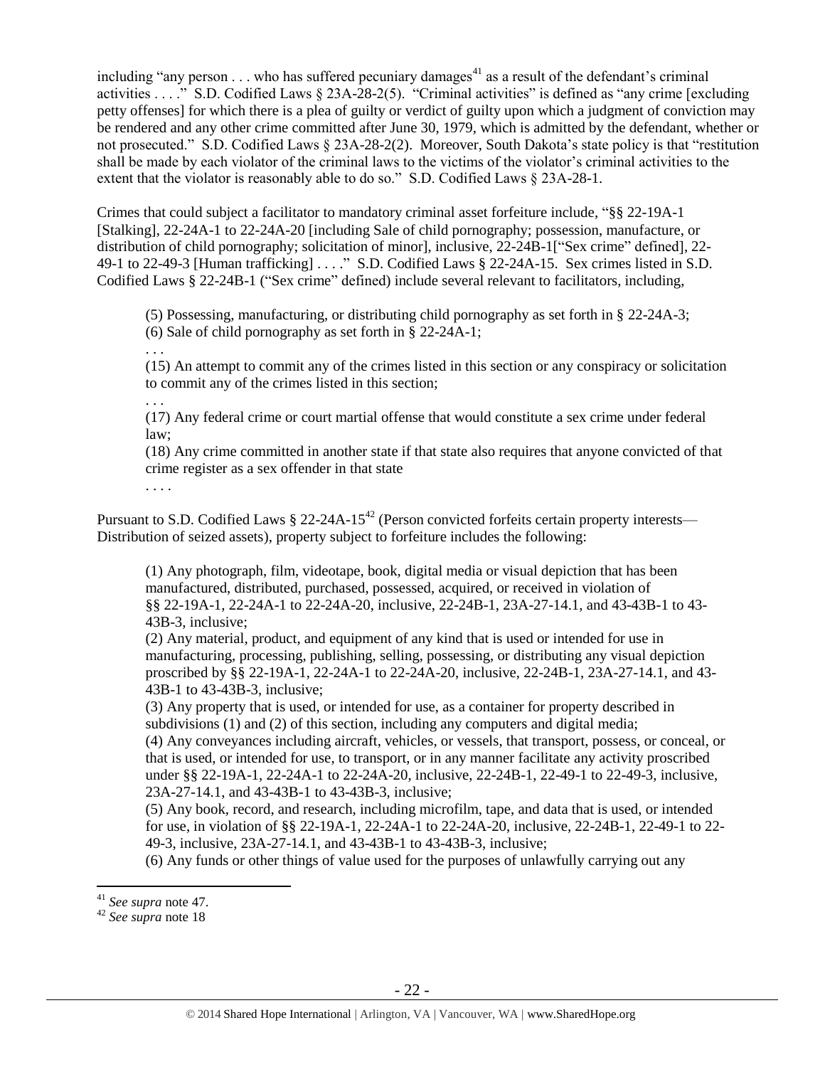including "any person . . . who has suffered pecuniary damages[41] as a result of the defendant's criminal activities . . . ." S.D. Codified Laws § 23A-28-2(5). "Criminal activities" is defined as "any crime [excluding petty offenses] for which there is a plea of guilty or verdict of guilty upon which a judgment of conviction may be rendered and any other crime committed after June 30, 1979, which is admitted by the defendant, whether or not prosecuted." S.D. Codified Laws § 23A-28-2(2). Moreover, South Dakota's state policy is that "restitution shall be made by each violator of the criminal laws to the victims of the violator's criminal activities to the extent that the violator is reasonably able to do so." S.D. Codified Laws § 23A-28-1.

Crimes that could subject a facilitator to mandatory criminal asset forfeiture include, "§§ 22-19A-1 [Stalking], 22-24A-1 to 22-24A-20 [including Sale of child pornography; possession, manufacture, or distribution of child pornography; solicitation of minor], inclusive, 22-24B-1["Sex crime" defined], 22-49-1 to 22-49-3 [Human trafficking] . . . ." S.D. Codified Laws § 22-24A-15. Sex crimes listed in S.D. Codified Laws § 22-24B-1 ("Sex crime" defined) include several relevant to facilitators, including,

> (5) Possessing, manufacturing, or distributing child pornography as set forth in § 22-24A-3;
> (6) Sale of child pornography as set forth in § 22-24A-1;
> . . .
> (15) An attempt to commit any of the crimes listed in this section or any conspiracy or solicitation to commit any of the crimes listed in this section;
> . . .
> (17) Any federal crime or court martial offense that would constitute a sex crime under federal law;
> (18) Any crime committed in another state if that state also requires that anyone convicted of that crime register as a sex offender in that state
> . . . .

Pursuant to S.D. Codified Laws § 22-24A-15[42] (Person convicted forfeits certain property interests—Distribution of seized assets), property subject to forfeiture includes the following:

> (1) Any photograph, film, videotape, book, digital media or visual depiction that has been manufactured, distributed, purchased, possessed, acquired, or received in violation of §§ 22-19A-1, 22-24A-1 to 22-24A-20, inclusive, 22-24B-1, 23A-27-14.1, and 43-43B-1 to 43-43B-3, inclusive;
> (2) Any material, product, and equipment of any kind that is used or intended for use in manufacturing, processing, publishing, selling, possessing, or distributing any visual depiction proscribed by §§ 22-19A-1, 22-24A-1 to 22-24A-20, inclusive, 22-24B-1, 23A-27-14.1, and 43-43B-1 to 43-43B-3, inclusive;
> (3) Any property that is used, or intended for use, as a container for property described in subdivisions (1) and (2) of this section, including any computers and digital media;
> (4) Any conveyances including aircraft, vehicles, or vessels, that transport, possess, or conceal, or that is used, or intended for use, to transport, or in any manner facilitate any activity proscribed under §§ 22-19A-1, 22-24A-1 to 22-24A-20, inclusive, 22-24B-1, 22-49-1 to 22-49-3, inclusive, 23A-27-14.1, and 43-43B-1 to 43-43B-3, inclusive;
> (5) Any book, record, and research, including microfilm, tape, and data that is used, or intended for use, in violation of §§ 22-19A-1, 22-24A-1 to 22-24A-20, inclusive, 22-24B-1, 22-49-1 to 22-49-3, inclusive, 23A-27-14.1, and 43-43B-1 to 43-43B-3, inclusive;
> (6) Any funds or other things of value used for the purposes of unlawfully carrying out any

---

[41] *See supra* note 47.

[42] *See supra* note 18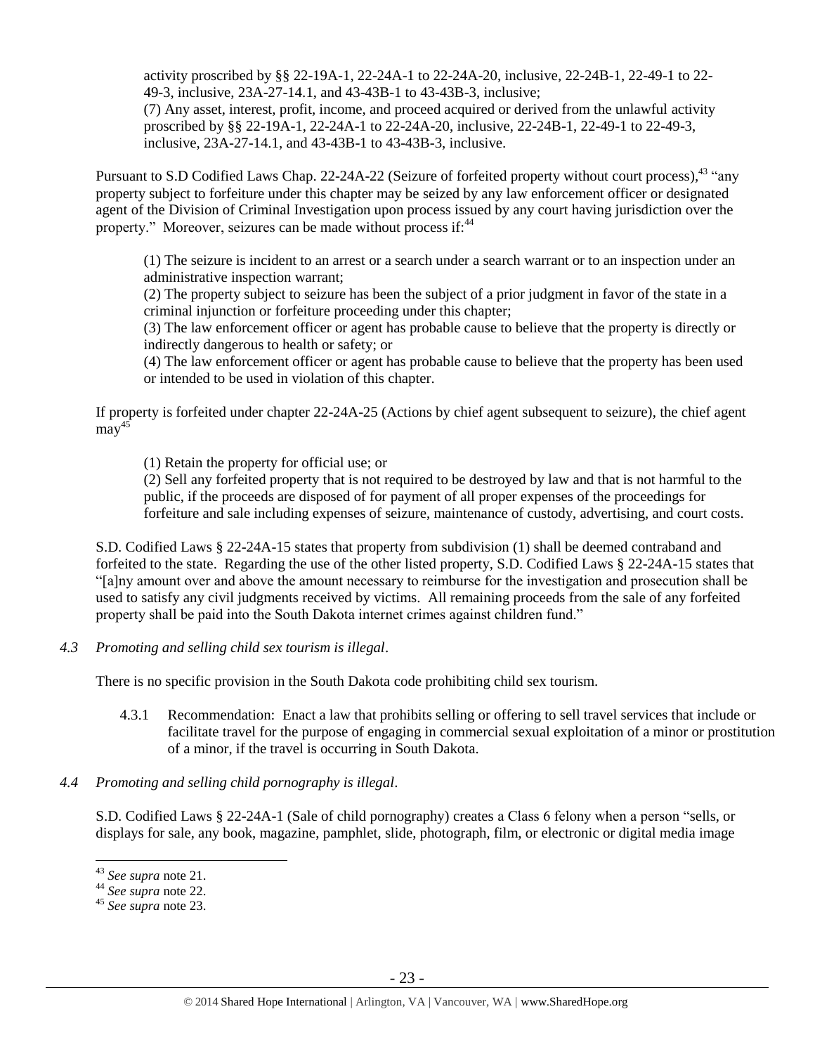activity proscribed by §§ 22-19A-1, 22-24A-1 to 22-24A-20, inclusive, 22-24B-1, 22-49-1 to 22-49-3, inclusive, 23A-27-14.1, and 43-43B-1 to 43-43B-3, inclusive;
(7) Any asset, interest, profit, income, and proceed acquired or derived from the unlawful activity proscribed by §§ 22-19A-1, 22-24A-1 to 22-24A-20, inclusive, 22-24B-1, 22-49-1 to 22-49-3, inclusive, 23A-27-14.1, and 43-43B-1 to 43-43B-3, inclusive.

Pursuant to S.D Codified Laws Chap. 22-24A-22 (Seizure of forfeited property without court process),[43] "any property subject to forfeiture under this chapter may be seized by any law enforcement officer or designated agent of the Division of Criminal Investigation upon process issued by any court having jurisdiction over the property." Moreover, seizures can be made without process if:[44]

> (1) The seizure is incident to an arrest or a search under a search warrant or to an inspection under an administrative inspection warrant;
> (2) The property subject to seizure has been the subject of a prior judgment in favor of the state in a criminal injunction or forfeiture proceeding under this chapter;
> (3) The law enforcement officer or agent has probable cause to believe that the property is directly or indirectly dangerous to health or safety; or
> (4) The law enforcement officer or agent has probable cause to believe that the property has been used or intended to be used in violation of this chapter.

If property is forfeited under chapter 22-24A-25 (Actions by chief agent subsequent to seizure), the chief agent may[45]

> (1) Retain the property for official use; or
> (2) Sell any forfeited property that is not required to be destroyed by law and that is not harmful to the public, if the proceeds are disposed of for payment of all proper expenses of the proceedings for forfeiture and sale including expenses of seizure, maintenance of custody, advertising, and court costs.

S.D. Codified Laws § 22-24A-15 states that property from subdivision (1) shall be deemed contraband and forfeited to the state. Regarding the use of the other listed property, S.D. Codified Laws § 22-24A-15 states that "[a]ny amount over and above the amount necessary to reimburse for the investigation and prosecution shall be used to satisfy any civil judgments received by victims. All remaining proceeds from the sale of any forfeited property shall be paid into the South Dakota internet crimes against children fund."

*4.3 Promoting and selling child sex tourism is illegal.*

There is no specific provision in the South Dakota code prohibiting child sex tourism.

4.3.1 Recommendation: Enact a law that prohibits selling or offering to sell travel services that include or facilitate travel for the purpose of engaging in commercial sexual exploitation of a minor or prostitution of a minor, if the travel is occurring in South Dakota.

*4.4 Promoting and selling child pornography is illegal.*

S.D. Codified Laws § 22-24A-1 (Sale of child pornography) creates a Class 6 felony when a person "sells, or displays for sale, any book, magazine, pamphlet, slide, photograph, film, or electronic or digital media image

---

[43] *See supra* note 21.
[44] *See supra* note 22.
[45] *See supra* note 23.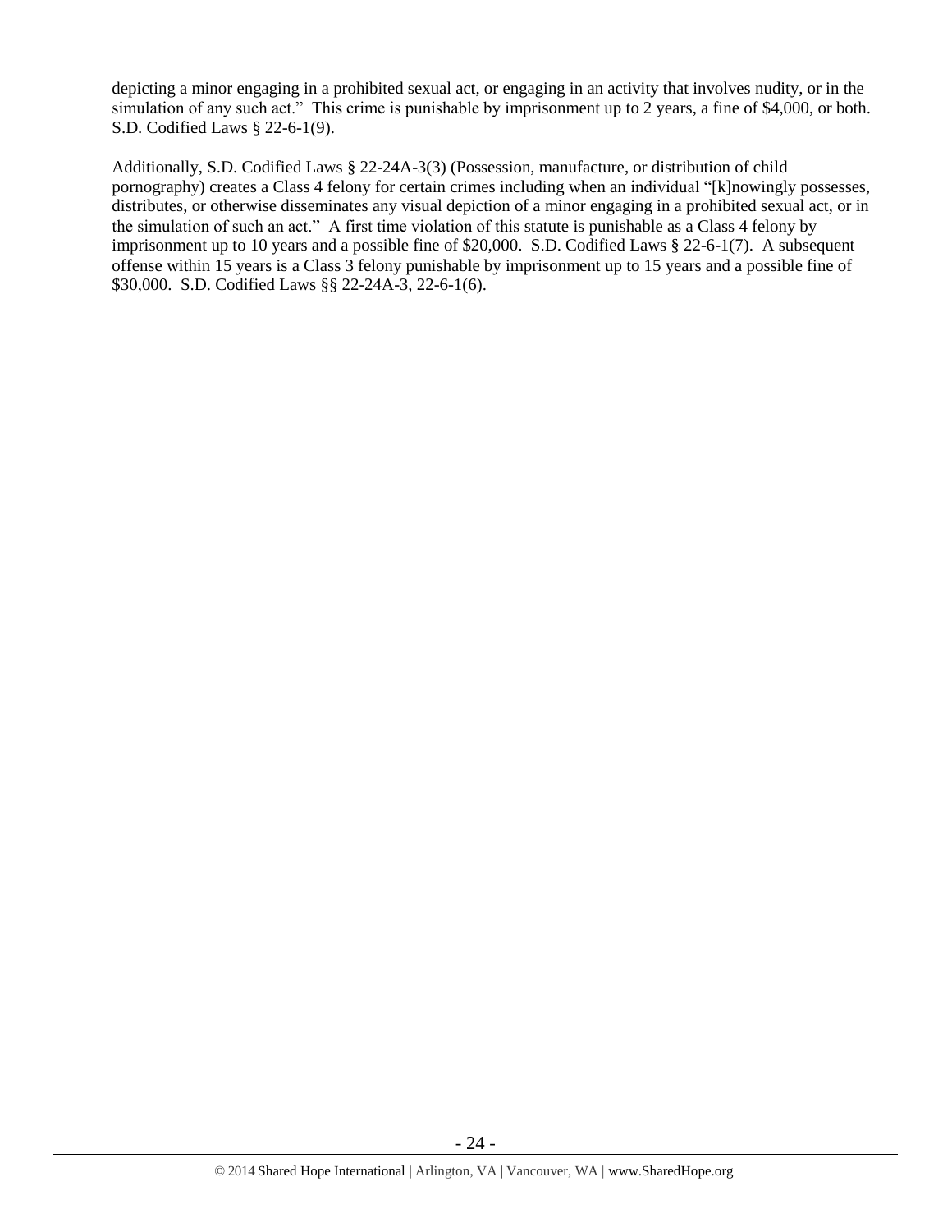depicting a minor engaging in a prohibited sexual act, or engaging in an activity that involves nudity, or in the simulation of any such act." This crime is punishable by imprisonment up to 2 years, a fine of $4,000, or both. S.D. Codified Laws § 22-6-1(9).

Additionally, S.D. Codified Laws § 22-24A-3(3) (Possession, manufacture, or distribution of child pornography) creates a Class 4 felony for certain crimes including when an individual "[k]nowingly possesses, distributes, or otherwise disseminates any visual depiction of a minor engaging in a prohibited sexual act, or in the simulation of such an act." A first time violation of this statute is punishable as a Class 4 felony by imprisonment up to 10 years and a possible fine of $20,000. S.D. Codified Laws § 22-6-1(7). A subsequent offense within 15 years is a Class 3 felony punishable by imprisonment up to 15 years and a possible fine of $30,000. S.D. Codified Laws §§ 22-24A-3, 22-6-1(6).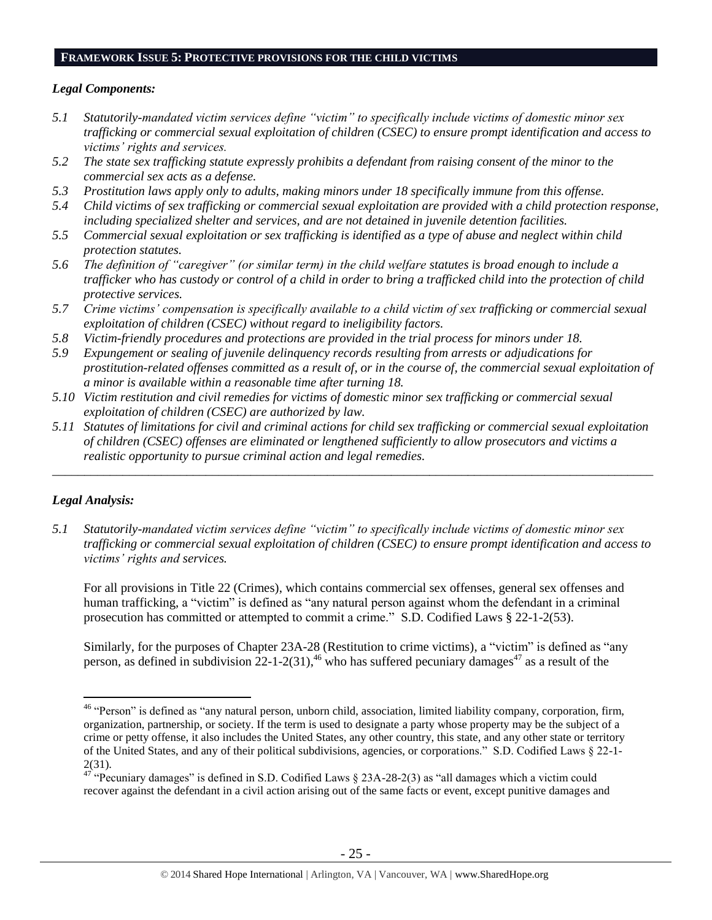## FRAMEWORK ISSUE 5: PROTECTIVE PROVISIONS FOR THE CHILD VICTIMS

### *Legal Components:*

*5.1 Statutorily-mandated victim services define "victim" to specifically include victims of domestic minor sex trafficking or commercial sexual exploitation of children (CSEC) to ensure prompt identification and access to victims' rights and services.*

*5.2 The state sex trafficking statute expressly prohibits a defendant from raising consent of the minor to the commercial sex acts as a defense.*

*5.3 Prostitution laws apply only to adults, making minors under 18 specifically immune from this offense.*

*5.4 Child victims of sex trafficking or commercial sexual exploitation are provided with a child protection response, including specialized shelter and services, and are not detained in juvenile detention facilities.*

*5.5 Commercial sexual exploitation or sex trafficking is identified as a type of abuse and neglect within child protection statutes.*

*5.6 The definition of "caregiver" (or similar term) in the child welfare statutes is broad enough to include a trafficker who has custody or control of a child in order to bring a trafficked child into the protection of child protective services.*

*5.7 Crime victims' compensation is specifically available to a child victim of sex trafficking or commercial sexual exploitation of children (CSEC) without regard to ineligibility factors.*

*5.8 Victim-friendly procedures and protections are provided in the trial process for minors under 18.*

*5.9 Expungement or sealing of juvenile delinquency records resulting from arrests or adjudications for prostitution-related offenses committed as a result of, or in the course of, the commercial sexual exploitation of a minor is available within a reasonable time after turning 18.*

*5.10 Victim restitution and civil remedies for victims of domestic minor sex trafficking or commercial sexual exploitation of children (CSEC) are authorized by law.*

*5.11 Statutes of limitations for civil and criminal actions for child sex trafficking or commercial sexual exploitation of children (CSEC) offenses are eliminated or lengthened sufficiently to allow prosecutors and victims a realistic opportunity to pursue criminal action and legal remedies.*

---

### *Legal Analysis:*

*5.1 Statutorily-mandated victim services define "victim" to specifically include victims of domestic minor sex trafficking or commercial sexual exploitation of children (CSEC) to ensure prompt identification and access to victims' rights and services.*

For all provisions in Title 22 (Crimes), which contains commercial sex offenses, general sex offenses and human trafficking, a "victim" is defined as "any natural person against whom the defendant in a criminal prosecution has committed or attempted to commit a crime." S.D. Codified Laws § 22-1-2(53).

Similarly, for the purposes of Chapter 23A-28 (Restitution to crime victims), a "victim" is defined as "any person, as defined in subdivision 22-1-2(31),[46] who has suffered pecuniary damages[47] as a result of the

---

[46] "Person" is defined as "any natural person, unborn child, association, limited liability company, corporation, firm, organization, partnership, or society. If the term is used to designate a party whose property may be the subject of a crime or petty offense, it also includes the United States, any other country, this state, and any other state or territory of the United States, and any of their political subdivisions, agencies, or corporations." S.D. Codified Laws § 22-1-2(31).

[47] "Pecuniary damages" is defined in S.D. Codified Laws § 23A-28-2(3) as "all damages which a victim could recover against the defendant in a civil action arising out of the same facts or event, except punitive damages and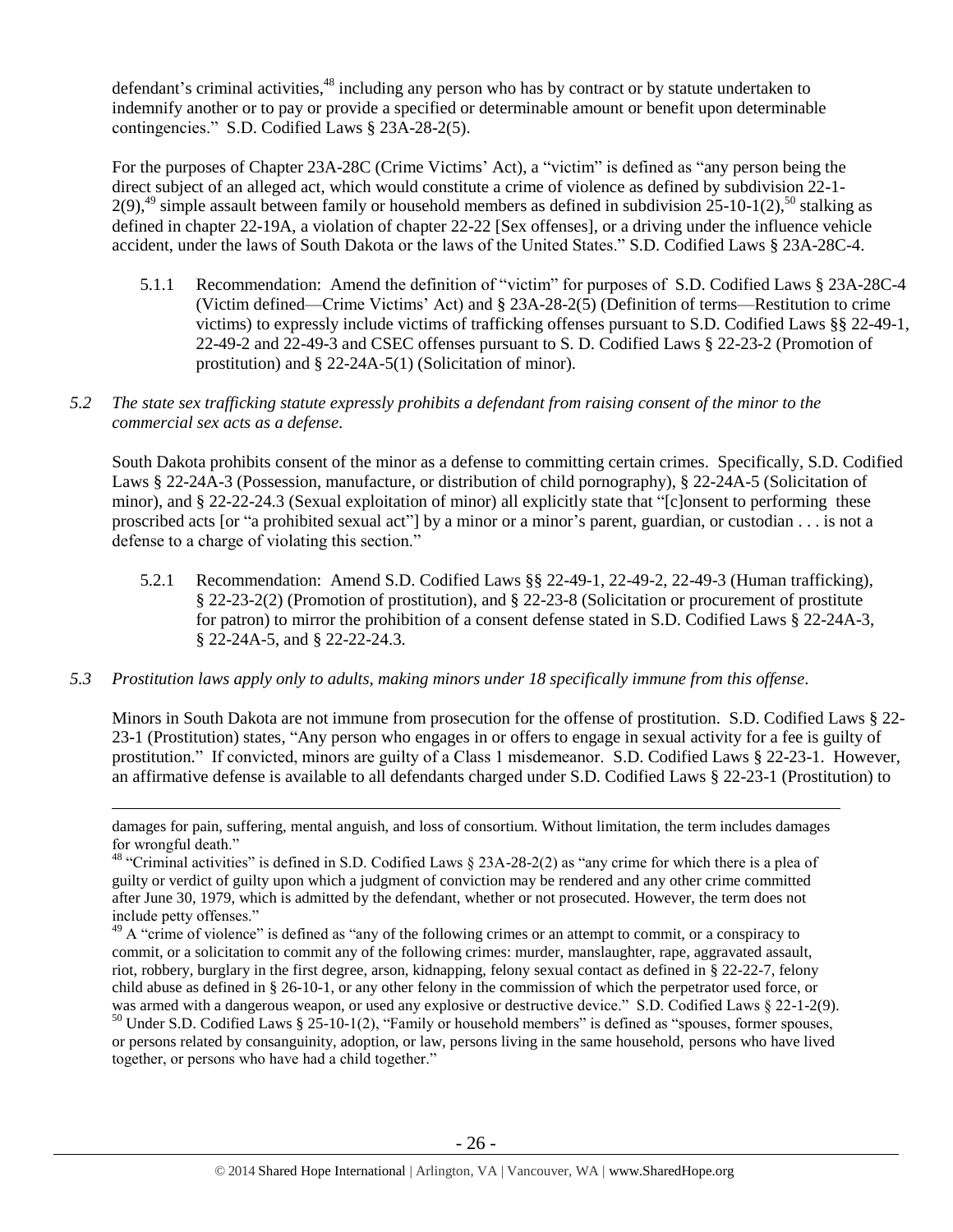defendant's criminal activities,[48] including any person who has by contract or by statute undertaken to indemnify another or to pay or provide a specified or determinable amount or benefit upon determinable contingencies." S.D. Codified Laws § 23A-28-2(5).

For the purposes of Chapter 23A-28C (Crime Victims' Act), a "victim" is defined as "any person being the direct subject of an alleged act, which would constitute a crime of violence as defined by subdivision 22-1-2(9),[49] simple assault between family or household members as defined in subdivision 25-10-1(2),[50] stalking as defined in chapter 22-19A, a violation of chapter 22-22 [Sex offenses], or a driving under the influence vehicle accident, under the laws of South Dakota or the laws of the United States." S.D. Codified Laws § 23A-28C-4.

5.1.1 Recommendation: Amend the definition of "victim" for purposes of S.D. Codified Laws § 23A-28C-4 (Victim defined—Crime Victims' Act) and § 23A-28-2(5) (Definition of terms—Restitution to crime victims) to expressly include victims of trafficking offenses pursuant to S.D. Codified Laws §§ 22-49-1, 22-49-2 and 22-49-3 and CSEC offenses pursuant to S. D. Codified Laws § 22-23-2 (Promotion of prostitution) and § 22-24A-5(1) (Solicitation of minor).

*5.2 The state sex trafficking statute expressly prohibits a defendant from raising consent of the minor to the commercial sex acts as a defense.*

South Dakota prohibits consent of the minor as a defense to committing certain crimes. Specifically, S.D. Codified Laws § 22-24A-3 (Possession, manufacture, or distribution of child pornography), § 22-24A-5 (Solicitation of minor), and § 22-22-24.3 (Sexual exploitation of minor) all explicitly state that "[c]onsent to performing these proscribed acts [or "a prohibited sexual act"] by a minor or a minor's parent, guardian, or custodian . . . is not a defense to a charge of violating this section."

5.2.1 Recommendation: Amend S.D. Codified Laws §§ 22-49-1, 22-49-2, 22-49-3 (Human trafficking), § 22-23-2(2) (Promotion of prostitution), and § 22-23-8 (Solicitation or procurement of prostitute for patron) to mirror the prohibition of a consent defense stated in S.D. Codified Laws § 22-24A-3, § 22-24A-5, and § 22-22-24.3.

*5.3 Prostitution laws apply only to adults, making minors under 18 specifically immune from this offense.*

Minors in South Dakota are not immune from prosecution for the offense of prostitution. S.D. Codified Laws § 22-23-1 (Prostitution) states, "Any person who engages in or offers to engage in sexual activity for a fee is guilty of prostitution." If convicted, minors are guilty of a Class 1 misdemeanor. S.D. Codified Laws § 22-23-1. However, an affirmative defense is available to all defendants charged under S.D. Codified Laws § 22-23-1 (Prostitution) to

---

damages for pain, suffering, mental anguish, and loss of consortium. Without limitation, the term includes damages for wrongful death."

[48] "Criminal activities" is defined in S.D. Codified Laws § 23A-28-2(2) as "any crime for which there is a plea of guilty or verdict of guilty upon which a judgment of conviction may be rendered and any other crime committed after June 30, 1979, which is admitted by the defendant, whether or not prosecuted. However, the term does not include petty offenses."

[49] A "crime of violence" is defined as "any of the following crimes or an attempt to commit, or a conspiracy to commit, or a solicitation to commit any of the following crimes: murder, manslaughter, rape, aggravated assault, riot, robbery, burglary in the first degree, arson, kidnapping, felony sexual contact as defined in § 22-22-7, felony child abuse as defined in § 26-10-1, or any other felony in the commission of which the perpetrator used force, or was armed with a dangerous weapon, or used any explosive or destructive device." S.D. Codified Laws § 22-1-2(9).

[50] Under S.D. Codified Laws § 25-10-1(2), "Family or household members" is defined as "spouses, former spouses, or persons related by consanguinity, adoption, or law, persons living in the same household, persons who have lived together, or persons who have had a child together."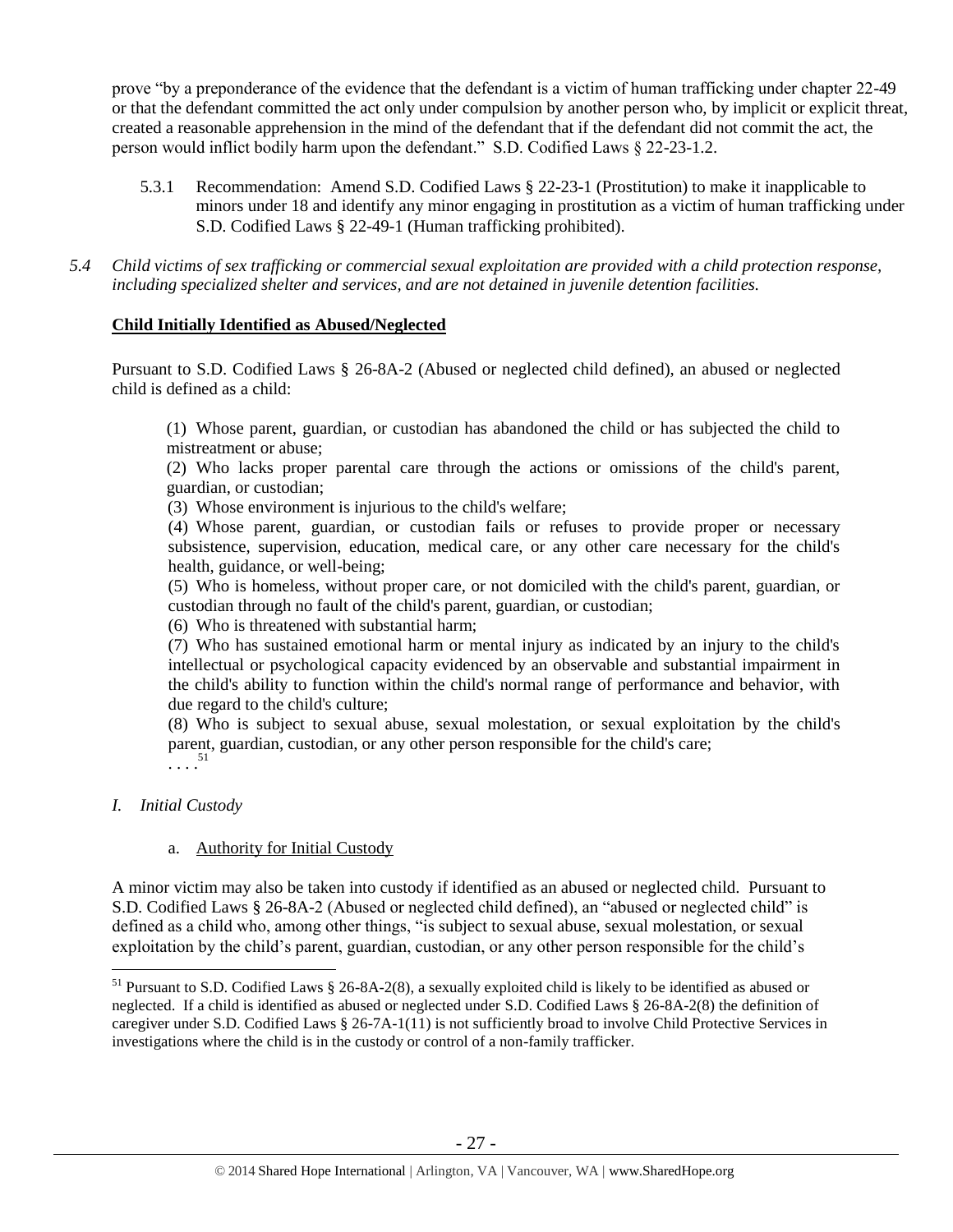prove "by a preponderance of the evidence that the defendant is a victim of human trafficking under chapter 22-49 or that the defendant committed the act only under compulsion by another person who, by implicit or explicit threat, created a reasonable apprehension in the mind of the defendant that if the defendant did not commit the act, the person would inflict bodily harm upon the defendant." S.D. Codified Laws § 22-23-1.2.

5.3.1 Recommendation: Amend S.D. Codified Laws § 22-23-1 (Prostitution) to make it inapplicable to minors under 18 and identify any minor engaging in prostitution as a victim of human trafficking under S.D. Codified Laws § 22-49-1 (Human trafficking prohibited).

*5.4 Child victims of sex trafficking or commercial sexual exploitation are provided with a child protection response, including specialized shelter and services, and are not detained in juvenile detention facilities.*

**Child Initially Identified as Abused/Neglected**

Pursuant to S.D. Codified Laws § 26-8A-2 (Abused or neglected child defined), an abused or neglected child is defined as a child:

> (1) Whose parent, guardian, or custodian has abandoned the child or has subjected the child to mistreatment or abuse;
>
> (2) Who lacks proper parental care through the actions or omissions of the child's parent, guardian, or custodian;
>
> (3) Whose environment is injurious to the child's welfare;
>
> (4) Whose parent, guardian, or custodian fails or refuses to provide proper or necessary subsistence, supervision, education, medical care, or any other care necessary for the child's health, guidance, or well-being;
>
> (5) Who is homeless, without proper care, or not domiciled with the child's parent, guardian, or custodian through no fault of the child's parent, guardian, or custodian;
>
> (6) Who is threatened with substantial harm;
>
> (7) Who has sustained emotional harm or mental injury as indicated by an injury to the child's intellectual or psychological capacity evidenced by an observable and substantial impairment in the child's ability to function within the child's normal range of performance and behavior, with due regard to the child's culture;
>
> (8) Who is subject to sexual abuse, sexual molestation, or sexual exploitation by the child's parent, guardian, custodian, or any other person responsible for the child's care;
>
> . . . .[51]

*I. Initial Custody*

a. Authority for Initial Custody

A minor victim may also be taken into custody if identified as an abused or neglected child. Pursuant to S.D. Codified Laws § 26-8A-2 (Abused or neglected child defined), an "abused or neglected child" is defined as a child who, among other things, "is subject to sexual abuse, sexual molestation, or sexual exploitation by the child's parent, guardian, custodian, or any other person responsible for the child's

---

[51] Pursuant to S.D. Codified Laws § 26-8A-2(8), a sexually exploited child is likely to be identified as abused or neglected. If a child is identified as abused or neglected under S.D. Codified Laws § 26-8A-2(8) the definition of caregiver under S.D. Codified Laws § 26-7A-1(11) is not sufficiently broad to involve Child Protective Services in investigations where the child is in the custody or control of a non-family trafficker.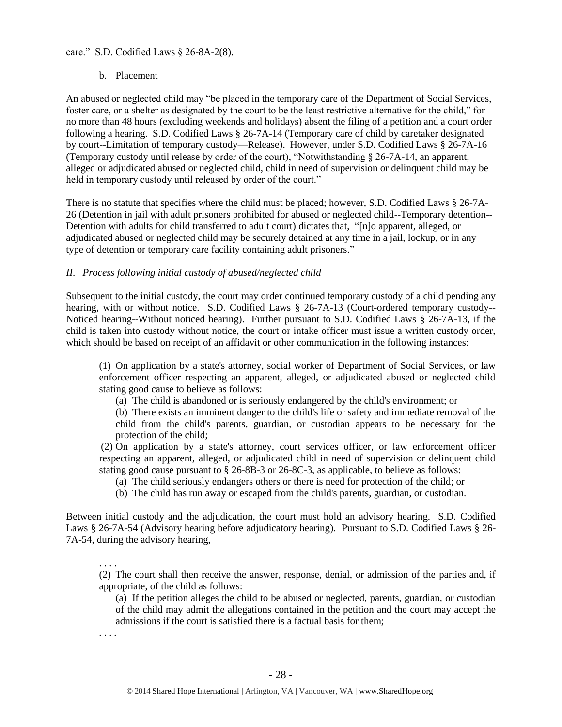care." S.D. Codified Laws § 26-8A-2(8).

b. Placement

An abused or neglected child may "be placed in the temporary care of the Department of Social Services, foster care, or a shelter as designated by the court to be the least restrictive alternative for the child," for no more than 48 hours (excluding weekends and holidays) absent the filing of a petition and a court order following a hearing. S.D. Codified Laws § 26-7A-14 (Temporary care of child by caretaker designated by court--Limitation of temporary custody—Release). However, under S.D. Codified Laws § 26-7A-16 (Temporary custody until release by order of the court), "Notwithstanding § 26-7A-14, an apparent, alleged or adjudicated abused or neglected child, child in need of supervision or delinquent child may be held in temporary custody until released by order of the court."

There is no statute that specifies where the child must be placed; however, S.D. Codified Laws § 26-7A-26 (Detention in jail with adult prisoners prohibited for abused or neglected child--Temporary detention--Detention with adults for child transferred to adult court) dictates that, "[n]o apparent, alleged, or adjudicated abused or neglected child may be securely detained at any time in a jail, lockup, or in any type of detention or temporary care facility containing adult prisoners."

*II. Process following initial custody of abused/neglected child*

Subsequent to the initial custody, the court may order continued temporary custody of a child pending any hearing, with or without notice. S.D. Codified Laws § 26-7A-13 (Court-ordered temporary custody--Noticed hearing--Without noticed hearing). Further pursuant to S.D. Codified Laws § 26-7A-13, if the child is taken into custody without notice, the court or intake officer must issue a written custody order, which should be based on receipt of an affidavit or other communication in the following instances:

> (1) On application by a state's attorney, social worker of Department of Social Services, or law enforcement officer respecting an apparent, alleged, or adjudicated abused or neglected child stating good cause to believe as follows:
>
> (a) The child is abandoned or is seriously endangered by the child's environment; or
>
> (b) There exists an imminent danger to the child's life or safety and immediate removal of the child from the child's parents, guardian, or custodian appears to be necessary for the protection of the child;
>
> (2) On application by a state's attorney, court services officer, or law enforcement officer respecting an apparent, alleged, or adjudicated child in need of supervision or delinquent child stating good cause pursuant to § 26-8B-3 or 26-8C-3, as applicable, to believe as follows:
>
> (a) The child seriously endangers others or there is need for protection of the child; or
>
> (b) The child has run away or escaped from the child's parents, guardian, or custodian.

Between initial custody and the adjudication, the court must hold an advisory hearing. S.D. Codified Laws § 26-7A-54 (Advisory hearing before adjudicatory hearing). Pursuant to S.D. Codified Laws § 26-7A-54, during the advisory hearing,

> . . . .
>
> (2) The court shall then receive the answer, response, denial, or admission of the parties and, if appropriate, of the child as follows:
>
> (a) If the petition alleges the child to be abused or neglected, parents, guardian, or custodian of the child may admit the allegations contained in the petition and the court may accept the admissions if the court is satisfied there is a factual basis for them;
>
> . . . .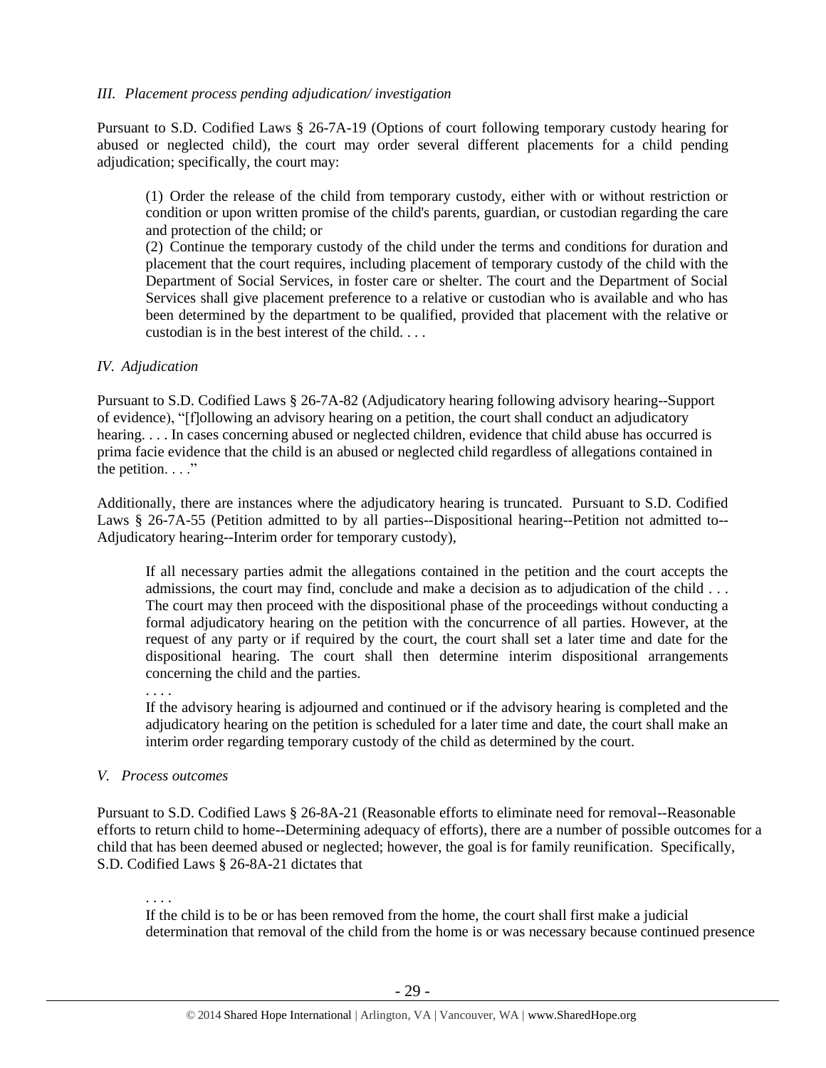*III. Placement process pending adjudication/ investigation*

Pursuant to S.D. Codified Laws § 26-7A-19 (Options of court following temporary custody hearing for abused or neglected child), the court may order several different placements for a child pending adjudication; specifically, the court may:

> (1) Order the release of the child from temporary custody, either with or without restriction or condition or upon written promise of the child's parents, guardian, or custodian regarding the care and protection of the child; or
>
> (2) Continue the temporary custody of the child under the terms and conditions for duration and placement that the court requires, including placement of temporary custody of the child with the Department of Social Services, in foster care or shelter. The court and the Department of Social Services shall give placement preference to a relative or custodian who is available and who has been determined by the department to be qualified, provided that placement with the relative or custodian is in the best interest of the child. . . .

*IV. Adjudication*

Pursuant to S.D. Codified Laws § 26-7A-82 (Adjudicatory hearing following advisory hearing--Support of evidence), "[f]ollowing an advisory hearing on a petition, the court shall conduct an adjudicatory hearing. . . . In cases concerning abused or neglected children, evidence that child abuse has occurred is prima facie evidence that the child is an abused or neglected child regardless of allegations contained in the petition. . . ."

Additionally, there are instances where the adjudicatory hearing is truncated. Pursuant to S.D. Codified Laws § 26-7A-55 (Petition admitted to by all parties--Dispositional hearing--Petition not admitted to--Adjudicatory hearing--Interim order for temporary custody),

> If all necessary parties admit the allegations contained in the petition and the court accepts the admissions, the court may find, conclude and make a decision as to adjudication of the child . . . The court may then proceed with the dispositional phase of the proceedings without conducting a formal adjudicatory hearing on the petition with the concurrence of all parties. However, at the request of any party or if required by the court, the court shall set a later time and date for the dispositional hearing. The court shall then determine interim dispositional arrangements concerning the child and the parties.
>
> . . . .
>
> If the advisory hearing is adjourned and continued or if the advisory hearing is completed and the adjudicatory hearing on the petition is scheduled for a later time and date, the court shall make an interim order regarding temporary custody of the child as determined by the court.

*V. Process outcomes*

Pursuant to S.D. Codified Laws § 26-8A-21 (Reasonable efforts to eliminate need for removal--Reasonable efforts to return child to home--Determining adequacy of efforts), there are a number of possible outcomes for a child that has been deemed abused or neglected; however, the goal is for family reunification. Specifically, S.D. Codified Laws § 26-8A-21 dictates that

> . . . .
>
> If the child is to be or has been removed from the home, the court shall first make a judicial determination that removal of the child from the home is or was necessary because continued presence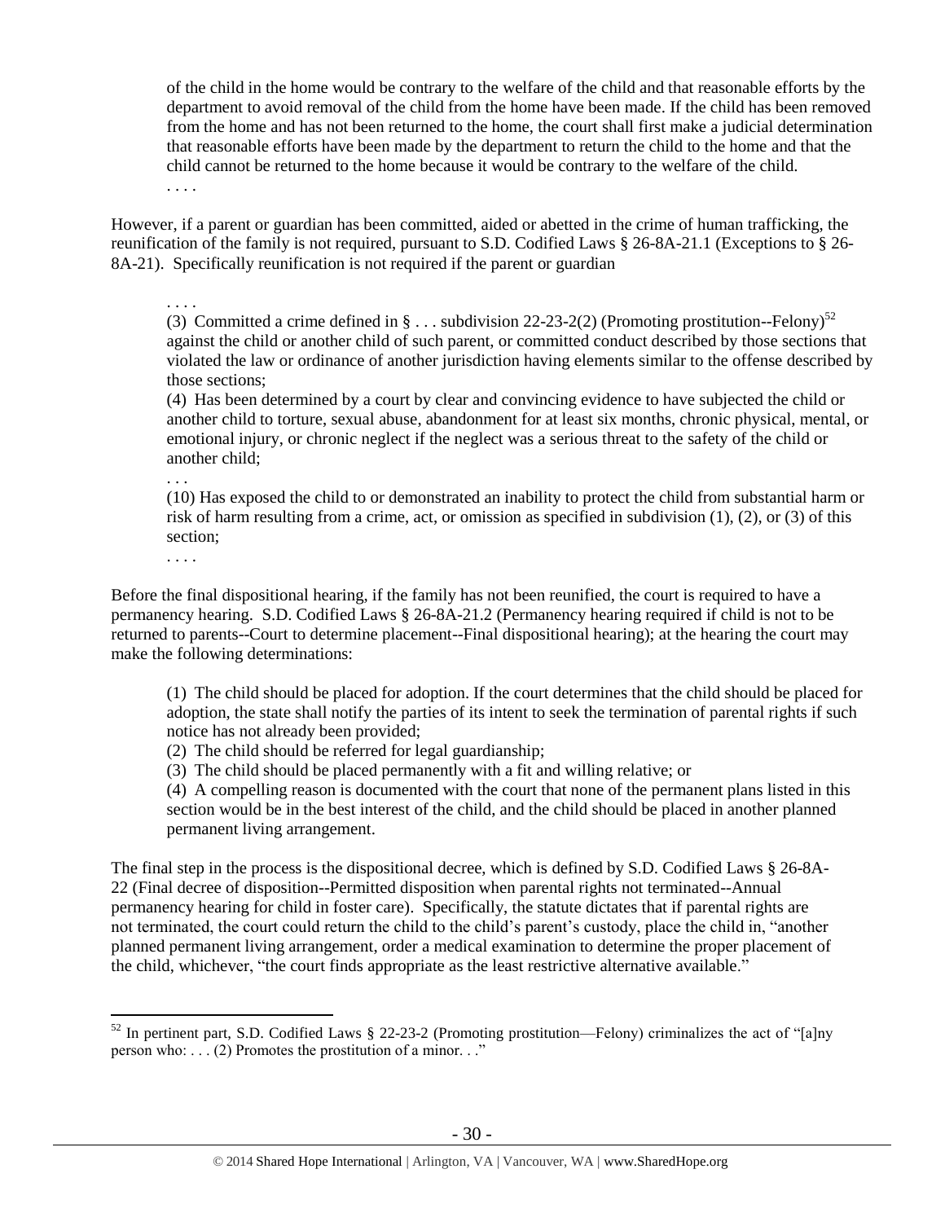> of the child in the home would be contrary to the welfare of the child and that reasonable efforts by the department to avoid removal of the child from the home have been made. If the child has been removed from the home and has not been returned to the home, the court shall first make a judicial determination that reasonable efforts have been made by the department to return the child to the home and that the child cannot be returned to the home because it would be contrary to the welfare of the child.
> . . . .

However, if a parent or guardian has been committed, aided or abetted in the crime of human trafficking, the reunification of the family is not required, pursuant to S.D. Codified Laws § 26-8A-21.1 (Exceptions to § 26-8A-21). Specifically reunification is not required if the parent or guardian

> . . . .
> (3) Committed a crime defined in § . . . subdivision 22-23-2(2) (Promoting prostitution--Felony)[52] against the child or another child of such parent, or committed conduct described by those sections that violated the law or ordinance of another jurisdiction having elements similar to the offense described by those sections;
> (4) Has been determined by a court by clear and convincing evidence to have subjected the child or another child to torture, sexual abuse, abandonment for at least six months, chronic physical, mental, or emotional injury, or chronic neglect if the neglect was a serious threat to the safety of the child or another child;
> . . .
> (10) Has exposed the child to or demonstrated an inability to protect the child from substantial harm or risk of harm resulting from a crime, act, or omission as specified in subdivision (1), (2), or (3) of this section;
> . . . .

Before the final dispositional hearing, if the family has not been reunified, the court is required to have a permanency hearing. S.D. Codified Laws § 26-8A-21.2 (Permanency hearing required if child is not to be returned to parents--Court to determine placement--Final dispositional hearing); at the hearing the court may make the following determinations:

> (1) The child should be placed for adoption. If the court determines that the child should be placed for adoption, the state shall notify the parties of its intent to seek the termination of parental rights if such notice has not already been provided;
> (2) The child should be referred for legal guardianship;
> (3) The child should be placed permanently with a fit and willing relative; or
> (4) A compelling reason is documented with the court that none of the permanent plans listed in this section would be in the best interest of the child, and the child should be placed in another planned permanent living arrangement.

The final step in the process is the dispositional decree, which is defined by S.D. Codified Laws § 26-8A-22 (Final decree of disposition--Permitted disposition when parental rights not terminated--Annual permanency hearing for child in foster care). Specifically, the statute dictates that if parental rights are not terminated, the court could return the child to the child's parent's custody, place the child in, "another planned permanent living arrangement, order a medical examination to determine the proper placement of the child, whichever, "the court finds appropriate as the least restrictive alternative available."

---

[52] In pertinent part, S.D. Codified Laws § 22-23-2 (Promoting prostitution—Felony) criminalizes the act of "[a]ny person who: . . . (2) Promotes the prostitution of a minor. . ."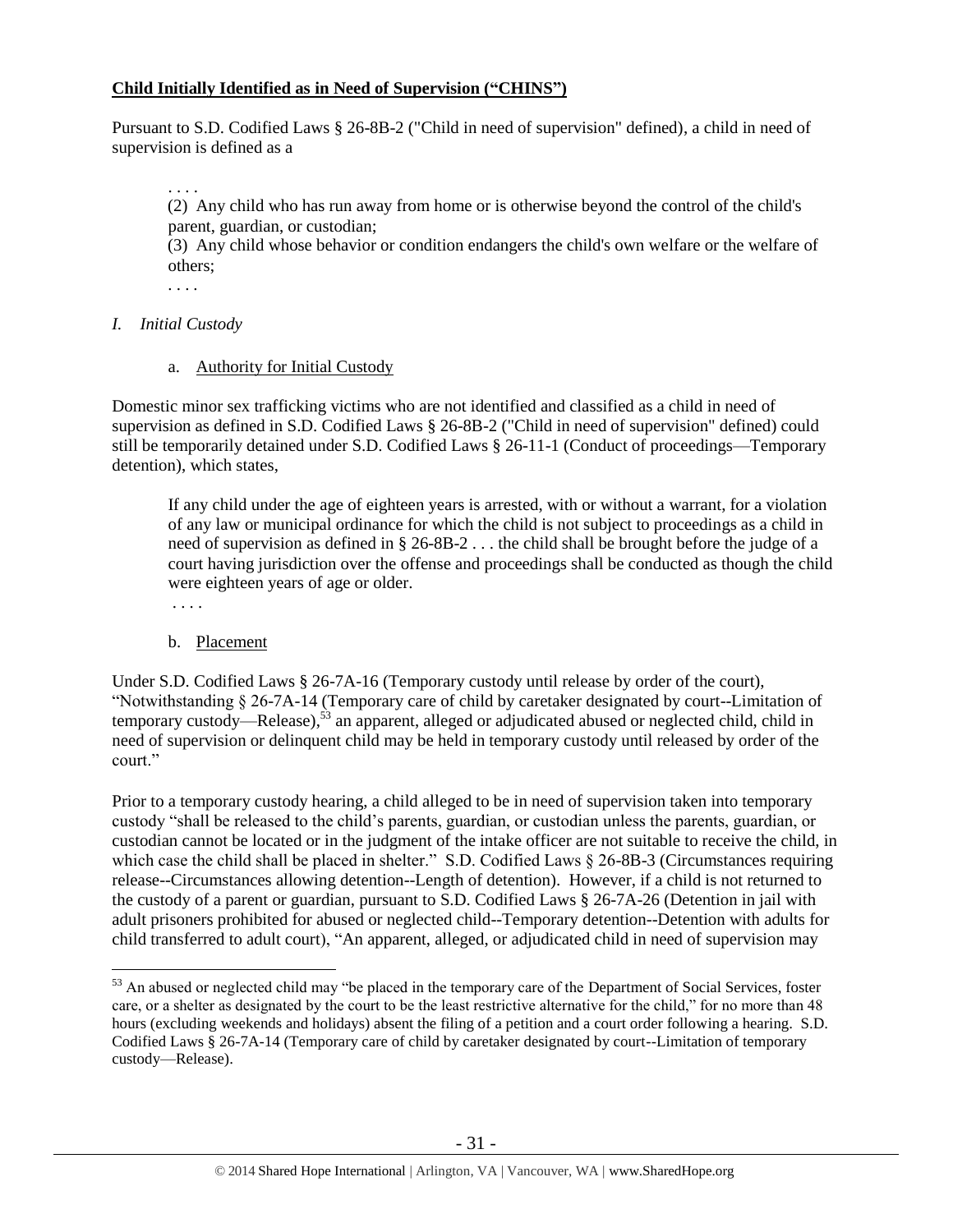**Child Initially Identified as in Need of Supervision ("CHINS")**

Pursuant to S.D. Codified Laws § 26-8B-2 ("Child in need of supervision" defined), a child in need of supervision is defined as a

> . . . .
>
> (2) Any child who has run away from home or is otherwise beyond the control of the child's parent, guardian, or custodian;
>
> (3) Any child whose behavior or condition endangers the child's own welfare or the welfare of others;
>
> . . . .

*I. Initial Custody*

a. Authority for Initial Custody

Domestic minor sex trafficking victims who are not identified and classified as a child in need of supervision as defined in S.D. Codified Laws § 26-8B-2 ("Child in need of supervision" defined) could still be temporarily detained under S.D. Codified Laws § 26-11-1 (Conduct of proceedings—Temporary detention), which states,

> If any child under the age of eighteen years is arrested, with or without a warrant, for a violation of any law or municipal ordinance for which the child is not subject to proceedings as a child in need of supervision as defined in § 26-8B-2 . . . the child shall be brought before the judge of a court having jurisdiction over the offense and proceedings shall be conducted as though the child were eighteen years of age or older.
>
> . . . .

b. Placement

Under S.D. Codified Laws § 26-7A-16 (Temporary custody until release by order of the court), "Notwithstanding § 26-7A-14 (Temporary care of child by caretaker designated by court--Limitation of temporary custody—Release),[53] an apparent, alleged or adjudicated abused or neglected child, child in need of supervision or delinquent child may be held in temporary custody until released by order of the court."

Prior to a temporary custody hearing, a child alleged to be in need of supervision taken into temporary custody "shall be released to the child's parents, guardian, or custodian unless the parents, guardian, or custodian cannot be located or in the judgment of the intake officer are not suitable to receive the child, in which case the child shall be placed in shelter." S.D. Codified Laws § 26-8B-3 (Circumstances requiring release--Circumstances allowing detention--Length of detention). However, if a child is not returned to the custody of a parent or guardian, pursuant to S.D. Codified Laws § 26-7A-26 (Detention in jail with adult prisoners prohibited for abused or neglected child--Temporary detention--Detention with adults for child transferred to adult court), "An apparent, alleged, or adjudicated child in need of supervision may

[53] An abused or neglected child may "be placed in the temporary care of the Department of Social Services, foster care, or a shelter as designated by the court to be the least restrictive alternative for the child," for no more than 48 hours (excluding weekends and holidays) absent the filing of a petition and a court order following a hearing. S.D. Codified Laws § 26-7A-14 (Temporary care of child by caretaker designated by court--Limitation of temporary custody—Release).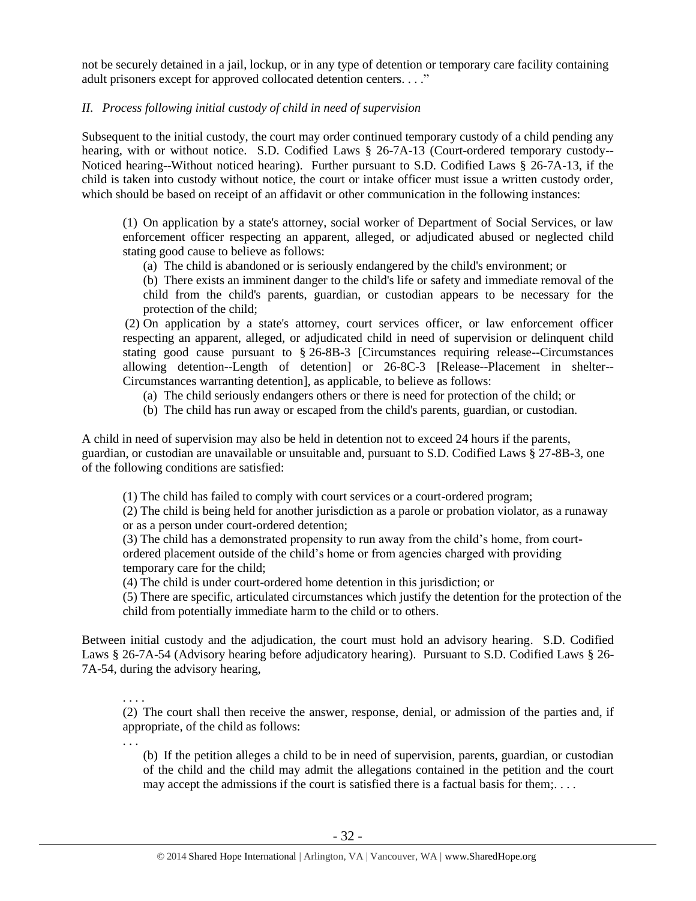not be securely detained in a jail, lockup, or in any type of detention or temporary care facility containing adult prisoners except for approved collocated detention centers. . . ."

*II. Process following initial custody of child in need of supervision*

Subsequent to the initial custody, the court may order continued temporary custody of a child pending any hearing, with or without notice. S.D. Codified Laws § 26-7A-13 (Court-ordered temporary custody--Noticed hearing--Without noticed hearing). Further pursuant to S.D. Codified Laws § 26-7A-13, if the child is taken into custody without notice, the court or intake officer must issue a written custody order, which should be based on receipt of an affidavit or other communication in the following instances:

> (1) On application by a state's attorney, social worker of Department of Social Services, or law enforcement officer respecting an apparent, alleged, or adjudicated abused or neglected child stating good cause to believe as follows:
>
> (a) The child is abandoned or is seriously endangered by the child's environment; or
>
> (b) There exists an imminent danger to the child's life or safety and immediate removal of the child from the child's parents, guardian, or custodian appears to be necessary for the protection of the child;
>
> (2) On application by a state's attorney, court services officer, or law enforcement officer respecting an apparent, alleged, or adjudicated child in need of supervision or delinquent child stating good cause pursuant to § 26-8B-3 [Circumstances requiring release--Circumstances allowing detention--Length of detention] or 26-8C-3 [Release--Placement in shelter--Circumstances warranting detention], as applicable, to believe as follows:
>
> (a) The child seriously endangers others or there is need for protection of the child; or
>
> (b) The child has run away or escaped from the child's parents, guardian, or custodian.

A child in need of supervision may also be held in detention not to exceed 24 hours if the parents, guardian, or custodian are unavailable or unsuitable and, pursuant to S.D. Codified Laws § 27-8B-3, one of the following conditions are satisfied:

> (1) The child has failed to comply with court services or a court-ordered program;
>
> (2) The child is being held for another jurisdiction as a parole or probation violator, as a runaway or as a person under court-ordered detention;
>
> (3) The child has a demonstrated propensity to run away from the child's home, from court-ordered placement outside of the child's home or from agencies charged with providing temporary care for the child;
>
> (4) The child is under court-ordered home detention in this jurisdiction; or
>
> (5) There are specific, articulated circumstances which justify the detention for the protection of the child from potentially immediate harm to the child or to others.

Between initial custody and the adjudication, the court must hold an advisory hearing. S.D. Codified Laws § 26-7A-54 (Advisory hearing before adjudicatory hearing). Pursuant to S.D. Codified Laws § 26-7A-54, during the advisory hearing,

> . . . .
>
> (2) The court shall then receive the answer, response, denial, or admission of the parties and, if appropriate, of the child as follows:
>
> . . .
>
> (b) If the petition alleges a child to be in need of supervision, parents, guardian, or custodian of the child and the child may admit the allegations contained in the petition and the court may accept the admissions if the court is satisfied there is a factual basis for them;. . . .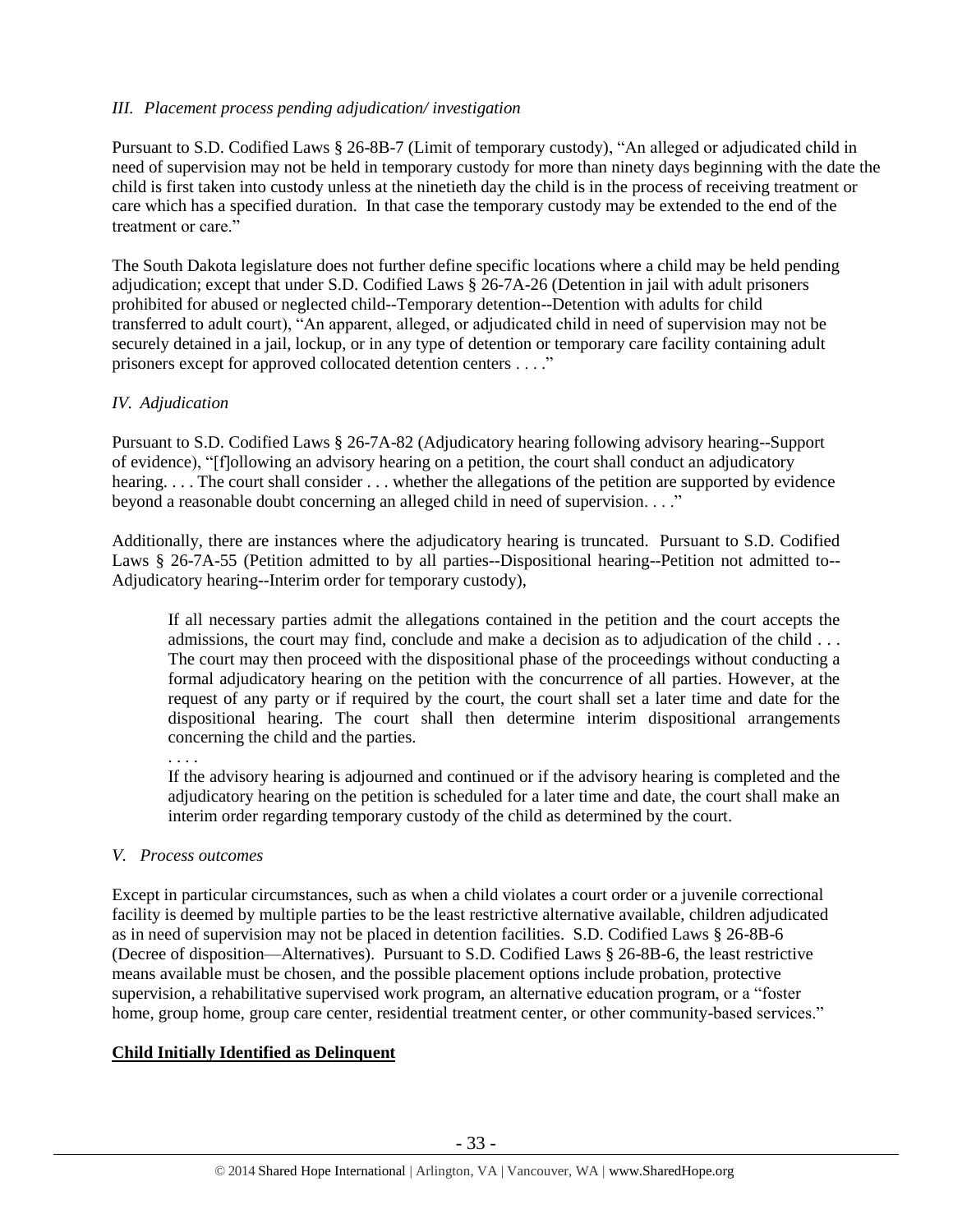*III. Placement process pending adjudication/ investigation*

Pursuant to S.D. Codified Laws § 26-8B-7 (Limit of temporary custody), "An alleged or adjudicated child in need of supervision may not be held in temporary custody for more than ninety days beginning with the date the child is first taken into custody unless at the ninetieth day the child is in the process of receiving treatment or care which has a specified duration. In that case the temporary custody may be extended to the end of the treatment or care."

The South Dakota legislature does not further define specific locations where a child may be held pending adjudication; except that under S.D. Codified Laws § 26-7A-26 (Detention in jail with adult prisoners prohibited for abused or neglected child--Temporary detention--Detention with adults for child transferred to adult court), "An apparent, alleged, or adjudicated child in need of supervision may not be securely detained in a jail, lockup, or in any type of detention or temporary care facility containing adult prisoners except for approved collocated detention centers . . . ."

*IV. Adjudication*

Pursuant to S.D. Codified Laws § 26-7A-82 (Adjudicatory hearing following advisory hearing--Support of evidence), "[f]ollowing an advisory hearing on a petition, the court shall conduct an adjudicatory hearing. . . . The court shall consider . . . whether the allegations of the petition are supported by evidence beyond a reasonable doubt concerning an alleged child in need of supervision. . . ."

Additionally, there are instances where the adjudicatory hearing is truncated. Pursuant to S.D. Codified Laws § 26-7A-55 (Petition admitted to by all parties--Dispositional hearing--Petition not admitted to--Adjudicatory hearing--Interim order for temporary custody),

> If all necessary parties admit the allegations contained in the petition and the court accepts the admissions, the court may find, conclude and make a decision as to adjudication of the child . . . The court may then proceed with the dispositional phase of the proceedings without conducting a formal adjudicatory hearing on the petition with the concurrence of all parties. However, at the request of any party or if required by the court, the court shall set a later time and date for the dispositional hearing. The court shall then determine interim dispositional arrangements concerning the child and the parties.
>
> . . . .
>
> If the advisory hearing is adjourned and continued or if the advisory hearing is completed and the adjudicatory hearing on the petition is scheduled for a later time and date, the court shall make an interim order regarding temporary custody of the child as determined by the court.

*V. Process outcomes*

Except in particular circumstances, such as when a child violates a court order or a juvenile correctional facility is deemed by multiple parties to be the least restrictive alternative available, children adjudicated as in need of supervision may not be placed in detention facilities. S.D. Codified Laws § 26-8B-6 (Decree of disposition—Alternatives). Pursuant to S.D. Codified Laws § 26-8B-6, the least restrictive means available must be chosen, and the possible placement options include probation, protective supervision, a rehabilitative supervised work program, an alternative education program, or a "foster home, group home, group care center, residential treatment center, or other community-based services."

**Child Initially Identified as Delinquent**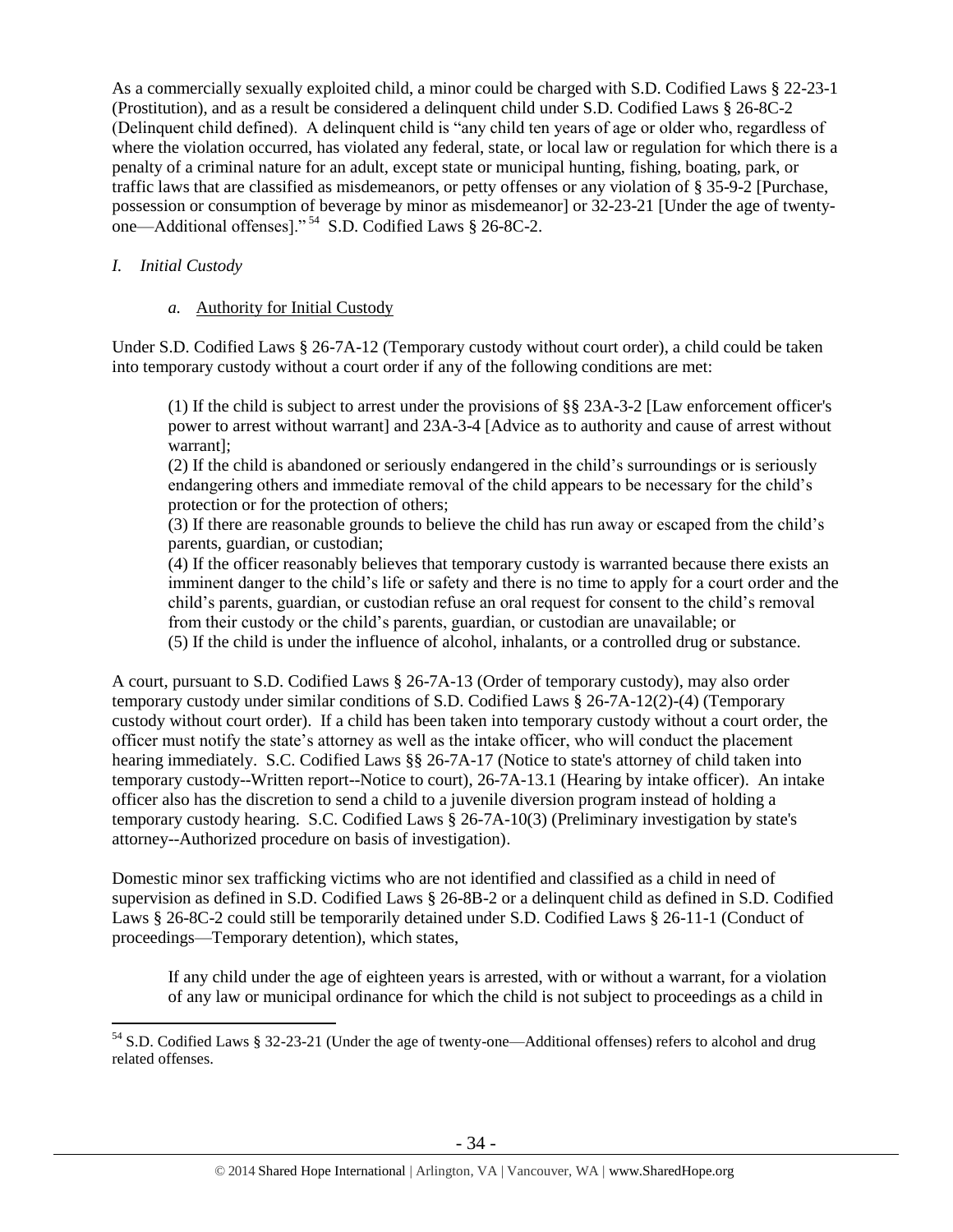As a commercially sexually exploited child, a minor could be charged with S.D. Codified Laws § 22-23-1 (Prostitution), and as a result be considered a delinquent child under S.D. Codified Laws § 26-8C-2 (Delinquent child defined). A delinquent child is "any child ten years of age or older who, regardless of where the violation occurred, has violated any federal, state, or local law or regulation for which there is a penalty of a criminal nature for an adult, except state or municipal hunting, fishing, boating, park, or traffic laws that are classified as misdemeanors, or petty offenses or any violation of § 35-9-2 [Purchase, possession or consumption of beverage by minor as misdemeanor] or 32-23-21 [Under the age of twenty-one—Additional offenses]."[54] S.D. Codified Laws § 26-8C-2.

*I. Initial Custody*

*a.* Authority for Initial Custody

Under S.D. Codified Laws § 26-7A-12 (Temporary custody without court order), a child could be taken into temporary custody without a court order if any of the following conditions are met:

> (1) If the child is subject to arrest under the provisions of §§ 23A-3-2 [Law enforcement officer's power to arrest without warrant] and 23A-3-4 [Advice as to authority and cause of arrest without warrant];
>
> (2) If the child is abandoned or seriously endangered in the child's surroundings or is seriously endangering others and immediate removal of the child appears to be necessary for the child's protection or for the protection of others;
>
> (3) If there are reasonable grounds to believe the child has run away or escaped from the child's parents, guardian, or custodian;
>
> (4) If the officer reasonably believes that temporary custody is warranted because there exists an imminent danger to the child's life or safety and there is no time to apply for a court order and the child's parents, guardian, or custodian refuse an oral request for consent to the child's removal from their custody or the child's parents, guardian, or custodian are unavailable; or
>
> (5) If the child is under the influence of alcohol, inhalants, or a controlled drug or substance.

A court, pursuant to S.D. Codified Laws § 26-7A-13 (Order of temporary custody), may also order temporary custody under similar conditions of S.D. Codified Laws § 26-7A-12(2)-(4) (Temporary custody without court order). If a child has been taken into temporary custody without a court order, the officer must notify the state's attorney as well as the intake officer, who will conduct the placement hearing immediately. S.C. Codified Laws §§ 26-7A-17 (Notice to state's attorney of child taken into temporary custody--Written report--Notice to court), 26-7A-13.1 (Hearing by intake officer). An intake officer also has the discretion to send a child to a juvenile diversion program instead of holding a temporary custody hearing. S.C. Codified Laws § 26-7A-10(3) (Preliminary investigation by state's attorney--Authorized procedure on basis of investigation).

Domestic minor sex trafficking victims who are not identified and classified as a child in need of supervision as defined in S.D. Codified Laws § 26-8B-2 or a delinquent child as defined in S.D. Codified Laws § 26-8C-2 could still be temporarily detained under S.D. Codified Laws § 26-11-1 (Conduct of proceedings—Temporary detention), which states,

> If any child under the age of eighteen years is arrested, with or without a warrant, for a violation of any law or municipal ordinance for which the child is not subject to proceedings as a child in

---

[54] S.D. Codified Laws § 32-23-21 (Under the age of twenty-one—Additional offenses) refers to alcohol and drug related offenses.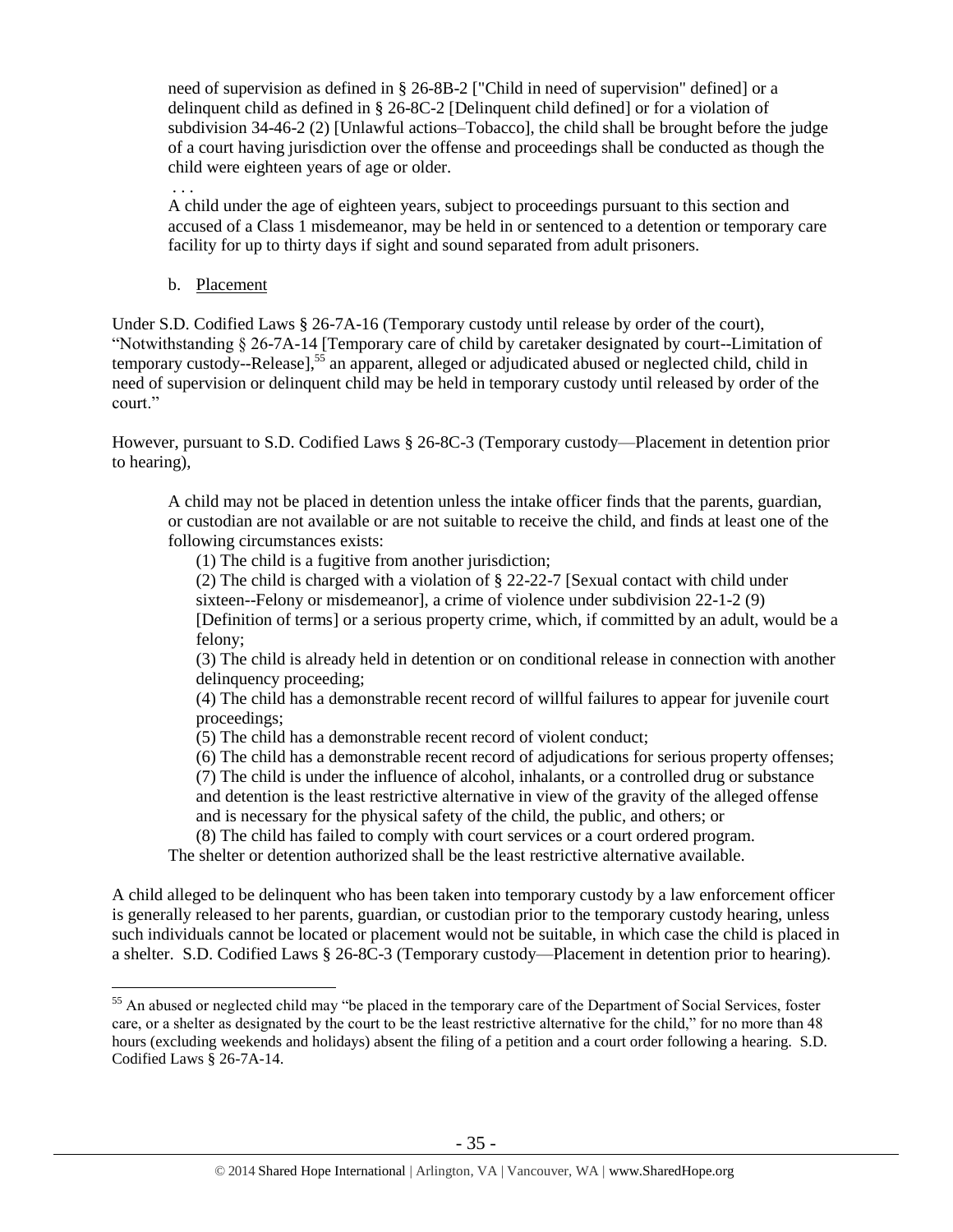need of supervision as defined in § 26-8B-2 ["Child in need of supervision" defined] or a delinquent child as defined in § 26-8C-2 [Delinquent child defined] or for a violation of subdivision 34-46-2 (2) [Unlawful actions–Tobacco], the child shall be brought before the judge of a court having jurisdiction over the offense and proceedings shall be conducted as though the child were eighteen years of age or older.

> . . .
> A child under the age of eighteen years, subject to proceedings pursuant to this section and accused of a Class 1 misdemeanor, may be held in or sentenced to a detention or temporary care facility for up to thirty days if sight and sound separated from adult prisoners.

b. Placement

Under S.D. Codified Laws § 26-7A-16 (Temporary custody until release by order of the court), "Notwithstanding § 26-7A-14 [Temporary care of child by caretaker designated by court--Limitation of temporary custody--Release],[55] an apparent, alleged or adjudicated abused or neglected child, child in need of supervision or delinquent child may be held in temporary custody until released by order of the court."

However, pursuant to S.D. Codified Laws § 26-8C-3 (Temporary custody—Placement in detention prior to hearing),

> A child may not be placed in detention unless the intake officer finds that the parents, guardian, or custodian are not available or are not suitable to receive the child, and finds at least one of the following circumstances exists:
>
> (1) The child is a fugitive from another jurisdiction;
>
> (2) The child is charged with a violation of § 22-22-7 [Sexual contact with child under sixteen--Felony or misdemeanor], a crime of violence under subdivision 22-1-2 (9) [Definition of terms] or a serious property crime, which, if committed by an adult, would be a felony;
>
> (3) The child is already held in detention or on conditional release in connection with another delinquency proceeding;
>
> (4) The child has a demonstrable recent record of willful failures to appear for juvenile court proceedings;
>
> (5) The child has a demonstrable recent record of violent conduct;
>
> (6) The child has a demonstrable recent record of adjudications for serious property offenses;
>
> (7) The child is under the influence of alcohol, inhalants, or a controlled drug or substance and detention is the least restrictive alternative in view of the gravity of the alleged offense and is necessary for the physical safety of the child, the public, and others; or
>
> (8) The child has failed to comply with court services or a court ordered program.
>
> The shelter or detention authorized shall be the least restrictive alternative available.

A child alleged to be delinquent who has been taken into temporary custody by a law enforcement officer is generally released to her parents, guardian, or custodian prior to the temporary custody hearing, unless such individuals cannot be located or placement would not be suitable, in which case the child is placed in a shelter. S.D. Codified Laws § 26-8C-3 (Temporary custody—Placement in detention prior to hearing).

---

[55] An abused or neglected child may "be placed in the temporary care of the Department of Social Services, foster care, or a shelter as designated by the court to be the least restrictive alternative for the child," for no more than 48 hours (excluding weekends and holidays) absent the filing of a petition and a court order following a hearing. S.D. Codified Laws § 26-7A-14.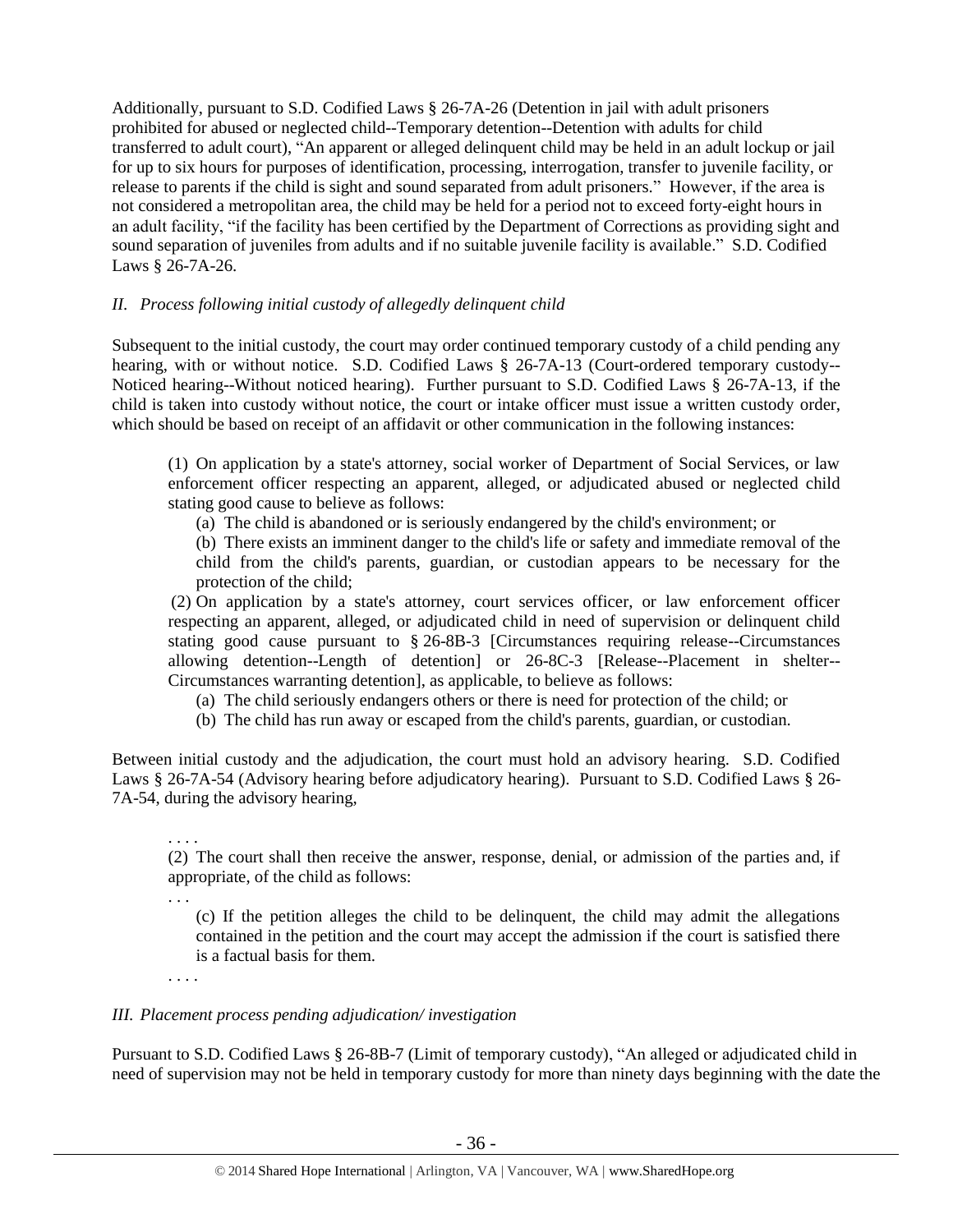Additionally, pursuant to S.D. Codified Laws § 26-7A-26 (Detention in jail with adult prisoners prohibited for abused or neglected child--Temporary detention--Detention with adults for child transferred to adult court), "An apparent or alleged delinquent child may be held in an adult lockup or jail for up to six hours for purposes of identification, processing, interrogation, transfer to juvenile facility, or release to parents if the child is sight and sound separated from adult prisoners." However, if the area is not considered a metropolitan area, the child may be held for a period not to exceed forty-eight hours in an adult facility, "if the facility has been certified by the Department of Corrections as providing sight and sound separation of juveniles from adults and if no suitable juvenile facility is available." S.D. Codified Laws § 26-7A-26.

*II. Process following initial custody of allegedly delinquent child*

Subsequent to the initial custody, the court may order continued temporary custody of a child pending any hearing, with or without notice. S.D. Codified Laws § 26-7A-13 (Court-ordered temporary custody--Noticed hearing--Without noticed hearing). Further pursuant to S.D. Codified Laws § 26-7A-13, if the child is taken into custody without notice, the court or intake officer must issue a written custody order, which should be based on receipt of an affidavit or other communication in the following instances:

> (1) On application by a state's attorney, social worker of Department of Social Services, or law enforcement officer respecting an apparent, alleged, or adjudicated abused or neglected child stating good cause to believe as follows:
>
> (a) The child is abandoned or is seriously endangered by the child's environment; or
>
> (b) There exists an imminent danger to the child's life or safety and immediate removal of the child from the child's parents, guardian, or custodian appears to be necessary for the protection of the child;
>
> (2) On application by a state's attorney, court services officer, or law enforcement officer respecting an apparent, alleged, or adjudicated child in need of supervision or delinquent child stating good cause pursuant to § 26-8B-3 [Circumstances requiring release--Circumstances allowing detention--Length of detention] or 26-8C-3 [Release--Placement in shelter--Circumstances warranting detention], as applicable, to believe as follows:
>
> (a) The child seriously endangers others or there is need for protection of the child; or
>
> (b) The child has run away or escaped from the child's parents, guardian, or custodian.

Between initial custody and the adjudication, the court must hold an advisory hearing. S.D. Codified Laws § 26-7A-54 (Advisory hearing before adjudicatory hearing). Pursuant to S.D. Codified Laws § 26-7A-54, during the advisory hearing,

> . . . .
>
> (2) The court shall then receive the answer, response, denial, or admission of the parties and, if appropriate, of the child as follows:
>
> . . .
>
> (c) If the petition alleges the child to be delinquent, the child may admit the allegations contained in the petition and the court may accept the admission if the court is satisfied there is a factual basis for them.
>
> . . . .

*III. Placement process pending adjudication/ investigation*

Pursuant to S.D. Codified Laws § 26-8B-7 (Limit of temporary custody), "An alleged or adjudicated child in need of supervision may not be held in temporary custody for more than ninety days beginning with the date the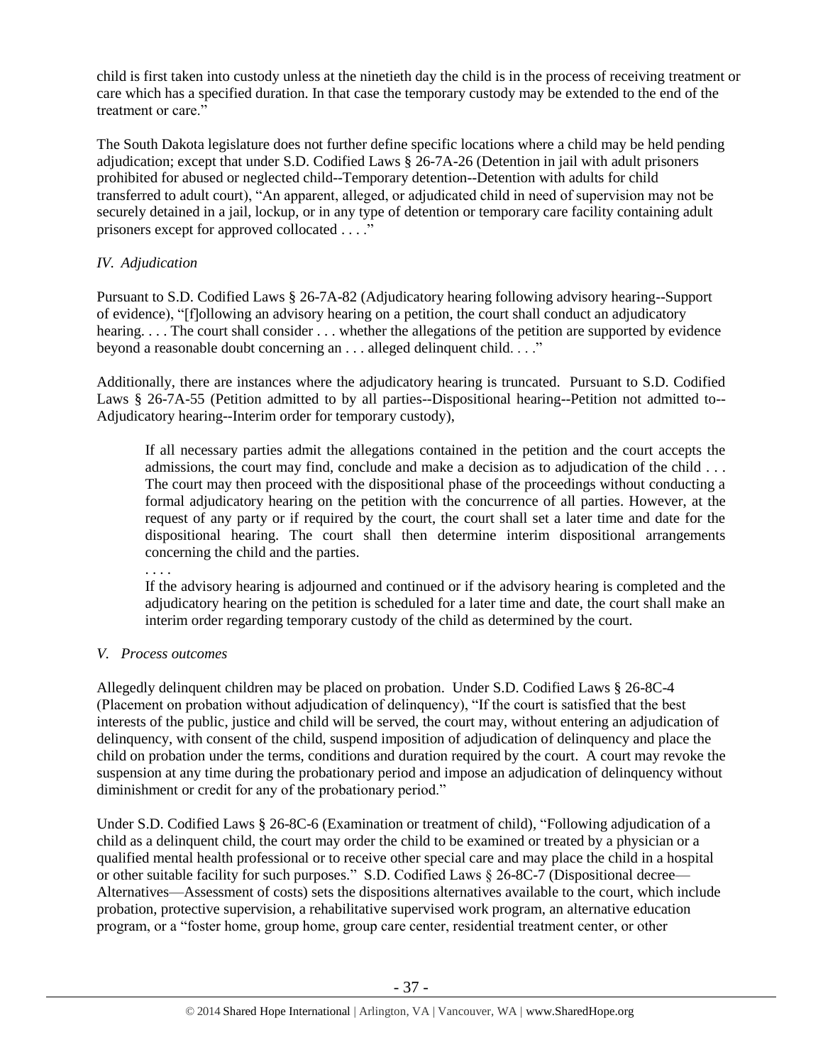child is first taken into custody unless at the ninetieth day the child is in the process of receiving treatment or care which has a specified duration. In that case the temporary custody may be extended to the end of the treatment or care."

The South Dakota legislature does not further define specific locations where a child may be held pending adjudication; except that under S.D. Codified Laws § 26-7A-26 (Detention in jail with adult prisoners prohibited for abused or neglected child--Temporary detention--Detention with adults for child transferred to adult court), "An apparent, alleged, or adjudicated child in need of supervision may not be securely detained in a jail, lockup, or in any type of detention or temporary care facility containing adult prisoners except for approved collocated . . . ."

*IV. Adjudication*

Pursuant to S.D. Codified Laws § 26-7A-82 (Adjudicatory hearing following advisory hearing--Support of evidence), "[f]ollowing an advisory hearing on a petition, the court shall conduct an adjudicatory hearing. . . . The court shall consider . . . whether the allegations of the petition are supported by evidence beyond a reasonable doubt concerning an . . . alleged delinquent child. . . ."

Additionally, there are instances where the adjudicatory hearing is truncated. Pursuant to S.D. Codified Laws § 26-7A-55 (Petition admitted to by all parties--Dispositional hearing--Petition not admitted to--Adjudicatory hearing--Interim order for temporary custody),

> If all necessary parties admit the allegations contained in the petition and the court accepts the admissions, the court may find, conclude and make a decision as to adjudication of the child . . . The court may then proceed with the dispositional phase of the proceedings without conducting a formal adjudicatory hearing on the petition with the concurrence of all parties. However, at the request of any party or if required by the court, the court shall set a later time and date for the dispositional hearing. The court shall then determine interim dispositional arrangements concerning the child and the parties.
>
> . . . .
>
> If the advisory hearing is adjourned and continued or if the advisory hearing is completed and the adjudicatory hearing on the petition is scheduled for a later time and date, the court shall make an interim order regarding temporary custody of the child as determined by the court.

*V. Process outcomes*

Allegedly delinquent children may be placed on probation. Under S.D. Codified Laws § 26-8C-4 (Placement on probation without adjudication of delinquency), "If the court is satisfied that the best interests of the public, justice and child will be served, the court may, without entering an adjudication of delinquency, with consent of the child, suspend imposition of adjudication of delinquency and place the child on probation under the terms, conditions and duration required by the court. A court may revoke the suspension at any time during the probationary period and impose an adjudication of delinquency without diminishment or credit for any of the probationary period."

Under S.D. Codified Laws § 26-8C-6 (Examination or treatment of child), "Following adjudication of a child as a delinquent child, the court may order the child to be examined or treated by a physician or a qualified mental health professional or to receive other special care and may place the child in a hospital or other suitable facility for such purposes." S.D. Codified Laws § 26-8C-7 (Dispositional decree—Alternatives—Assessment of costs) sets the dispositions alternatives available to the court, which include probation, protective supervision, a rehabilitative supervised work program, an alternative education program, or a "foster home, group home, group care center, residential treatment center, or other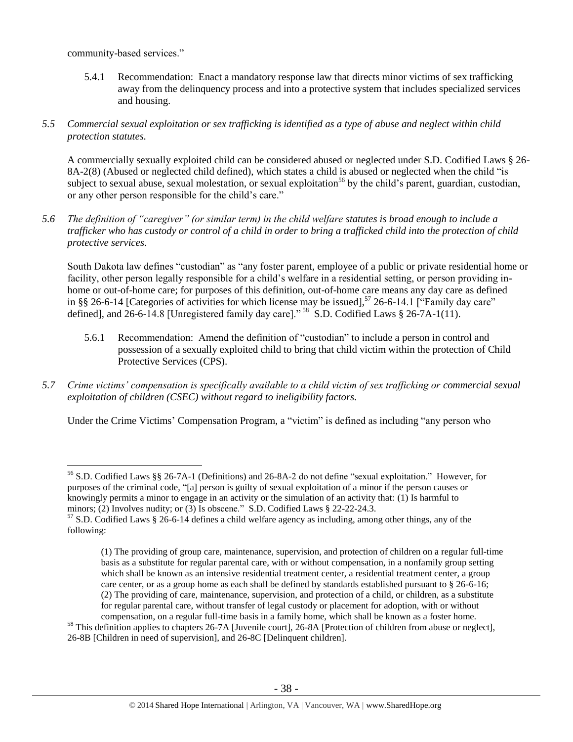community-based services."

5.4.1 Recommendation: Enact a mandatory response law that directs minor victims of sex trafficking away from the delinquency process and into a protective system that includes specialized services and housing.

*5.5 Commercial sexual exploitation or sex trafficking is identified as a type of abuse and neglect within child protection statutes.*

A commercially sexually exploited child can be considered abused or neglected under S.D. Codified Laws § 26-8A-2(8) (Abused or neglected child defined), which states a child is abused or neglected when the child "is subject to sexual abuse, sexual molestation, or sexual exploitation[56] by the child's parent, guardian, custodian, or any other person responsible for the child's care."

*5.6 The definition of "caregiver" (or similar term) in the child welfare statutes is broad enough to include a trafficker who has custody or control of a child in order to bring a trafficked child into the protection of child protective services.*

South Dakota law defines "custodian" as "any foster parent, employee of a public or private residential home or facility, other person legally responsible for a child's welfare in a residential setting, or person providing in-home or out-of-home care; for purposes of this definition, out-of-home care means any day care as defined in §§ 26-6-14 [Categories of activities for which license may be issued],[57] 26-6-14.1 ["Family day care" defined], and 26-6-14.8 [Unregistered family day care]."[58] S.D. Codified Laws § 26-7A-1(11).

5.6.1 Recommendation: Amend the definition of "custodian" to include a person in control and possession of a sexually exploited child to bring that child victim within the protection of Child Protective Services (CPS).

*5.7 Crime victims' compensation is specifically available to a child victim of sex trafficking or commercial sexual exploitation of children (CSEC) without regard to ineligibility factors.*

Under the Crime Victims' Compensation Program, a "victim" is defined as including "any person who

---

[56] S.D. Codified Laws §§ 26-7A-1 (Definitions) and 26-8A-2 do not define "sexual exploitation." However, for purposes of the criminal code, "[a] person is guilty of sexual exploitation of a minor if the person causes or knowingly permits a minor to engage in an activity or the simulation of an activity that: (1) Is harmful to minors; (2) Involves nudity; or (3) Is obscene." S.D. Codified Laws § 22-22-24.3.

[57] S.D. Codified Laws § 26-6-14 defines a child welfare agency as including, among other things, any of the following:

> (1) The providing of group care, maintenance, supervision, and protection of children on a regular full-time basis as a substitute for regular parental care, with or without compensation, in a nonfamily group setting which shall be known as an intensive residential treatment center, a residential treatment center, a group care center, or as a group home as each shall be defined by standards established pursuant to § 26-6-16;
> (2) The providing of care, maintenance, supervision, and protection of a child, or children, as a substitute for regular parental care, without transfer of legal custody or placement for adoption, with or without compensation, on a regular full-time basis in a family home, which shall be known as a foster home.

[58] This definition applies to chapters 26-7A [Juvenile court], 26-8A [Protection of children from abuse or neglect], 26-8B [Children in need of supervision], and 26-8C [Delinquent children].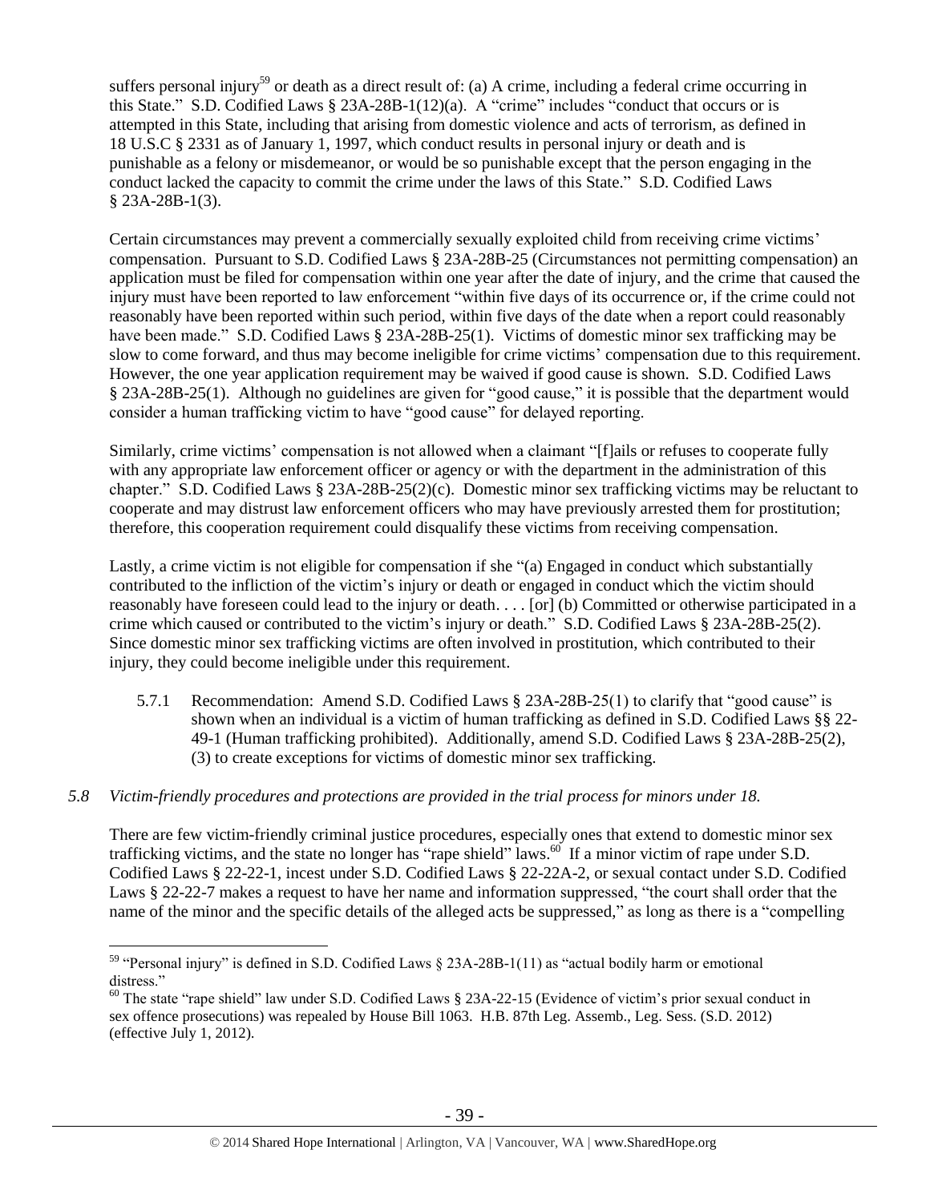suffers personal injury[59] or death as a direct result of: (a) A crime, including a federal crime occurring in this State." S.D. Codified Laws § 23A-28B-1(12)(a). A "crime" includes "conduct that occurs or is attempted in this State, including that arising from domestic violence and acts of terrorism, as defined in 18 U.S.C § 2331 as of January 1, 1997, which conduct results in personal injury or death and is punishable as a felony or misdemeanor, or would be so punishable except that the person engaging in the conduct lacked the capacity to commit the crime under the laws of this State." S.D. Codified Laws § 23A-28B-1(3).

Certain circumstances may prevent a commercially sexually exploited child from receiving crime victims' compensation. Pursuant to S.D. Codified Laws § 23A-28B-25 (Circumstances not permitting compensation) an application must be filed for compensation within one year after the date of injury, and the crime that caused the injury must have been reported to law enforcement "within five days of its occurrence or, if the crime could not reasonably have been reported within such period, within five days of the date when a report could reasonably have been made." S.D. Codified Laws § 23A-28B-25(1). Victims of domestic minor sex trafficking may be slow to come forward, and thus may become ineligible for crime victims' compensation due to this requirement. However, the one year application requirement may be waived if good cause is shown. S.D. Codified Laws § 23A-28B-25(1). Although no guidelines are given for "good cause," it is possible that the department would consider a human trafficking victim to have "good cause" for delayed reporting.

Similarly, crime victims' compensation is not allowed when a claimant "[f]ails or refuses to cooperate fully with any appropriate law enforcement officer or agency or with the department in the administration of this chapter." S.D. Codified Laws § 23A-28B-25(2)(c). Domestic minor sex trafficking victims may be reluctant to cooperate and may distrust law enforcement officers who may have previously arrested them for prostitution; therefore, this cooperation requirement could disqualify these victims from receiving compensation.

Lastly, a crime victim is not eligible for compensation if she "(a) Engaged in conduct which substantially contributed to the infliction of the victim's injury or death or engaged in conduct which the victim should reasonably have foreseen could lead to the injury or death. . . . [or] (b) Committed or otherwise participated in a crime which caused or contributed to the victim's injury or death." S.D. Codified Laws § 23A-28B-25(2). Since domestic minor sex trafficking victims are often involved in prostitution, which contributed to their injury, they could become ineligible under this requirement.

5.7.1 Recommendation: Amend S.D. Codified Laws § 23A-28B-25(1) to clarify that "good cause" is shown when an individual is a victim of human trafficking as defined in S.D. Codified Laws §§ 22-49-1 (Human trafficking prohibited). Additionally, amend S.D. Codified Laws § 23A-28B-25(2), (3) to create exceptions for victims of domestic minor sex trafficking.

*5.8 Victim-friendly procedures and protections are provided in the trial process for minors under 18.*

There are few victim-friendly criminal justice procedures, especially ones that extend to domestic minor sex trafficking victims, and the state no longer has "rape shield" laws.[60] If a minor victim of rape under S.D. Codified Laws § 22-22-1, incest under S.D. Codified Laws § 22-22A-2, or sexual contact under S.D. Codified Laws § 22-22-7 makes a request to have her name and information suppressed, "the court shall order that the name of the minor and the specific details of the alleged acts be suppressed," as long as there is a "compelling

---

[59] "Personal injury" is defined in S.D. Codified Laws § 23A-28B-1(11) as "actual bodily harm or emotional distress."

[60] The state "rape shield" law under S.D. Codified Laws § 23A-22-15 (Evidence of victim's prior sexual conduct in sex offence prosecutions) was repealed by House Bill 1063. H.B. 87th Leg. Assemb., Leg. Sess. (S.D. 2012) (effective July 1, 2012).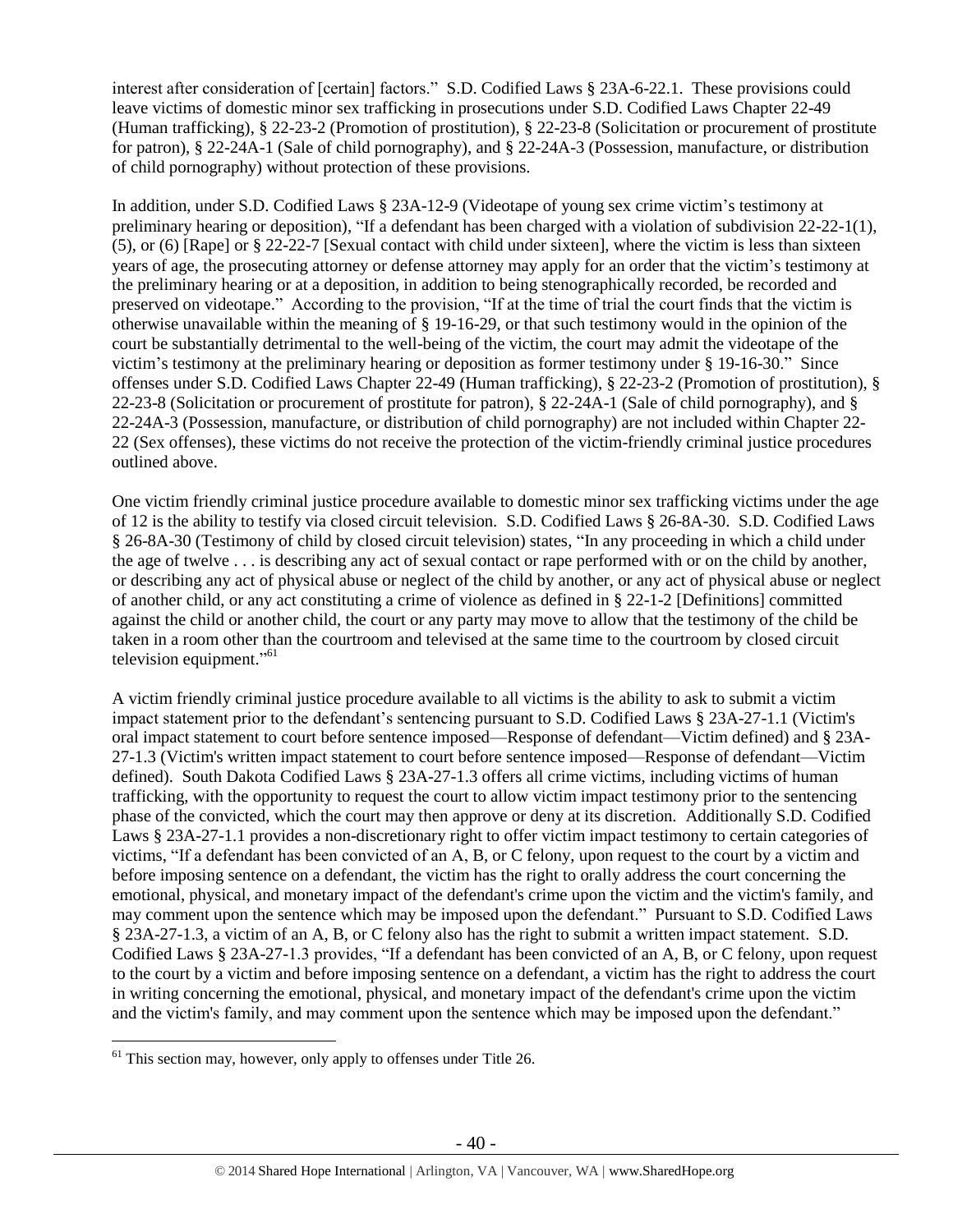interest after consideration of [certain] factors." S.D. Codified Laws § 23A-6-22.1. These provisions could leave victims of domestic minor sex trafficking in prosecutions under S.D. Codified Laws Chapter 22-49 (Human trafficking), § 22-23-2 (Promotion of prostitution), § 22-23-8 (Solicitation or procurement of prostitute for patron), § 22-24A-1 (Sale of child pornography), and § 22-24A-3 (Possession, manufacture, or distribution of child pornography) without protection of these provisions.

In addition, under S.D. Codified Laws § 23A-12-9 (Videotape of young sex crime victim's testimony at preliminary hearing or deposition), "If a defendant has been charged with a violation of subdivision 22-22-1(1), (5), or (6) [Rape] or § 22-22-7 [Sexual contact with child under sixteen], where the victim is less than sixteen years of age, the prosecuting attorney or defense attorney may apply for an order that the victim's testimony at the preliminary hearing or at a deposition, in addition to being stenographically recorded, be recorded and preserved on videotape." According to the provision, "If at the time of trial the court finds that the victim is otherwise unavailable within the meaning of § 19-16-29, or that such testimony would in the opinion of the court be substantially detrimental to the well-being of the victim, the court may admit the videotape of the victim's testimony at the preliminary hearing or deposition as former testimony under § 19-16-30." Since offenses under S.D. Codified Laws Chapter 22-49 (Human trafficking), § 22-23-2 (Promotion of prostitution), § 22-23-8 (Solicitation or procurement of prostitute for patron), § 22-24A-1 (Sale of child pornography), and § 22-24A-3 (Possession, manufacture, or distribution of child pornography) are not included within Chapter 22-22 (Sex offenses), these victims do not receive the protection of the victim-friendly criminal justice procedures outlined above.

One victim friendly criminal justice procedure available to domestic minor sex trafficking victims under the age of 12 is the ability to testify via closed circuit television. S.D. Codified Laws § 26-8A-30. S.D. Codified Laws § 26-8A-30 (Testimony of child by closed circuit television) states, "In any proceeding in which a child under the age of twelve . . . is describing any act of sexual contact or rape performed with or on the child by another, or describing any act of physical abuse or neglect of the child by another, or any act of physical abuse or neglect of another child, or any act constituting a crime of violence as defined in § 22-1-2 [Definitions] committed against the child or another child, the court or any party may move to allow that the testimony of the child be taken in a room other than the courtroom and televised at the same time to the courtroom by closed circuit television equipment."[61]

A victim friendly criminal justice procedure available to all victims is the ability to ask to submit a victim impact statement prior to the defendant's sentencing pursuant to S.D. Codified Laws § 23A-27-1.1 (Victim's oral impact statement to court before sentence imposed—Response of defendant—Victim defined) and § 23A-27-1.3 (Victim's written impact statement to court before sentence imposed—Response of defendant—Victim defined). South Dakota Codified Laws § 23A-27-1.3 offers all crime victims, including victims of human trafficking, with the opportunity to request the court to allow victim impact testimony prior to the sentencing phase of the convicted, which the court may then approve or deny at its discretion. Additionally S.D. Codified Laws § 23A-27-1.1 provides a non-discretionary right to offer victim impact testimony to certain categories of victims, "If a defendant has been convicted of an A, B, or C felony, upon request to the court by a victim and before imposing sentence on a defendant, the victim has the right to orally address the court concerning the emotional, physical, and monetary impact of the defendant's crime upon the victim and the victim's family, and may comment upon the sentence which may be imposed upon the defendant." Pursuant to S.D. Codified Laws § 23A-27-1.3, a victim of an A, B, or C felony also has the right to submit a written impact statement. S.D. Codified Laws § 23A-27-1.3 provides, "If a defendant has been convicted of an A, B, or C felony, upon request to the court by a victim and before imposing sentence on a defendant, a victim has the right to address the court in writing concerning the emotional, physical, and monetary impact of the defendant's crime upon the victim and the victim's family, and may comment upon the sentence which may be imposed upon the defendant."

[61] This section may, however, only apply to offenses under Title 26.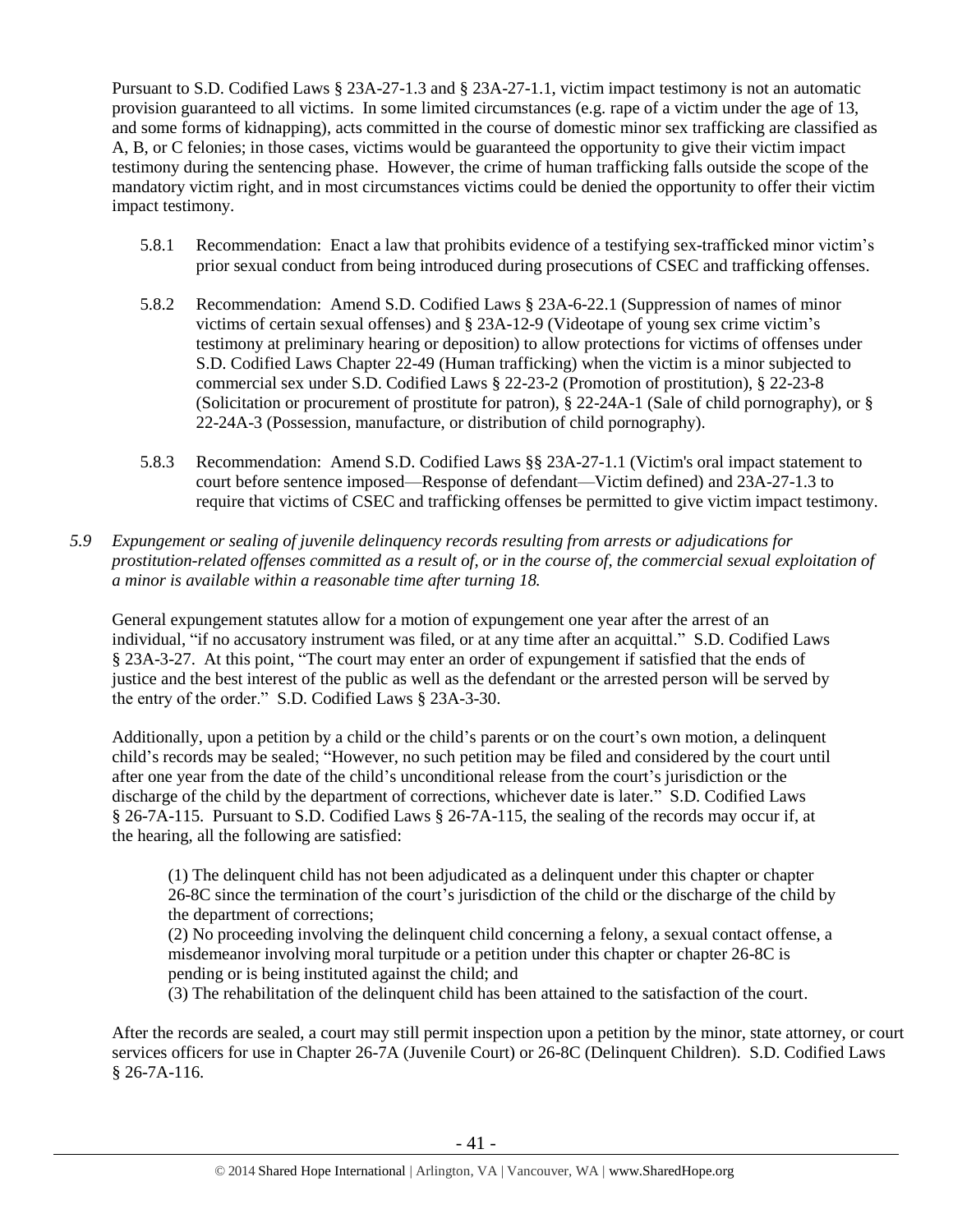Pursuant to S.D. Codified Laws § 23A-27-1.3 and § 23A-27-1.1, victim impact testimony is not an automatic provision guaranteed to all victims. In some limited circumstances (e.g. rape of a victim under the age of 13, and some forms of kidnapping), acts committed in the course of domestic minor sex trafficking are classified as A, B, or C felonies; in those cases, victims would be guaranteed the opportunity to give their victim impact testimony during the sentencing phase. However, the crime of human trafficking falls outside the scope of the mandatory victim right, and in most circumstances victims could be denied the opportunity to offer their victim impact testimony.

5.8.1 Recommendation: Enact a law that prohibits evidence of a testifying sex-trafficked minor victim's prior sexual conduct from being introduced during prosecutions of CSEC and trafficking offenses.

5.8.2 Recommendation: Amend S.D. Codified Laws § 23A-6-22.1 (Suppression of names of minor victims of certain sexual offenses) and § 23A-12-9 (Videotape of young sex crime victim's testimony at preliminary hearing or deposition) to allow protections for victims of offenses under S.D. Codified Laws Chapter 22-49 (Human trafficking) when the victim is a minor subjected to commercial sex under S.D. Codified Laws § 22-23-2 (Promotion of prostitution), § 22-23-8 (Solicitation or procurement of prostitute for patron), § 22-24A-1 (Sale of child pornography), or § 22-24A-3 (Possession, manufacture, or distribution of child pornography).

5.8.3 Recommendation: Amend S.D. Codified Laws §§ 23A-27-1.1 (Victim's oral impact statement to court before sentence imposed—Response of defendant—Victim defined) and 23A-27-1.3 to require that victims of CSEC and trafficking offenses be permitted to give victim impact testimony.

*5.9 Expungement or sealing of juvenile delinquency records resulting from arrests or adjudications for prostitution-related offenses committed as a result of, or in the course of, the commercial sexual exploitation of a minor is available within a reasonable time after turning 18.*

General expungement statutes allow for a motion of expungement one year after the arrest of an individual, "if no accusatory instrument was filed, or at any time after an acquittal." S.D. Codified Laws § 23A-3-27. At this point, "The court may enter an order of expungement if satisfied that the ends of justice and the best interest of the public as well as the defendant or the arrested person will be served by the entry of the order." S.D. Codified Laws § 23A-3-30.

Additionally, upon a petition by a child or the child's parents or on the court's own motion, a delinquent child's records may be sealed; "However, no such petition may be filed and considered by the court until after one year from the date of the child's unconditional release from the court's jurisdiction or the discharge of the child by the department of corrections, whichever date is later." S.D. Codified Laws § 26-7A-115. Pursuant to S.D. Codified Laws § 26-7A-115, the sealing of the records may occur if, at the hearing, all the following are satisfied:

> (1) The delinquent child has not been adjudicated as a delinquent under this chapter or chapter 26-8C since the termination of the court's jurisdiction of the child or the discharge of the child by the department of corrections;
> (2) No proceeding involving the delinquent child concerning a felony, a sexual contact offense, a misdemeanor involving moral turpitude or a petition under this chapter or chapter 26-8C is pending or is being instituted against the child; and
> (3) The rehabilitation of the delinquent child has been attained to the satisfaction of the court.

After the records are sealed, a court may still permit inspection upon a petition by the minor, state attorney, or court services officers for use in Chapter 26-7A (Juvenile Court) or 26-8C (Delinquent Children). S.D. Codified Laws § 26-7A-116.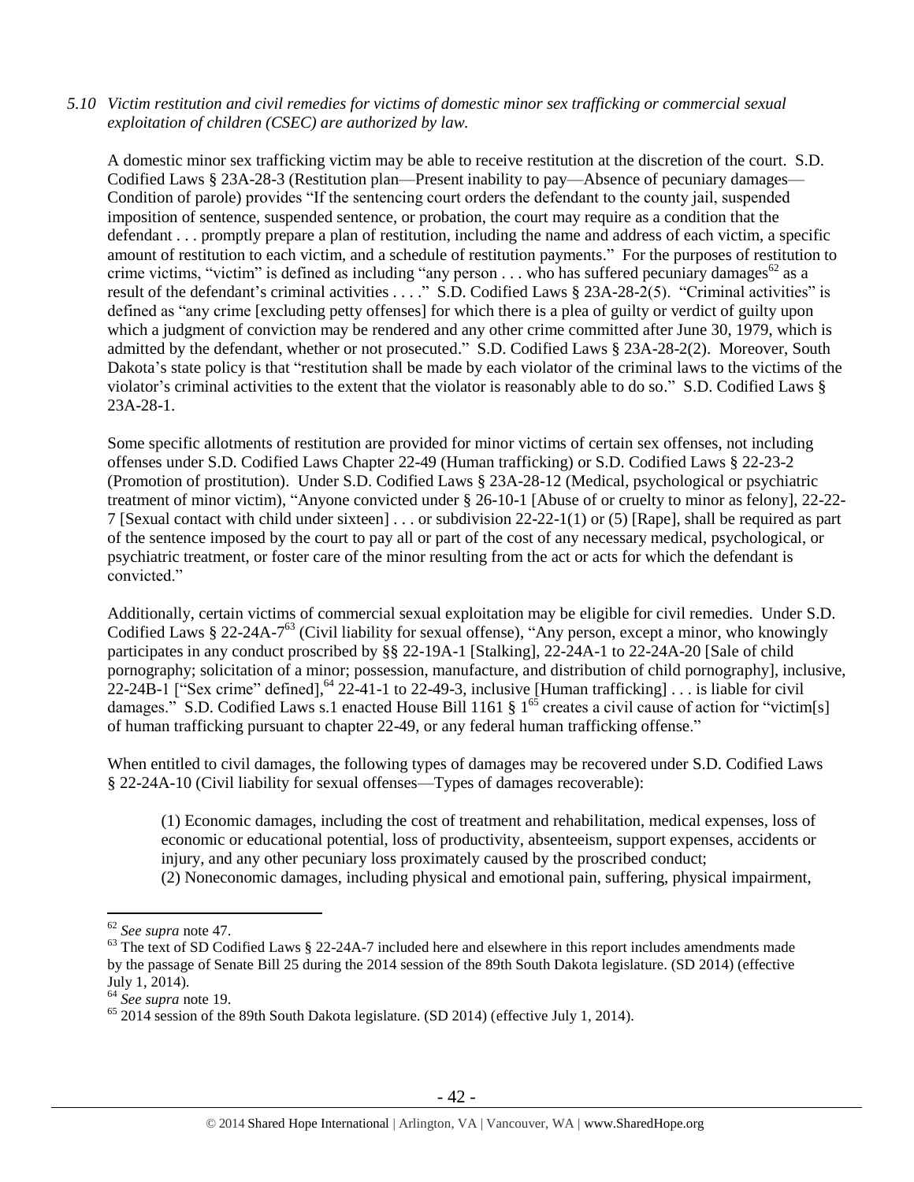*5.10 Victim restitution and civil remedies for victims of domestic minor sex trafficking or commercial sexual exploitation of children (CSEC) are authorized by law.*

A domestic minor sex trafficking victim may be able to receive restitution at the discretion of the court. S.D. Codified Laws § 23A-28-3 (Restitution plan—Present inability to pay—Absence of pecuniary damages—Condition of parole) provides "If the sentencing court orders the defendant to the county jail, suspended imposition of sentence, suspended sentence, or probation, the court may require as a condition that the defendant . . . promptly prepare a plan of restitution, including the name and address of each victim, a specific amount of restitution to each victim, and a schedule of restitution payments." For the purposes of restitution to crime victims, "victim" is defined as including "any person . . . who has suffered pecuniary damages[62] as a result of the defendant's criminal activities . . . ." S.D. Codified Laws § 23A-28-2(5). "Criminal activities" is defined as "any crime [excluding petty offenses] for which there is a plea of guilty or verdict of guilty upon which a judgment of conviction may be rendered and any other crime committed after June 30, 1979, which is admitted by the defendant, whether or not prosecuted." S.D. Codified Laws § 23A-28-2(2). Moreover, South Dakota's state policy is that "restitution shall be made by each violator of the criminal laws to the victims of the violator's criminal activities to the extent that the violator is reasonably able to do so." S.D. Codified Laws § 23A-28-1.

Some specific allotments of restitution are provided for minor victims of certain sex offenses, not including offenses under S.D. Codified Laws Chapter 22-49 (Human trafficking) or S.D. Codified Laws § 22-23-2 (Promotion of prostitution). Under S.D. Codified Laws § 23A-28-12 (Medical, psychological or psychiatric treatment of minor victim), "Anyone convicted under § 26-10-1 [Abuse of or cruelty to minor as felony], 22-22-7 [Sexual contact with child under sixteen] . . . or subdivision 22-22-1(1) or (5) [Rape], shall be required as part of the sentence imposed by the court to pay all or part of the cost of any necessary medical, psychological, or psychiatric treatment, or foster care of the minor resulting from the act or acts for which the defendant is convicted."

Additionally, certain victims of commercial sexual exploitation may be eligible for civil remedies. Under S.D. Codified Laws § 22-24A-7[63] (Civil liability for sexual offense), "Any person, except a minor, who knowingly participates in any conduct proscribed by §§ 22-19A-1 [Stalking], 22-24A-1 to 22-24A-20 [Sale of child pornography; solicitation of a minor; possession, manufacture, and distribution of child pornography], inclusive, 22-24B-1 ["Sex crime" defined],[64] 22-41-1 to 22-49-3, inclusive [Human trafficking] . . . is liable for civil damages." S.D. Codified Laws s.1 enacted House Bill 1161 § 1[65] creates a civil cause of action for "victim[s] of human trafficking pursuant to chapter 22-49, or any federal human trafficking offense."

When entitled to civil damages, the following types of damages may be recovered under S.D. Codified Laws § 22-24A-10 (Civil liability for sexual offenses—Types of damages recoverable):

> (1) Economic damages, including the cost of treatment and rehabilitation, medical expenses, loss of economic or educational potential, loss of productivity, absenteeism, support expenses, accidents or injury, and any other pecuniary loss proximately caused by the proscribed conduct;
> (2) Noneconomic damages, including physical and emotional pain, suffering, physical impairment,

---

[62] *See supra* note 47.

[63] The text of SD Codified Laws § 22-24A-7 included here and elsewhere in this report includes amendments made by the passage of Senate Bill 25 during the 2014 session of the 89th South Dakota legislature. (SD 2014) (effective July 1, 2014).

[64] *See supra* note 19.

[65] 2014 session of the 89th South Dakota legislature. (SD 2014) (effective July 1, 2014).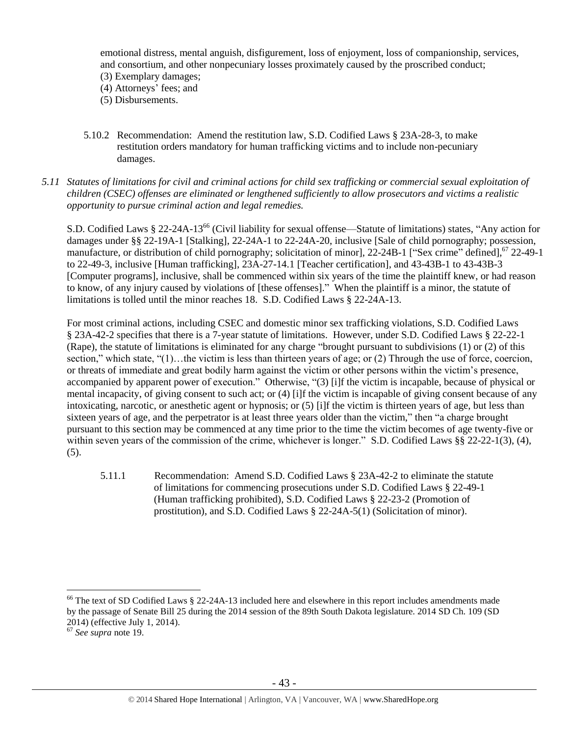emotional distress, mental anguish, disfigurement, loss of enjoyment, loss of companionship, services, and consortium, and other nonpecuniary losses proximately caused by the proscribed conduct;
(3) Exemplary damages;
(4) Attorneys' fees; and
(5) Disbursements.

5.10.2 Recommendation: Amend the restitution law, S.D. Codified Laws § 23A-28-3, to make restitution orders mandatory for human trafficking victims and to include non-pecuniary damages.

*5.11 Statutes of limitations for civil and criminal actions for child sex trafficking or commercial sexual exploitation of children (CSEC) offenses are eliminated or lengthened sufficiently to allow prosecutors and victims a realistic opportunity to pursue criminal action and legal remedies.*

S.D. Codified Laws § 22-24A-13[66] (Civil liability for sexual offense—Statute of limitations) states, "Any action for damages under §§ 22-19A-1 [Stalking], 22-24A-1 to 22-24A-20, inclusive [Sale of child pornography; possession, manufacture, or distribution of child pornography; solicitation of minor], 22-24B-1 ["Sex crime" defined],[67] 22-49-1 to 22-49-3, inclusive [Human trafficking], 23A-27-14.1 [Teacher certification], and 43-43B-1 to 43-43B-3 [Computer programs], inclusive, shall be commenced within six years of the time the plaintiff knew, or had reason to know, of any injury caused by violations of [these offenses]." When the plaintiff is a minor, the statute of limitations is tolled until the minor reaches 18. S.D. Codified Laws § 22-24A-13.

For most criminal actions, including CSEC and domestic minor sex trafficking violations, S.D. Codified Laws § 23A-42-2 specifies that there is a 7-year statute of limitations. However, under S.D. Codified Laws § 22-22-1 (Rape), the statute of limitations is eliminated for any charge "brought pursuant to subdivisions (1) or (2) of this section," which state, "(1)…the victim is less than thirteen years of age; or (2) Through the use of force, coercion, or threats of immediate and great bodily harm against the victim or other persons within the victim's presence, accompanied by apparent power of execution." Otherwise, "(3) [i]f the victim is incapable, because of physical or mental incapacity, of giving consent to such act; or (4) [i]f the victim is incapable of giving consent because of any intoxicating, narcotic, or anesthetic agent or hypnosis; or (5) [i]f the victim is thirteen years of age, but less than sixteen years of age, and the perpetrator is at least three years older than the victim," then "a charge brought pursuant to this section may be commenced at any time prior to the time the victim becomes of age twenty-five or within seven years of the commission of the crime, whichever is longer." S.D. Codified Laws §§ 22-22-1(3), (4), (5).

5.11.1 Recommendation: Amend S.D. Codified Laws § 23A-42-2 to eliminate the statute of limitations for commencing prosecutions under S.D. Codified Laws § 22-49-1 (Human trafficking prohibited), S.D. Codified Laws § 22-23-2 (Promotion of prostitution), and S.D. Codified Laws § 22-24A-5(1) (Solicitation of minor).

---

[66] The text of SD Codified Laws § 22-24A-13 included here and elsewhere in this report includes amendments made by the passage of Senate Bill 25 during the 2014 session of the 89th South Dakota legislature. 2014 SD Ch. 109 (SD 2014) (effective July 1, 2014).

[67] *See supra* note 19.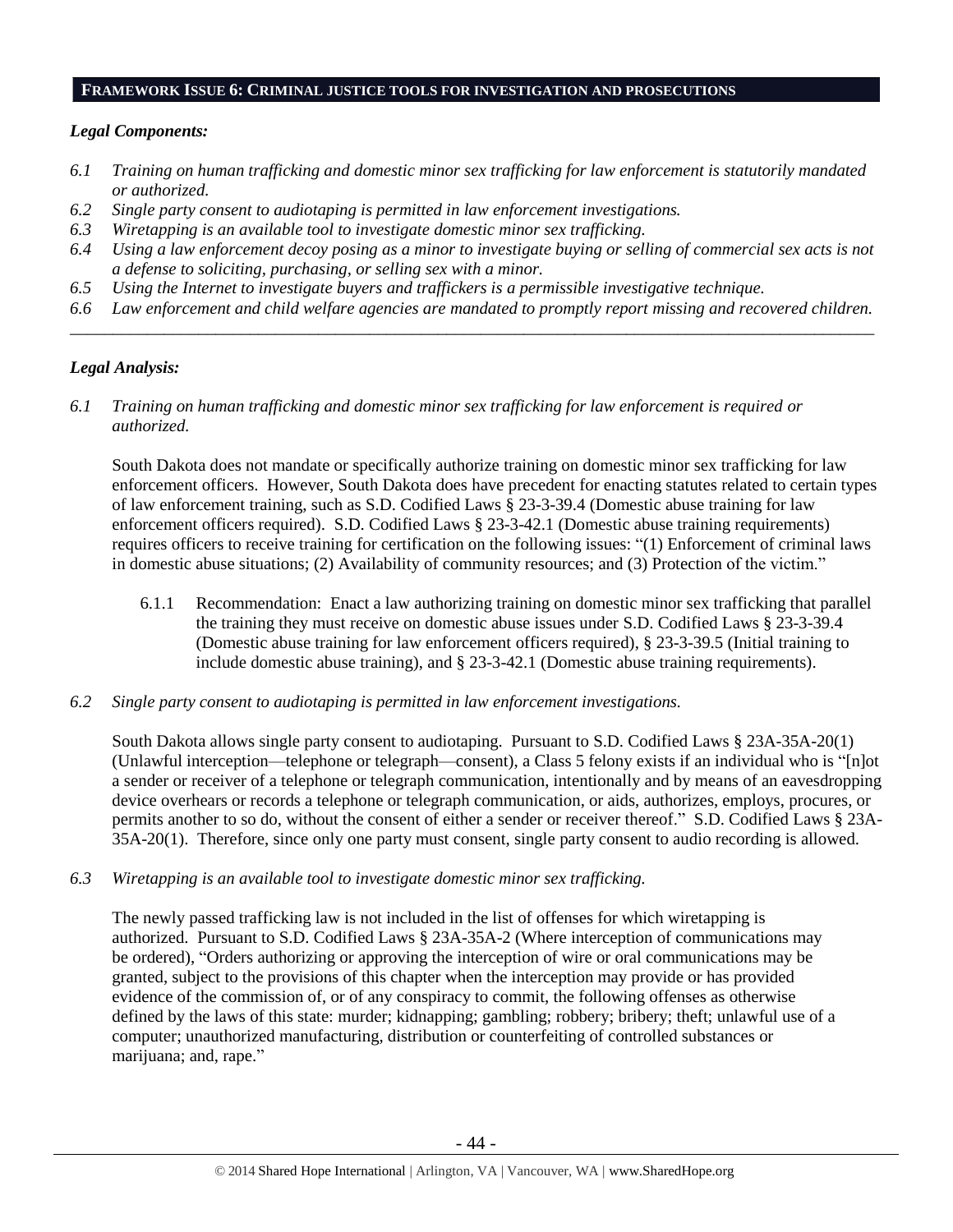## FRAMEWORK ISSUE 6: CRIMINAL JUSTICE TOOLS FOR INVESTIGATION AND PROSECUTIONS

### *Legal Components:*

*6.1 Training on human trafficking and domestic minor sex trafficking for law enforcement is statutorily mandated or authorized.*

*6.2 Single party consent to audiotaping is permitted in law enforcement investigations.*

*6.3 Wiretapping is an available tool to investigate domestic minor sex trafficking.*

*6.4 Using a law enforcement decoy posing as a minor to investigate buying or selling of commercial sex acts is not a defense to soliciting, purchasing, or selling sex with a minor.*

*6.5 Using the Internet to investigate buyers and traffickers is a permissible investigative technique.*

*6.6 Law enforcement and child welfare agencies are mandated to promptly report missing and recovered children.*

---

### *Legal Analysis:*

*6.1 Training on human trafficking and domestic minor sex trafficking for law enforcement is required or authorized.*

South Dakota does not mandate or specifically authorize training on domestic minor sex trafficking for law enforcement officers. However, South Dakota does have precedent for enacting statutes related to certain types of law enforcement training, such as S.D. Codified Laws § 23-3-39.4 (Domestic abuse training for law enforcement officers required). S.D. Codified Laws § 23-3-42.1 (Domestic abuse training requirements) requires officers to receive training for certification on the following issues: "(1) Enforcement of criminal laws in domestic abuse situations; (2) Availability of community resources; and (3) Protection of the victim."

6.1.1 Recommendation: Enact a law authorizing training on domestic minor sex trafficking that parallel the training they must receive on domestic abuse issues under S.D. Codified Laws § 23-3-39.4 (Domestic abuse training for law enforcement officers required), § 23-3-39.5 (Initial training to include domestic abuse training), and § 23-3-42.1 (Domestic abuse training requirements).

*6.2 Single party consent to audiotaping is permitted in law enforcement investigations.*

South Dakota allows single party consent to audiotaping. Pursuant to S.D. Codified Laws § 23A-35A-20(1) (Unlawful interception—telephone or telegraph—consent), a Class 5 felony exists if an individual who is "[n]ot a sender or receiver of a telephone or telegraph communication, intentionally and by means of an eavesdropping device overhears or records a telephone or telegraph communication, or aids, authorizes, employs, procures, or permits another to so do, without the consent of either a sender or receiver thereof." S.D. Codified Laws § 23A-35A-20(1). Therefore, since only one party must consent, single party consent to audio recording is allowed.

*6.3 Wiretapping is an available tool to investigate domestic minor sex trafficking.*

The newly passed trafficking law is not included in the list of offenses for which wiretapping is authorized. Pursuant to S.D. Codified Laws § 23A-35A-2 (Where interception of communications may be ordered), "Orders authorizing or approving the interception of wire or oral communications may be granted, subject to the provisions of this chapter when the interception may provide or has provided evidence of the commission of, or of any conspiracy to commit, the following offenses as otherwise defined by the laws of this state: murder; kidnapping; gambling; robbery; bribery; theft; unlawful use of a computer; unauthorized manufacturing, distribution or counterfeiting of controlled substances or marijuana; and, rape."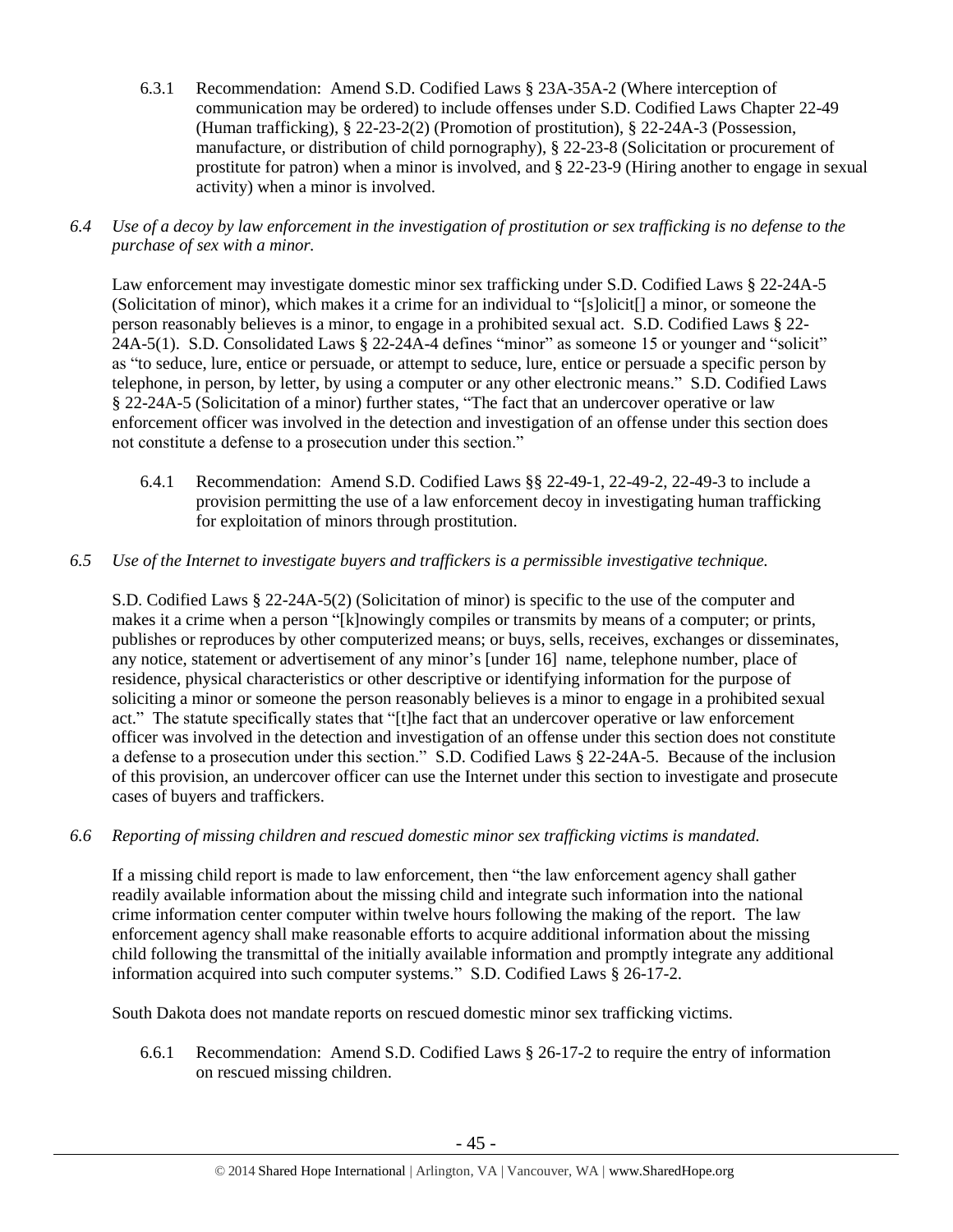6.3.1 Recommendation: Amend S.D. Codified Laws § 23A-35A-2 (Where interception of communication may be ordered) to include offenses under S.D. Codified Laws Chapter 22-49 (Human trafficking), § 22-23-2(2) (Promotion of prostitution), § 22-24A-3 (Possession, manufacture, or distribution of child pornography), § 22-23-8 (Solicitation or procurement of prostitute for patron) when a minor is involved, and § 22-23-9 (Hiring another to engage in sexual activity) when a minor is involved.

*6.4 Use of a decoy by law enforcement in the investigation of prostitution or sex trafficking is no defense to the purchase of sex with a minor.*

Law enforcement may investigate domestic minor sex trafficking under S.D. Codified Laws § 22-24A-5 (Solicitation of minor), which makes it a crime for an individual to "[s]olicit[] a minor, or someone the person reasonably believes is a minor, to engage in a prohibited sexual act. S.D. Codified Laws § 22-24A-5(1). S.D. Consolidated Laws § 22-24A-4 defines "minor" as someone 15 or younger and "solicit" as "to seduce, lure, entice or persuade, or attempt to seduce, lure, entice or persuade a specific person by telephone, in person, by letter, by using a computer or any other electronic means." S.D. Codified Laws § 22-24A-5 (Solicitation of a minor) further states, "The fact that an undercover operative or law enforcement officer was involved in the detection and investigation of an offense under this section does not constitute a defense to a prosecution under this section."

6.4.1 Recommendation: Amend S.D. Codified Laws §§ 22-49-1, 22-49-2, 22-49-3 to include a provision permitting the use of a law enforcement decoy in investigating human trafficking for exploitation of minors through prostitution.

*6.5 Use of the Internet to investigate buyers and traffickers is a permissible investigative technique.*

S.D. Codified Laws § 22-24A-5(2) (Solicitation of minor) is specific to the use of the computer and makes it a crime when a person "[k]nowingly compiles or transmits by means of a computer; or prints, publishes or reproduces by other computerized means; or buys, sells, receives, exchanges or disseminates, any notice, statement or advertisement of any minor's [under 16] name, telephone number, place of residence, physical characteristics or other descriptive or identifying information for the purpose of soliciting a minor or someone the person reasonably believes is a minor to engage in a prohibited sexual act." The statute specifically states that "[t]he fact that an undercover operative or law enforcement officer was involved in the detection and investigation of an offense under this section does not constitute a defense to a prosecution under this section." S.D. Codified Laws § 22-24A-5. Because of the inclusion of this provision, an undercover officer can use the Internet under this section to investigate and prosecute cases of buyers and traffickers.

*6.6 Reporting of missing children and rescued domestic minor sex trafficking victims is mandated.*

If a missing child report is made to law enforcement, then "the law enforcement agency shall gather readily available information about the missing child and integrate such information into the national crime information center computer within twelve hours following the making of the report. The law enforcement agency shall make reasonable efforts to acquire additional information about the missing child following the transmittal of the initially available information and promptly integrate any additional information acquired into such computer systems." S.D. Codified Laws § 26-17-2.

South Dakota does not mandate reports on rescued domestic minor sex trafficking victims.

6.6.1 Recommendation: Amend S.D. Codified Laws § 26-17-2 to require the entry of information on rescued missing children.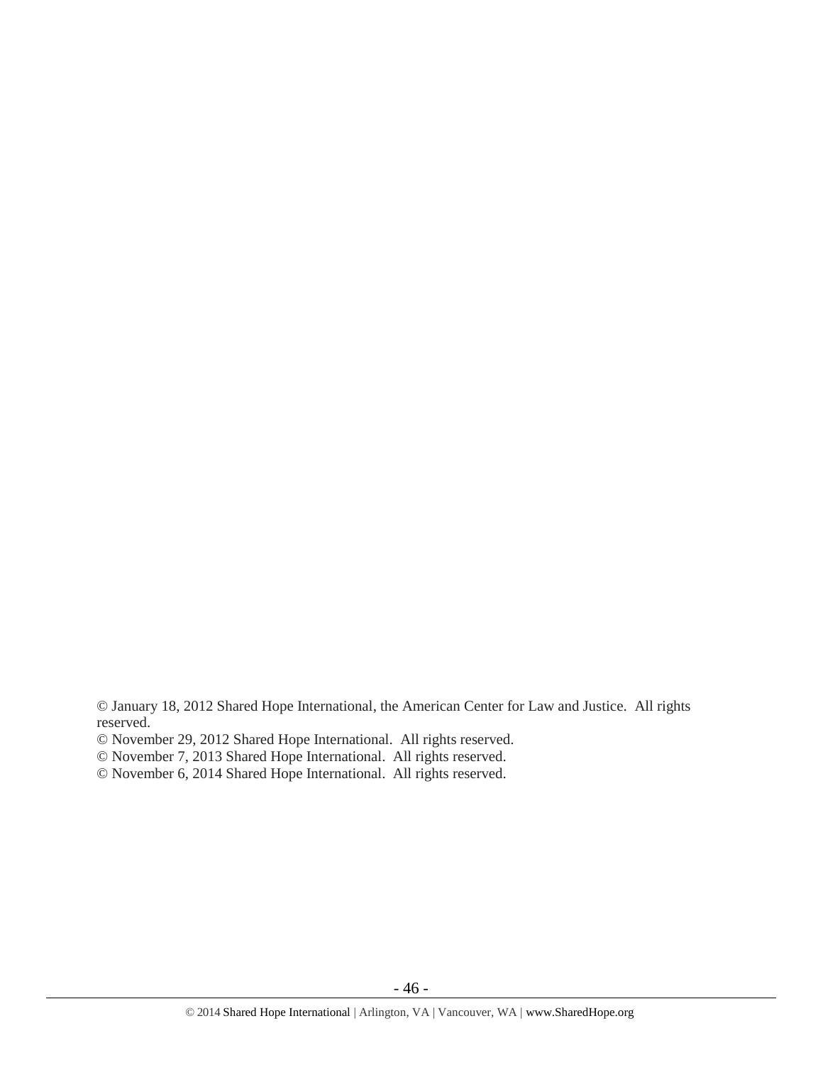© January 18, 2012 Shared Hope International, the American Center for Law and Justice. All rights reserved.

© November 29, 2012 Shared Hope International. All rights reserved.

© November 7, 2013 Shared Hope International. All rights reserved.

© November 6, 2014 Shared Hope International. All rights reserved.